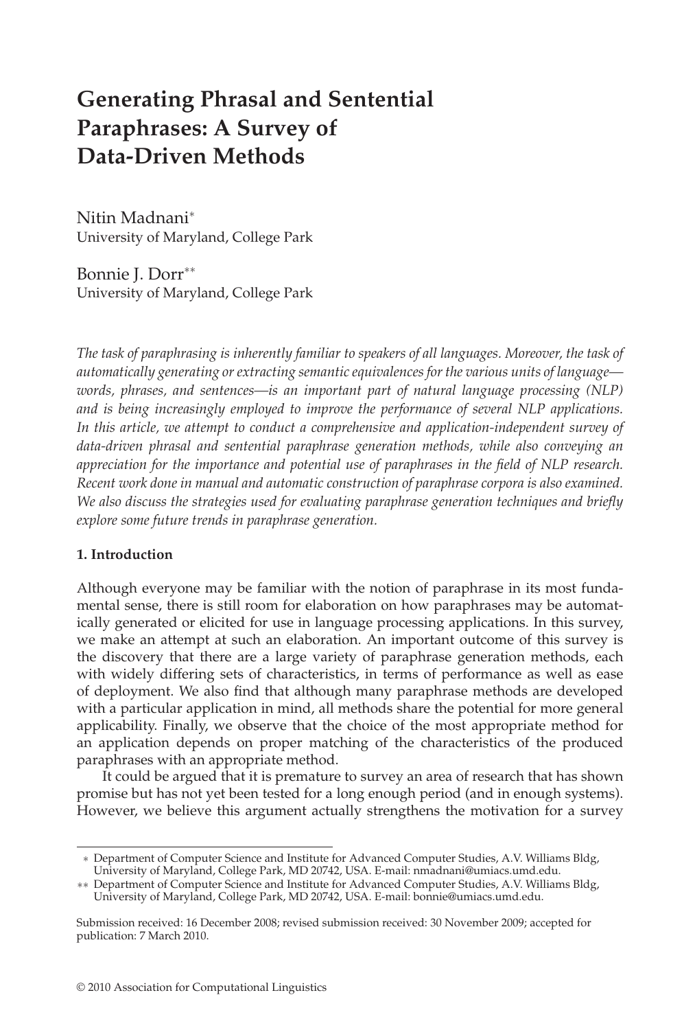# Generating Phrasal and Sentential Paraphrases: A Survey of Data-Driven Methods

Nitin Madnani*
University of Maryland, College Park

Bonnie J. Dorr**
University of Maryland, College Park

*The task of paraphrasing is inherently familiar to speakers of all languages. Moreover, the task of automatically generating or extracting semantic equivalences for the various units of language—words, phrases, and sentences—is an important part of natural language processing (NLP) and is being increasingly employed to improve the performance of several NLP applications. In this article, we attempt to conduct a comprehensive and application-independent survey of data-driven phrasal and sentential paraphrase generation methods, while also conveying an appreciation for the importance and potential use of paraphrases in the field of NLP research. Recent work done in manual and automatic construction of paraphrase corpora is also examined. We also discuss the strategies used for evaluating paraphrase generation techniques and briefly explore some future trends in paraphrase generation.*

## 1. Introduction

Although everyone may be familiar with the notion of paraphrase in its most fundamental sense, there is still room for elaboration on how paraphrases may be automatically generated or elicited for use in language processing applications. In this survey, we make an attempt at such an elaboration. An important outcome of this survey is the discovery that there are a large variety of paraphrase generation methods, each with widely differing sets of characteristics, in terms of performance as well as ease of deployment. We also find that although many paraphrase methods are developed with a particular application in mind, all methods share the potential for more general applicability. Finally, we observe that the choice of the most appropriate method for an application depends on proper matching of the characteristics of the produced paraphrases with an appropriate method.

It could be argued that it is premature to survey an area of research that has shown promise but has not yet been tested for a long enough period (and in enough systems). However, we believe this argument actually strengthens the motivation for a survey

---

* Department of Computer Science and Institute for Advanced Computer Studies, A.V. Williams Bldg, University of Maryland, College Park, MD 20742, USA. E-mail: nmadnani@umiacs.umd.edu.

** Department of Computer Science and Institute for Advanced Computer Studies, A.V. Williams Bldg, University of Maryland, College Park, MD 20742, USA. E-mail: bonnie@umiacs.umd.edu.

Submission received: 16 December 2008; revised submission received: 30 November 2009; accepted for publication: 7 March 2010.

© 2010 Association for Computational Linguistics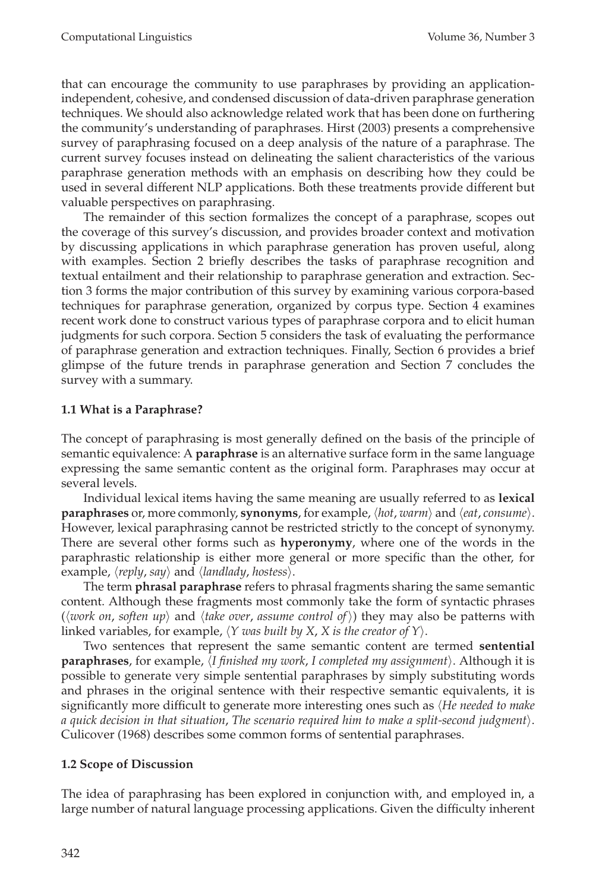that can encourage the community to use paraphrases by providing an application-independent, cohesive, and condensed discussion of data-driven paraphrase generation techniques. We should also acknowledge related work that has been done on furthering the community's understanding of paraphrases. Hirst (2003) presents a comprehensive survey of paraphrasing focused on a deep analysis of the nature of a paraphrase. The current survey focuses instead on delineating the salient characteristics of the various paraphrase generation methods with an emphasis on describing how they could be used in several different NLP applications. Both these treatments provide different but valuable perspectives on paraphrasing.

The remainder of this section formalizes the concept of a paraphrase, scopes out the coverage of this survey's discussion, and provides broader context and motivation by discussing applications in which paraphrase generation has proven useful, along with examples. Section 2 briefly describes the tasks of paraphrase recognition and textual entailment and their relationship to paraphrase generation and extraction. Section 3 forms the major contribution of this survey by examining various corpora-based techniques for paraphrase generation, organized by corpus type. Section 4 examines recent work done to construct various types of paraphrase corpora and to elicit human judgments for such corpora. Section 5 considers the task of evaluating the performance of paraphrase generation and extraction techniques. Finally, Section 6 provides a brief glimpse of the future trends in paraphrase generation and Section 7 concludes the survey with a summary.

### 1.1 What is a Paraphrase?

The concept of paraphrasing is most generally defined on the basis of the principle of semantic equivalence: A **paraphrase** is an alternative surface form in the same language expressing the same semantic content as the original form. Paraphrases may occur at several levels.

Individual lexical items having the same meaning are usually referred to as **lexical paraphrases** or, more commonly, **synonyms**, for example, ⟨*hot*, *warm*⟩ and ⟨*eat*, *consume*⟩. However, lexical paraphrasing cannot be restricted strictly to the concept of synonymy. There are several other forms such as **hyperonymy**, where one of the words in the paraphrastic relationship is either more general or more specific than the other, for example, ⟨*reply*, *say*⟩ and ⟨*landlady*, *hostess*⟩.

The term **phrasal paraphrase** refers to phrasal fragments sharing the same semantic content. Although these fragments most commonly take the form of syntactic phrases (⟨*work on*, *soften up*⟩ and ⟨*take over*, *assume control of*⟩) they may also be patterns with linked variables, for example, ⟨*Y was built by X*, *X is the creator of Y*⟩.

Two sentences that represent the same semantic content are termed **sentential paraphrases**, for example, ⟨*I finished my work*, *I completed my assignment*⟩. Although it is possible to generate very simple sentential paraphrases by simply substituting words and phrases in the original sentence with their respective semantic equivalents, it is significantly more difficult to generate more interesting ones such as ⟨*He needed to make a quick decision in that situation*, *The scenario required him to make a split-second judgment*⟩. Culicover (1968) describes some common forms of sentential paraphrases.

### 1.2 Scope of Discussion

The idea of paraphrasing has been explored in conjunction with, and employed in, a large number of natural language processing applications. Given the difficulty inherent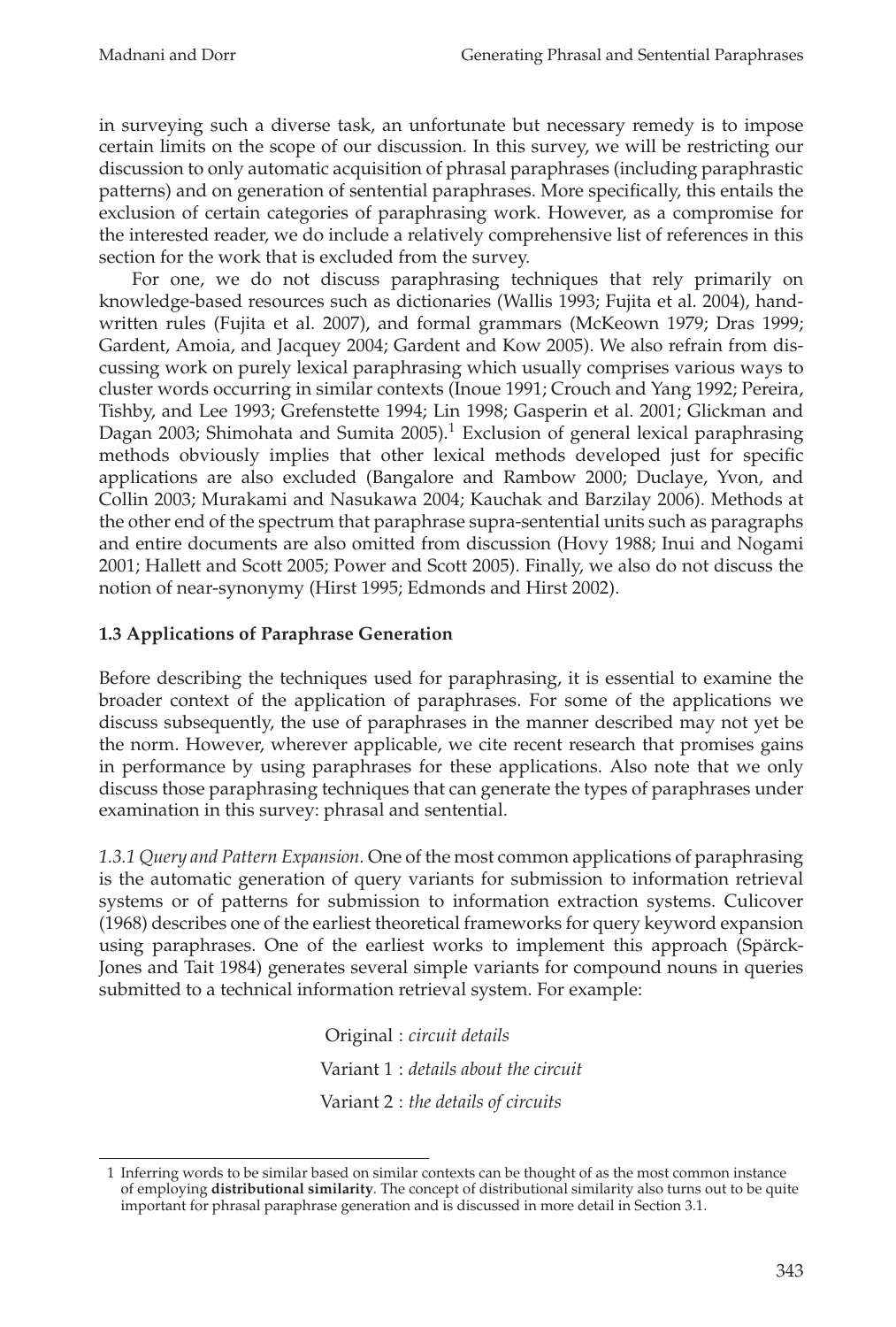in surveying such a diverse task, an unfortunate but necessary remedy is to impose certain limits on the scope of our discussion. In this survey, we will be restricting our discussion to only automatic acquisition of phrasal paraphrases (including paraphrastic patterns) and on generation of sentential paraphrases. More specifically, this entails the exclusion of certain categories of paraphrasing work. However, as a compromise for the interested reader, we do include a relatively comprehensive list of references in this section for the work that is excluded from the survey.

For one, we do not discuss paraphrasing techniques that rely primarily on knowledge-based resources such as dictionaries (Wallis 1993; Fujita et al. 2004), hand-written rules (Fujita et al. 2007), and formal grammars (McKeown 1979; Dras 1999; Gardent, Amoia, and Jacquey 2004; Gardent and Kow 2005). We also refrain from discussing work on purely lexical paraphrasing which usually comprises various ways to cluster words occurring in similar contexts (Inoue 1991; Crouch and Yang 1992; Pereira, Tishby, and Lee 1993; Grefenstette 1994; Lin 1998; Gasperin et al. 2001; Glickman and Dagan 2003; Shimohata and Sumita 2005).[1] Exclusion of general lexical paraphrasing methods obviously implies that other lexical methods developed just for specific applications are also excluded (Bangalore and Rambow 2000; Duclaye, Yvon, and Collin 2003; Murakami and Nasukawa 2004; Kauchak and Barzilay 2006). Methods at the other end of the spectrum that paraphrase supra-sentential units such as paragraphs and entire documents are also omitted from discussion (Hovy 1988; Inui and Nogami 2001; Hallett and Scott 2005; Power and Scott 2005). Finally, we also do not discuss the notion of near-synonymy (Hirst 1995; Edmonds and Hirst 2002).

### 1.3 Applications of Paraphrase Generation

Before describing the techniques used for paraphrasing, it is essential to examine the broader context of the application of paraphrases. For some of the applications we discuss subsequently, the use of paraphrases in the manner described may not yet be the norm. However, wherever applicable, we cite recent research that promises gains in performance by using paraphrases for these applications. Also note that we only discuss those paraphrasing techniques that can generate the types of paraphrases under examination in this survey: phrasal and sentential.

*1.3.1 Query and Pattern Expansion.* One of the most common applications of paraphrasing is the automatic generation of query variants for submission to information retrieval systems or of patterns for submission to information extraction systems. Culicover (1968) describes one of the earliest theoretical frameworks for query keyword expansion using paraphrases. One of the earliest works to implement this approach (Spärck-Jones and Tait 1984) generates several simple variants for compound nouns in queries submitted to a technical information retrieval system. For example:

Original : *circuit details*
Variant 1 : *details about the circuit*
Variant 2 : *the details of circuits*

[1] Inferring words to be similar based on similar contexts can be thought of as the most common instance of employing **distributional similarity**. The concept of distributional similarity also turns out to be quite important for phrasal paraphrase generation and is discussed in more detail in Section 3.1.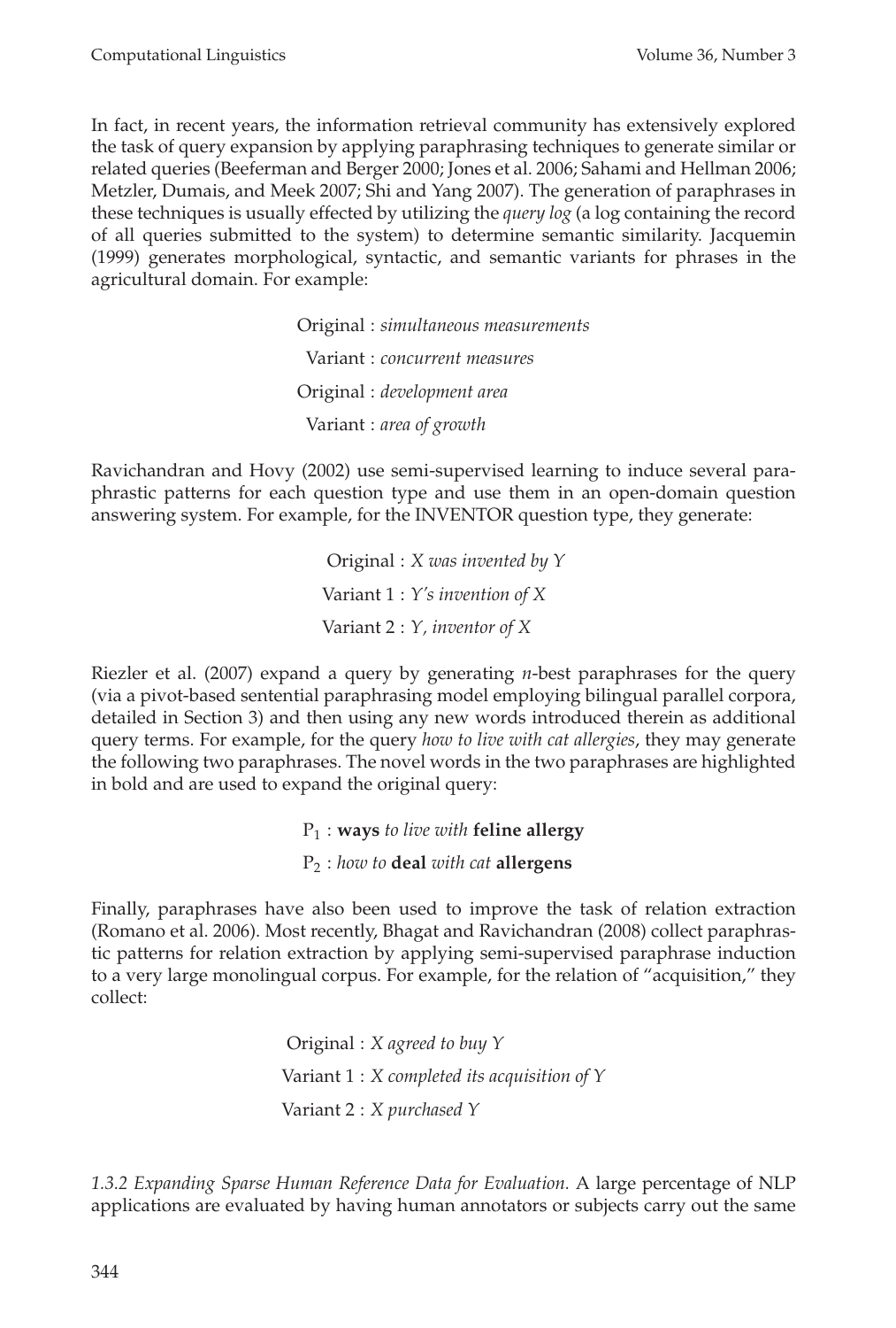In fact, in recent years, the information retrieval community has extensively explored the task of query expansion by applying paraphrasing techniques to generate similar or related queries (Beeferman and Berger 2000; Jones et al. 2006; Sahami and Hellman 2006; Metzler, Dumais, and Meek 2007; Shi and Yang 2007). The generation of paraphrases in these techniques is usually effected by utilizing the *query log* (a log containing the record of all queries submitted to the system) to determine semantic similarity. Jacquemin (1999) generates morphological, syntactic, and semantic variants for phrases in the agricultural domain. For example:

Original : *simultaneous measurements*
Variant : *concurrent measures*
Original : *development area*
Variant : *area of growth*

Ravichandran and Hovy (2002) use semi-supervised learning to induce several paraphrastic patterns for each question type and use them in an open-domain question answering system. For example, for the INVENTOR question type, they generate:

Original : *X was invented by Y*
Variant 1 : *Y's invention of X*
Variant 2 : *Y, inventor of X*

Riezler et al. (2007) expand a query by generating *n*-best paraphrases for the query (via a pivot-based sentential paraphrasing model employing bilingual parallel corpora, detailed in Section 3) and then using any new words introduced therein as additional query terms. For example, for the query *how to live with cat allergies*, they may generate the following two paraphrases. The novel words in the two paraphrases are highlighted in bold and are used to expand the original query:

$P_1$ : **ways** *to live with* **feline allergy**
$P_2$ : *how to* **deal** *with cat* **allergens**

Finally, paraphrases have also been used to improve the task of relation extraction (Romano et al. 2006). Most recently, Bhagat and Ravichandran (2008) collect paraphrastic patterns for relation extraction by applying semi-supervised paraphrase induction to a very large monolingual corpus. For example, for the relation of "acquisition," they collect:

Original : *X agreed to buy Y*
Variant 1 : *X completed its acquisition of Y*
Variant 2 : *X purchased Y*

*1.3.2 Expanding Sparse Human Reference Data for Evaluation.* A large percentage of NLP applications are evaluated by having human annotators or subjects carry out the same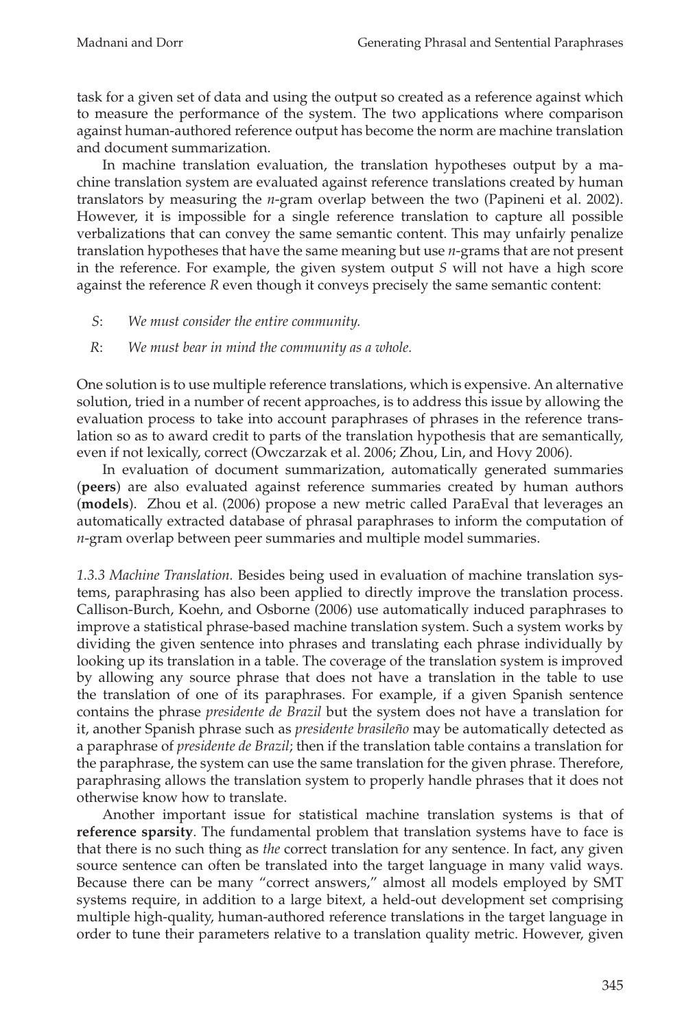task for a given set of data and using the output so created as a reference against which to measure the performance of the system. The two applications where comparison against human-authored reference output has become the norm are machine translation and document summarization.

In machine translation evaluation, the translation hypotheses output by a machine translation system are evaluated against reference translations created by human translators by measuring the *n*-gram overlap between the two (Papineni et al. 2002). However, it is impossible for a single reference translation to capture all possible verbalizations that can convey the same semantic content. This may unfairly penalize translation hypotheses that have the same meaning but use *n*-grams that are not present in the reference. For example, the given system output *S* will not have a high score against the reference *R* even though it conveys precisely the same semantic content:

- *S*: *We must consider the entire community.*
- *R*: *We must bear in mind the community as a whole.*

One solution is to use multiple reference translations, which is expensive. An alternative solution, tried in a number of recent approaches, is to address this issue by allowing the evaluation process to take into account paraphrases of phrases in the reference translation so as to award credit to parts of the translation hypothesis that are semantically, even if not lexically, correct (Owczarzak et al. 2006; Zhou, Lin, and Hovy 2006).

In evaluation of document summarization, automatically generated summaries (**peers**) are also evaluated against reference summaries created by human authors (**models**). Zhou et al. (2006) propose a new metric called ParaEval that leverages an automatically extracted database of phrasal paraphrases to inform the computation of *n*-gram overlap between peer summaries and multiple model summaries.

*1.3.3 Machine Translation.* Besides being used in evaluation of machine translation systems, paraphrasing has also been applied to directly improve the translation process. Callison-Burch, Koehn, and Osborne (2006) use automatically induced paraphrases to improve a statistical phrase-based machine translation system. Such a system works by dividing the given sentence into phrases and translating each phrase individually by looking up its translation in a table. The coverage of the translation system is improved by allowing any source phrase that does not have a translation in the table to use the translation of one of its paraphrases. For example, if a given Spanish sentence contains the phrase *presidente de Brazil* but the system does not have a translation for it, another Spanish phrase such as *presidente brasileño* may be automatically detected as a paraphrase of *presidente de Brazil*; then if the translation table contains a translation for the paraphrase, the system can use the same translation for the given phrase. Therefore, paraphrasing allows the translation system to properly handle phrases that it does not otherwise know how to translate.

Another important issue for statistical machine translation systems is that of **reference sparsity**. The fundamental problem that translation systems have to face is that there is no such thing as *the* correct translation for any sentence. In fact, any given source sentence can often be translated into the target language in many valid ways. Because there can be many "correct answers," almost all models employed by SMT systems require, in addition to a large bitext, a held-out development set comprising multiple high-quality, human-authored reference translations in the target language in order to tune their parameters relative to a translation quality metric. However, given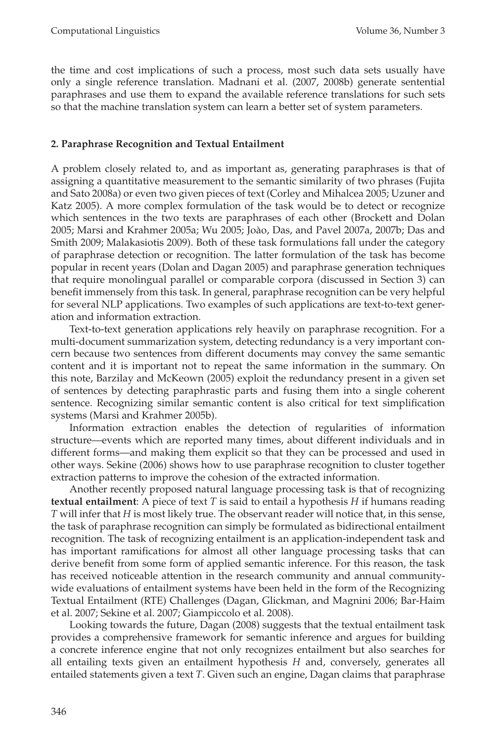the time and cost implications of such a process, most such data sets usually have only a single reference translation. Madnani et al. (2007, 2008b) generate sentential paraphrases and use them to expand the available reference translations for such sets so that the machine translation system can learn a better set of system parameters.

## 2. Paraphrase Recognition and Textual Entailment

A problem closely related to, and as important as, generating paraphrases is that of assigning a quantitative measurement to the semantic similarity of two phrases (Fujita and Sato 2008a) or even two given pieces of text (Corley and Mihalcea 2005; Uzuner and Katz 2005). A more complex formulation of the task would be to detect or recognize which sentences in the two texts are paraphrases of each other (Brockett and Dolan 2005; Marsi and Krahmer 2005a; Wu 2005; Joào, Das, and Pavel 2007a, 2007b; Das and Smith 2009; Malakasiotis 2009). Both of these task formulations fall under the category of paraphrase detection or recognition. The latter formulation of the task has become popular in recent years (Dolan and Dagan 2005) and paraphrase generation techniques that require monolingual parallel or comparable corpora (discussed in Section 3) can benefit immensely from this task. In general, paraphrase recognition can be very helpful for several NLP applications. Two examples of such applications are text-to-text generation and information extraction.

Text-to-text generation applications rely heavily on paraphrase recognition. For a multi-document summarization system, detecting redundancy is a very important concern because two sentences from different documents may convey the same semantic content and it is important not to repeat the same information in the summary. On this note, Barzilay and McKeown (2005) exploit the redundancy present in a given set of sentences by detecting paraphrastic parts and fusing them into a single coherent sentence. Recognizing similar semantic content is also critical for text simplification systems (Marsi and Krahmer 2005b).

Information extraction enables the detection of regularities of information structure—events which are reported many times, about different individuals and in different forms—and making them explicit so that they can be processed and used in other ways. Sekine (2006) shows how to use paraphrase recognition to cluster together extraction patterns to improve the cohesion of the extracted information.

Another recently proposed natural language processing task is that of recognizing **textual entailment**: A piece of text $T$ is said to entail a hypothesis $H$ if humans reading $T$ will infer that $H$ is most likely true. The observant reader will notice that, in this sense, the task of paraphrase recognition can simply be formulated as bidirectional entailment recognition. The task of recognizing entailment is an application-independent task and has important ramifications for almost all other language processing tasks that can derive benefit from some form of applied semantic inference. For this reason, the task has received noticeable attention in the research community and annual community-wide evaluations of entailment systems have been held in the form of the Recognizing Textual Entailment (RTE) Challenges (Dagan, Glickman, and Magnini 2006; Bar-Haim et al. 2007; Sekine et al. 2007; Giampiccolo et al. 2008).

Looking towards the future, Dagan (2008) suggests that the textual entailment task provides a comprehensive framework for semantic inference and argues for building a concrete inference engine that not only recognizes entailment but also searches for all entailing texts given an entailment hypothesis $H$ and, conversely, generates all entailed statements given a text $T$. Given such an engine, Dagan claims that paraphrase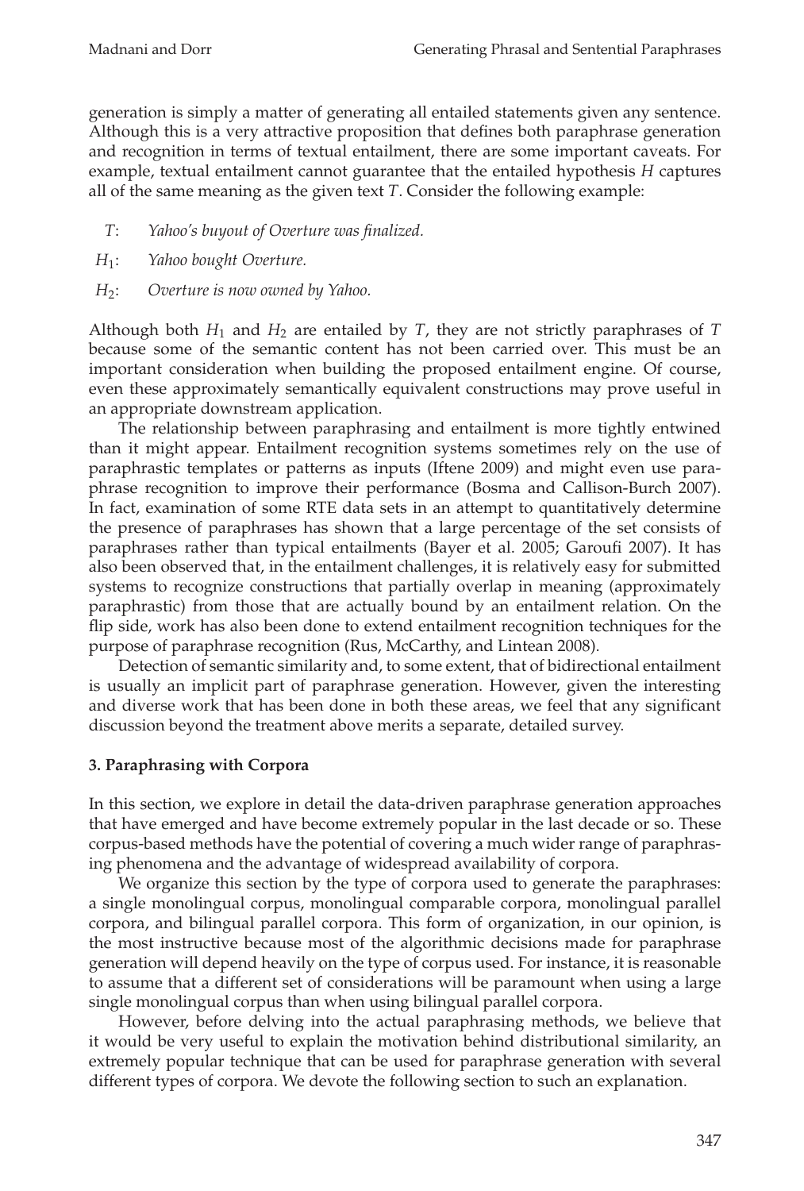generation is simply a matter of generating all entailed statements given any sentence. Although this is a very attractive proposition that defines both paraphrase generation and recognition in terms of textual entailment, there are some important caveats. For example, textual entailment cannot guarantee that the entailed hypothesis $H$ captures all of the same meaning as the given text $T$. Consider the following example:

- $T$: *Yahoo's buyout of Overture was finalized.*
- $H_1$: *Yahoo bought Overture.*
- $H_2$: *Overture is now owned by Yahoo.*

Although both $H_1$ and $H_2$ are entailed by $T$, they are not strictly paraphrases of $T$ because some of the semantic content has not been carried over. This must be an important consideration when building the proposed entailment engine. Of course, even these approximately semantically equivalent constructions may prove useful in an appropriate downstream application.

The relationship between paraphrasing and entailment is more tightly entwined than it might appear. Entailment recognition systems sometimes rely on the use of paraphrastic templates or patterns as inputs (Iftene 2009) and might even use paraphrase recognition to improve their performance (Bosma and Callison-Burch 2007). In fact, examination of some RTE data sets in an attempt to quantitatively determine the presence of paraphrases has shown that a large percentage of the set consists of paraphrases rather than typical entailments (Bayer et al. 2005; Garoufi 2007). It has also been observed that, in the entailment challenges, it is relatively easy for submitted systems to recognize constructions that partially overlap in meaning (approximately paraphrastic) from those that are actually bound by an entailment relation. On the flip side, work has also been done to extend entailment recognition techniques for the purpose of paraphrase recognition (Rus, McCarthy, and Lintean 2008).

Detection of semantic similarity and, to some extent, that of bidirectional entailment is usually an implicit part of paraphrase generation. However, given the interesting and diverse work that has been done in both these areas, we feel that any significant discussion beyond the treatment above merits a separate, detailed survey.

## 3. Paraphrasing with Corpora

In this section, we explore in detail the data-driven paraphrase generation approaches that have emerged and have become extremely popular in the last decade or so. These corpus-based methods have the potential of covering a much wider range of paraphrasing phenomena and the advantage of widespread availability of corpora.

We organize this section by the type of corpora used to generate the paraphrases: a single monolingual corpus, monolingual comparable corpora, monolingual parallel corpora, and bilingual parallel corpora. This form of organization, in our opinion, is the most instructive because most of the algorithmic decisions made for paraphrase generation will depend heavily on the type of corpus used. For instance, it is reasonable to assume that a different set of considerations will be paramount when using a large single monolingual corpus than when using bilingual parallel corpora.

However, before delving into the actual paraphrasing methods, we believe that it would be very useful to explain the motivation behind distributional similarity, an extremely popular technique that can be used for paraphrase generation with several different types of corpora. We devote the following section to such an explanation.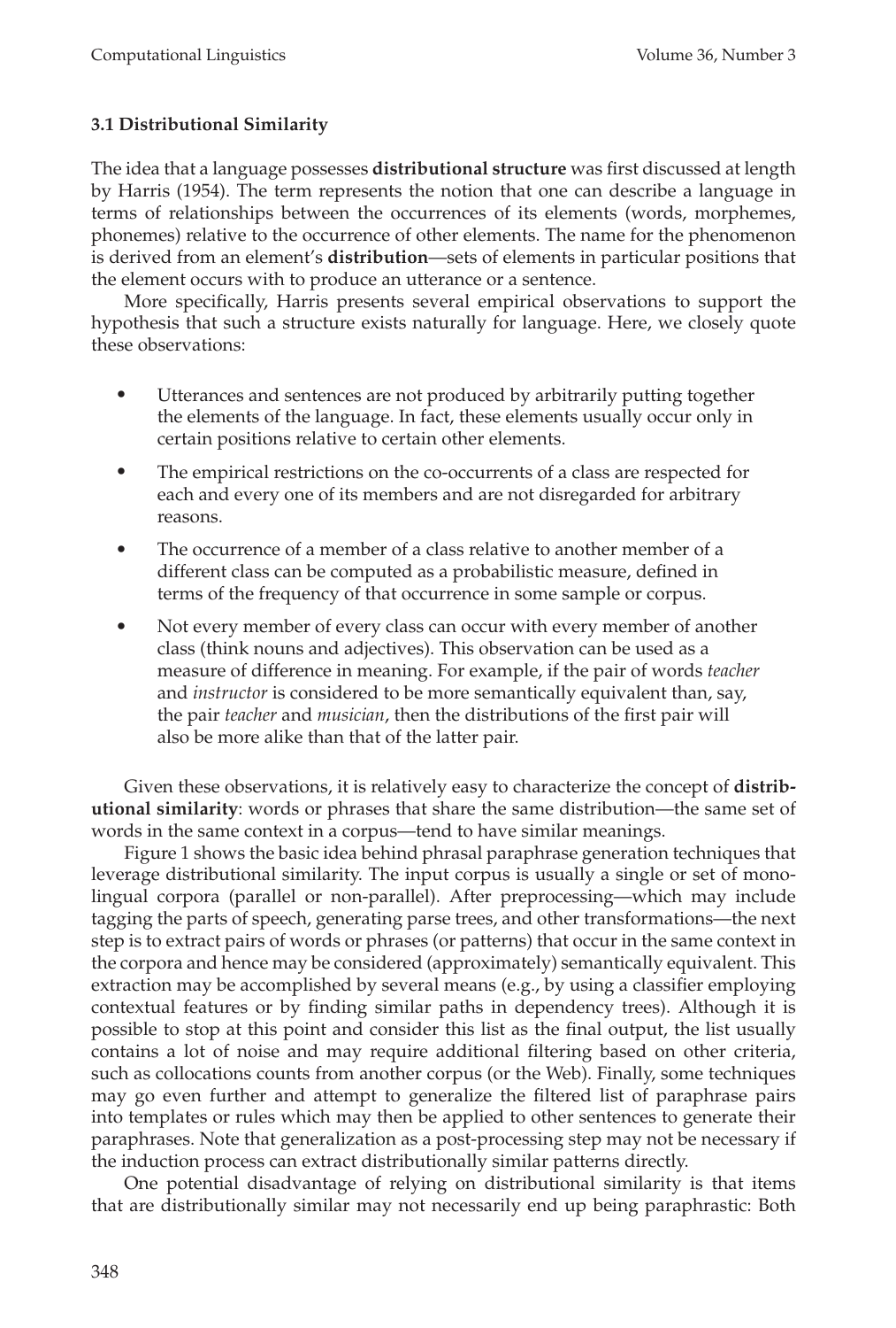### 3.1 Distributional Similarity

The idea that a language possesses **distributional structure** was first discussed at length by Harris (1954). The term represents the notion that one can describe a language in terms of relationships between the occurrences of its elements (words, morphemes, phonemes) relative to the occurrence of other elements. The name for the phenomenon is derived from an element's **distribution**—sets of elements in particular positions that the element occurs with to produce an utterance or a sentence.

More specifically, Harris presents several empirical observations to support the hypothesis that such a structure exists naturally for language. Here, we closely quote these observations:

- Utterances and sentences are not produced by arbitrarily putting together the elements of the language. In fact, these elements usually occur only in certain positions relative to certain other elements.
- The empirical restrictions on the co-occurrents of a class are respected for each and every one of its members and are not disregarded for arbitrary reasons.
- The occurrence of a member of a class relative to another member of a different class can be computed as a probabilistic measure, defined in terms of the frequency of that occurrence in some sample or corpus.
- Not every member of every class can occur with every member of another class (think nouns and adjectives). This observation can be used as a measure of difference in meaning. For example, if the pair of words *teacher* and *instructor* is considered to be more semantically equivalent than, say, the pair *teacher* and *musician*, then the distributions of the first pair will also be more alike than that of the latter pair.

Given these observations, it is relatively easy to characterize the concept of **distributional similarity**: words or phrases that share the same distribution—the same set of words in the same context in a corpus—tend to have similar meanings.

Figure 1 shows the basic idea behind phrasal paraphrase generation techniques that leverage distributional similarity. The input corpus is usually a single or set of monolingual corpora (parallel or non-parallel). After preprocessing—which may include tagging the parts of speech, generating parse trees, and other transformations—the next step is to extract pairs of words or phrases (or patterns) that occur in the same context in the corpora and hence may be considered (approximately) semantically equivalent. This extraction may be accomplished by several means (e.g., by using a classifier employing contextual features or by finding similar paths in dependency trees). Although it is possible to stop at this point and consider this list as the final output, the list usually contains a lot of noise and may require additional filtering based on other criteria, such as collocations counts from another corpus (or the Web). Finally, some techniques may go even further and attempt to generalize the filtered list of paraphrase pairs into templates or rules which may then be applied to other sentences to generate their paraphrases. Note that generalization as a post-processing step may not be necessary if the induction process can extract distributionally similar patterns directly.

One potential disadvantage of relying on distributional similarity is that items that are distributionally similar may not necessarily end up being paraphrastic: Both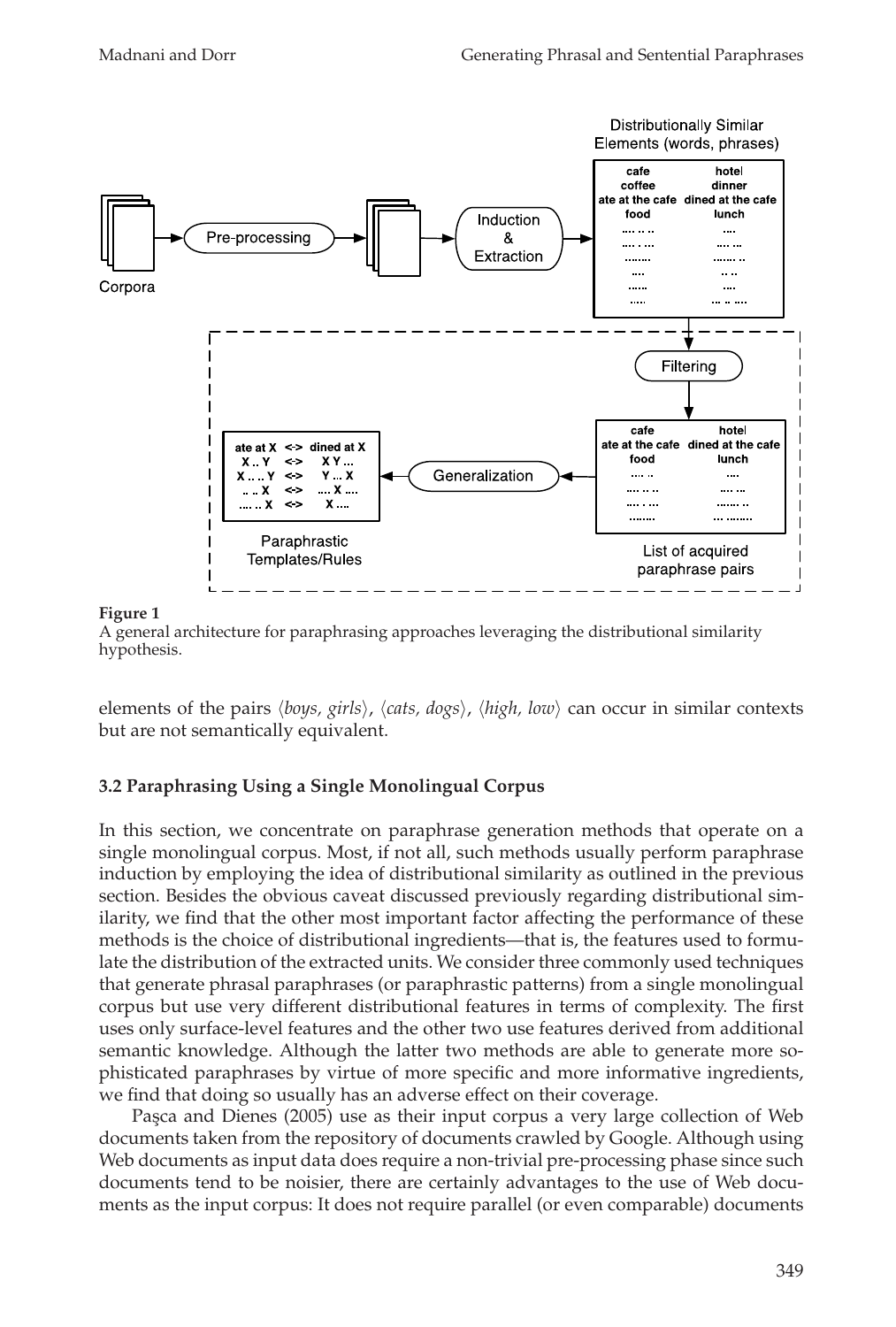**Figure 1**
A general architecture for paraphrasing approaches leveraging the distributional similarity hypothesis.

elements of the pairs ⟨*boys, girls*⟩, ⟨*cats, dogs*⟩, ⟨*high, low*⟩ can occur in similar contexts but are not semantically equivalent.

### 3.2 Paraphrasing Using a Single Monolingual Corpus

In this section, we concentrate on paraphrase generation methods that operate on a single monolingual corpus. Most, if not all, such methods usually perform paraphrase induction by employing the idea of distributional similarity as outlined in the previous section. Besides the obvious caveat discussed previously regarding distributional similarity, we find that the other most important factor affecting the performance of these methods is the choice of distributional ingredients—that is, the features used to formulate the distribution of the extracted units. We consider three commonly used techniques that generate phrasal paraphrases (or paraphrastic patterns) from a single monolingual corpus but use very different distributional features in terms of complexity. The first uses only surface-level features and the other two use features derived from additional semantic knowledge. Although the latter two methods are able to generate more sophisticated paraphrases by virtue of more specific and more informative ingredients, we find that doing so usually has an adverse effect on their coverage.

Paşca and Dienes (2005) use as their input corpus a very large collection of Web documents taken from the repository of documents crawled by Google. Although using Web documents as input data does require a non-trivial pre-processing phase since such documents tend to be noisier, there are certainly advantages to the use of Web documents as the input corpus: It does not require parallel (or even comparable) documents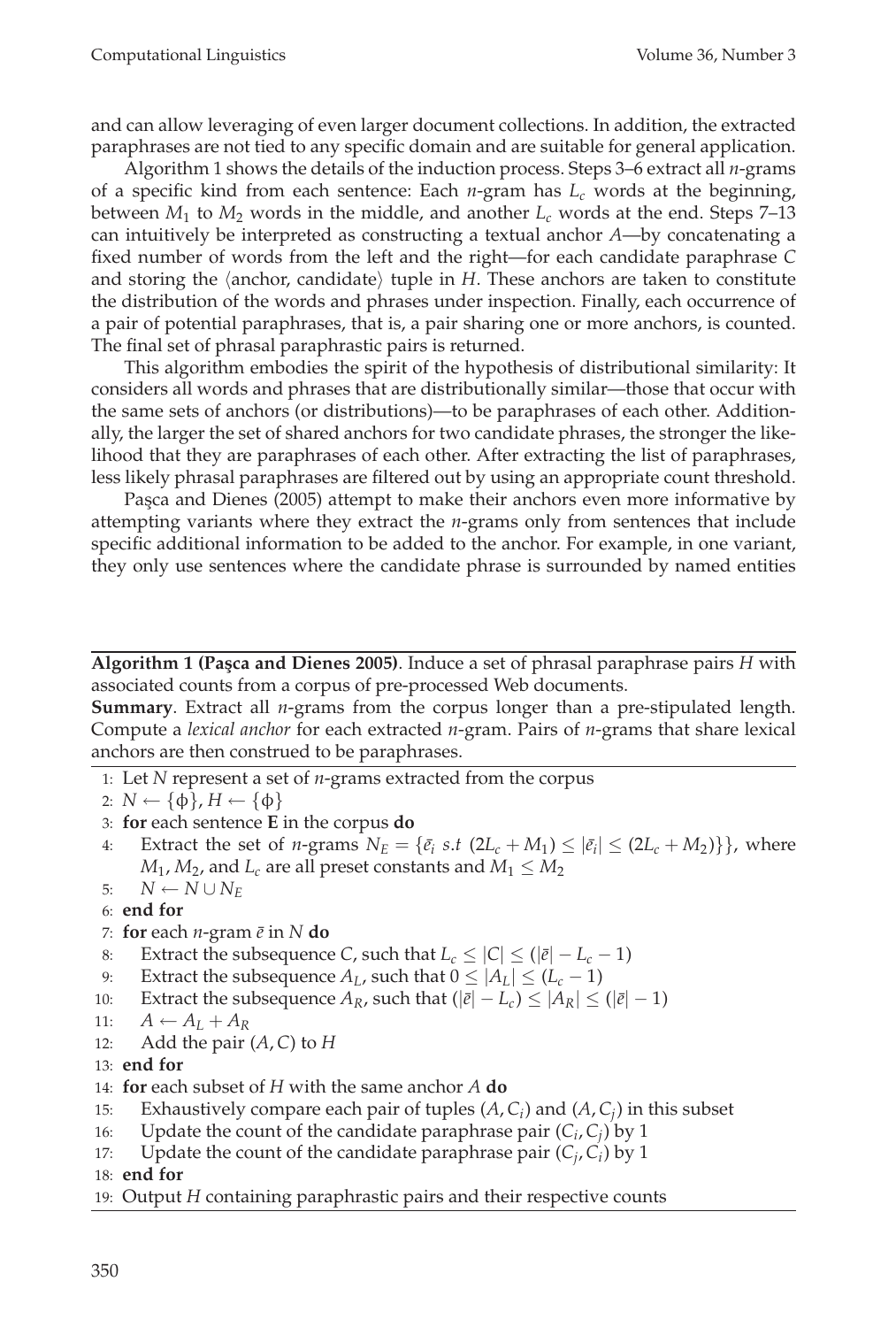and can allow leveraging of even larger document collections. In addition, the extracted paraphrases are not tied to any specific domain and are suitable for general application.

Algorithm 1 shows the details of the induction process. Steps 3–6 extract all *n*-grams of a specific kind from each sentence: Each *n*-gram has $L_c$ words at the beginning, between $M_1$ to $M_2$ words in the middle, and another $L_c$ words at the end. Steps 7–13 can intuitively be interpreted as constructing a textual anchor *A*—by concatenating a fixed number of words from the left and the right—for each candidate paraphrase *C* and storing the $\langle$anchor, candidate$\rangle$ tuple in *H*. These anchors are taken to constitute the distribution of the words and phrases under inspection. Finally, each occurrence of a pair of potential paraphrases, that is, a pair sharing one or more anchors, is counted. The final set of phrasal paraphrastic pairs is returned.

This algorithm embodies the spirit of the hypothesis of distributional similarity: It considers all words and phrases that are distributionally similar—those that occur with the same sets of anchors (or distributions)—to be paraphrases of each other. Additionally, the larger the set of shared anchors for two candidate phrases, the stronger the likelihood that they are paraphrases of each other. After extracting the list of paraphrases, less likely phrasal paraphrases are filtered out by using an appropriate count threshold.

Paşca and Dienes (2005) attempt to make their anchors even more informative by attempting variants where they extract the *n*-grams only from sentences that include specific additional information to be added to the anchor. For example, in one variant, they only use sentences where the candidate phrase is surrounded by named entities

---

**Algorithm 1 (Paşca and Dienes 2005)**. Induce a set of phrasal paraphrase pairs *H* with associated counts from a corpus of pre-processed Web documents.

**Summary**. Extract all *n*-grams from the corpus longer than a pre-stipulated length. Compute a *lexical anchor* for each extracted *n*-gram. Pairs of *n*-grams that share lexical anchors are then construed to be paraphrases.

1: Let *N* represent a set of *n*-grams extracted from the corpus
2: $N \leftarrow \{\phi\}, H \leftarrow \{\phi\}$
3: **for** each sentence **E** in the corpus **do**
4: Extract the set of *n*-grams $N_E = \{\bar{e}_i \text{ s.t } (2L_c + M_1) \leq |\bar{e}_i| \leq (2L_c + M_2)\}\}$, where $M_1$, $M_2$, and $L_c$ are all preset constants and $M_1 \leq M_2$
5: $N \leftarrow N \cup N_E$
6: **end for**
7: **for** each *n*-gram $\bar{e}$ in *N* **do**
8: Extract the subsequence *C*, such that $L_c \leq |C| \leq (|\bar{e}| - L_c - 1)$
9: Extract the subsequence $A_L$, such that $0 \leq |A_L| \leq (L_c - 1)$
10: Extract the subsequence $A_R$, such that $(|\bar{e}| - L_c) \leq |A_R| \leq (|\bar{e}| - 1)$
11: $A \leftarrow A_L + A_R$
12: Add the pair $(A, C)$ to *H*
13: **end for**
14: **for** each subset of *H* with the same anchor *A* **do**
15: Exhaustively compare each pair of tuples $(A, C_i)$ and $(A, C_j)$ in this subset
16: Update the count of the candidate paraphrase pair $(C_i, C_j)$ by 1
17: Update the count of the candidate paraphrase pair $(C_j, C_i)$ by 1
18: **end for**
19: Output *H* containing paraphrastic pairs and their respective counts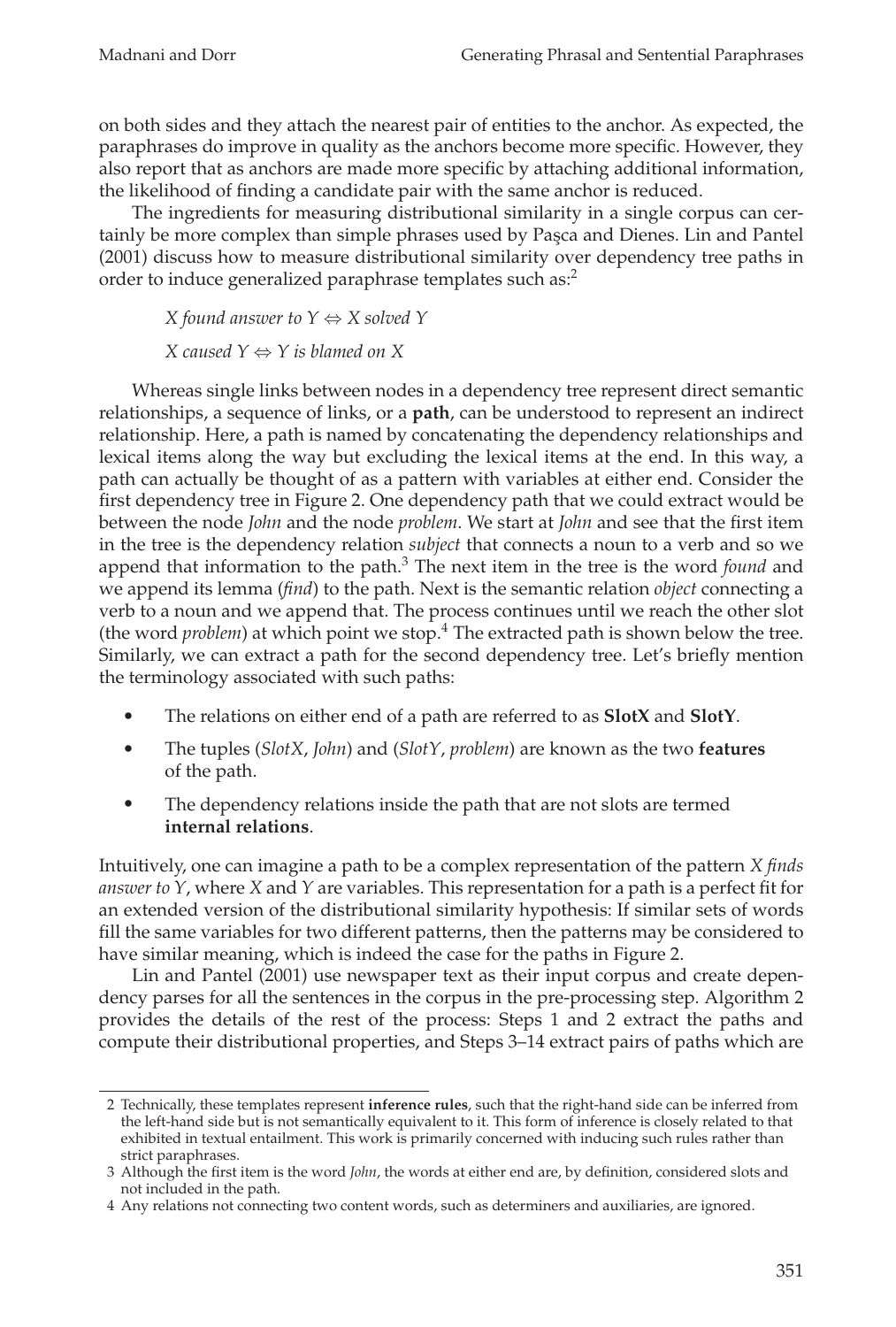on both sides and they attach the nearest pair of entities to the anchor. As expected, the paraphrases do improve in quality as the anchors become more specific. However, they also report that as anchors are made more specific by attaching additional information, the likelihood of finding a candidate pair with the same anchor is reduced.

The ingredients for measuring distributional similarity in a single corpus can certainly be more complex than simple phrases used by Paşca and Dienes. Lin and Pantel (2001) discuss how to measure distributional similarity over dependency tree paths in order to induce generalized paraphrase templates such as:[2]

*X found answer to Y* ⇔ *X solved Y*

*X caused Y* ⇔ *Y is blamed on X*

Whereas single links between nodes in a dependency tree represent direct semantic relationships, a sequence of links, or a **path**, can be understood to represent an indirect relationship. Here, a path is named by concatenating the dependency relationships and lexical items along the way but excluding the lexical items at the end. In this way, a path can actually be thought of as a pattern with variables at either end. Consider the first dependency tree in Figure 2. One dependency path that we could extract would be between the node *John* and the node *problem*. We start at *John* and see that the first item in the tree is the dependency relation *subject* that connects a noun to a verb and so we append that information to the path.[3] The next item in the tree is the word *found* and we append its lemma (*find*) to the path. Next is the semantic relation *object* connecting a verb to a noun and we append that. The process continues until we reach the other slot (the word *problem*) at which point we stop.[4] The extracted path is shown below the tree. Similarly, we can extract a path for the second dependency tree. Let's briefly mention the terminology associated with such paths:

- The relations on either end of a path are referred to as **SlotX** and **SlotY**.
- The tuples (*SlotX*, *John*) and (*SlotY*, *problem*) are known as the two **features** of the path.
- The dependency relations inside the path that are not slots are termed **internal relations**.

Intuitively, one can imagine a path to be a complex representation of the pattern *X finds answer to Y*, where *X* and *Y* are variables. This representation for a path is a perfect fit for an extended version of the distributional similarity hypothesis: If similar sets of words fill the same variables for two different patterns, then the patterns may be considered to have similar meaning, which is indeed the case for the paths in Figure 2.

Lin and Pantel (2001) use newspaper text as their input corpus and create dependency parses for all the sentences in the corpus in the pre-processing step. Algorithm 2 provides the details of the rest of the process: Steps 1 and 2 extract the paths and compute their distributional properties, and Steps 3–14 extract pairs of paths which are

---

2 Technically, these templates represent **inference rules**, such that the right-hand side can be inferred from the left-hand side but is not semantically equivalent to it. This form of inference is closely related to that exhibited in textual entailment. This work is primarily concerned with inducing such rules rather than strict paraphrases.

3 Although the first item is the word *John*, the words at either end are, by definition, considered slots and not included in the path.

4 Any relations not connecting two content words, such as determiners and auxiliaries, are ignored.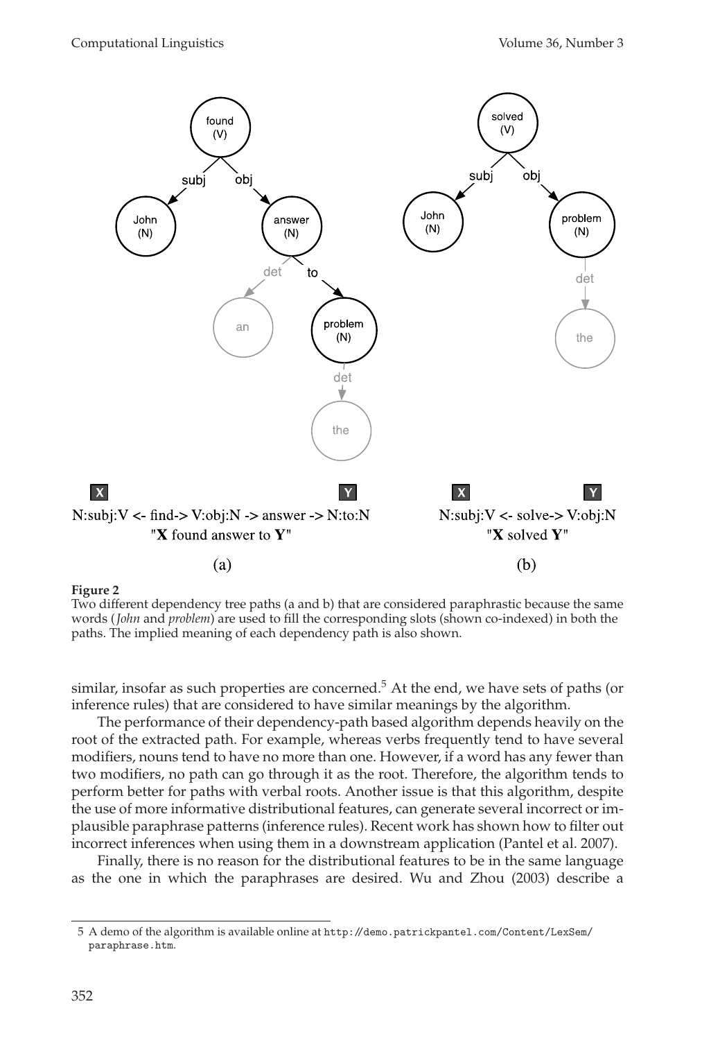X Y
N:subj:V <- find-> V:obj:N -> answer -> N:to:N
"**X** found answer to **Y**"

(a)

X Y
N:subj:V <- solve-> V:obj:N
"**X** solved **Y**"

(b)

**Figure 2**
Two different dependency tree paths (a and b) that are considered paraphrastic because the same words (*John* and *problem*) are used to fill the corresponding slots (shown co-indexed) in both the paths. The implied meaning of each dependency path is also shown.

similar, insofar as such properties are concerned.[5] At the end, we have sets of paths (or inference rules) that are considered to have similar meanings by the algorithm.

The performance of their dependency-path based algorithm depends heavily on the root of the extracted path. For example, whereas verbs frequently tend to have several modifiers, nouns tend to have no more than one. However, if a word has any fewer than two modifiers, no path can go through it as the root. Therefore, the algorithm tends to perform better for paths with verbal roots. Another issue is that this algorithm, despite the use of more informative distributional features, can generate several incorrect or implausible paraphrase patterns (inference rules). Recent work has shown how to filter out incorrect inferences when using them in a downstream application (Pantel et al. 2007).

Finally, there is no reason for the distributional features to be in the same language as the one in which the paraphrases are desired. Wu and Zhou (2003) describe a

5 A demo of the algorithm is available online at http://demo.patrickpantel.com/Content/LexSem/paraphrase.htm.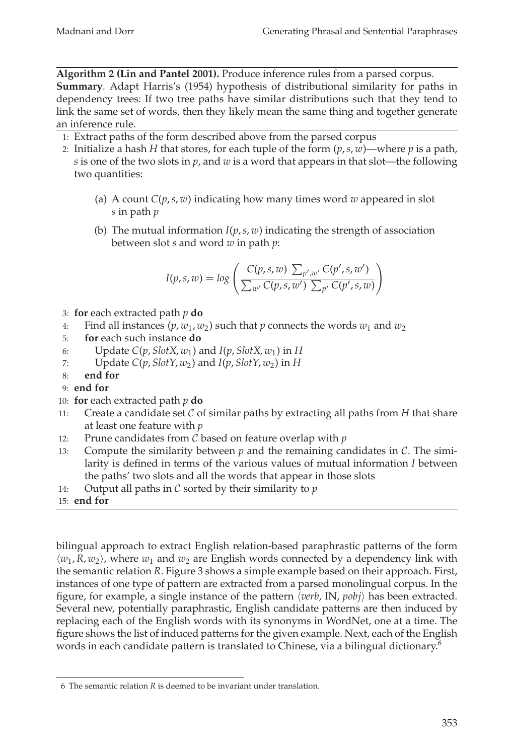**Algorithm 2 (Lin and Pantel 2001).** Produce inference rules from a parsed corpus.

**Summary**. Adapt Harris's (1954) hypothesis of distributional similarity for paths in dependency trees: If two tree paths have similar distributions such that they tend to link the same set of words, then they likely mean the same thing and together generate an inference rule.

1: Extract paths of the form described above from the parsed corpus

2: Initialize a hash $H$ that stores, for each tuple of the form $(p, s, w)$—where $p$ is a path, $s$ is one of the two slots in $p$, and $w$ is a word that appears in that slot—the following two quantities:

   (a) A count $C(p, s, w)$ indicating how many times word $w$ appeared in slot $s$ in path $p$

   (b) The mutual information $I(p, s, w)$ indicating the strength of association between slot $s$ and word $w$ in path $p$:

$$I(p, s, w) = log \left( \frac{C(p, s, w) \ \sum_{p', w'} C(p', s, w')}{\sum_{w'} C(p, s, w') \ \sum_{p'} C(p', s, w)} \right)$$

3: **for** each extracted path $p$ **do**

4: &nbsp;&nbsp;&nbsp;&nbsp;Find all instances $(p, w_1, w_2)$ such that $p$ connects the words $w_1$ and $w_2$

5: &nbsp;&nbsp;&nbsp;&nbsp;**for** each such instance **do**

6: &nbsp;&nbsp;&nbsp;&nbsp;&nbsp;&nbsp;&nbsp;&nbsp;Update $C(p, SlotX, w_1)$ and $I(p, SlotX, w_1)$ in $H$

7: &nbsp;&nbsp;&nbsp;&nbsp;&nbsp;&nbsp;&nbsp;&nbsp;Update $C(p, SlotY, w_2)$ and $I(p, SlotY, w_2)$ in $H$

8: &nbsp;&nbsp;&nbsp;&nbsp;**end for**

9: **end for**

10: **for** each extracted path $p$ **do**

11: &nbsp;&nbsp;&nbsp;&nbsp;Create a candidate set $\mathcal{C}$ of similar paths by extracting all paths from $H$ that share at least one feature with $p$

12: &nbsp;&nbsp;&nbsp;&nbsp;Prune candidates from $\mathcal{C}$ based on feature overlap with $p$

13: &nbsp;&nbsp;&nbsp;&nbsp;Compute the similarity between $p$ and the remaining candidates in $\mathcal{C}$. The similarity is defined in terms of the various values of mutual information $I$ between the paths' two slots and all the words that appear in those slots

14: &nbsp;&nbsp;&nbsp;&nbsp;Output all paths in $\mathcal{C}$ sorted by their similarity to $p$

15: **end for**

bilingual approach to extract English relation-based paraphrastic patterns of the form $\langle w_1, R, w_2 \rangle$, where $w_1$ and $w_2$ are English words connected by a dependency link with the semantic relation $R$. Figure 3 shows a simple example based on their approach. First, instances of one type of pattern are extracted from a parsed monolingual corpus. In the figure, for example, a single instance of the pattern $\langle$*verb*, IN, *pobj*$\rangle$ has been extracted. Several new, potentially paraphrastic, English candidate patterns are then induced by replacing each of the English words with its synonyms in WordNet, one at a time. The figure shows the list of induced patterns for the given example. Next, each of the English words in each candidate pattern is translated to Chinese, via a bilingual dictionary.[6]

[6] The semantic relation $R$ is deemed to be invariant under translation.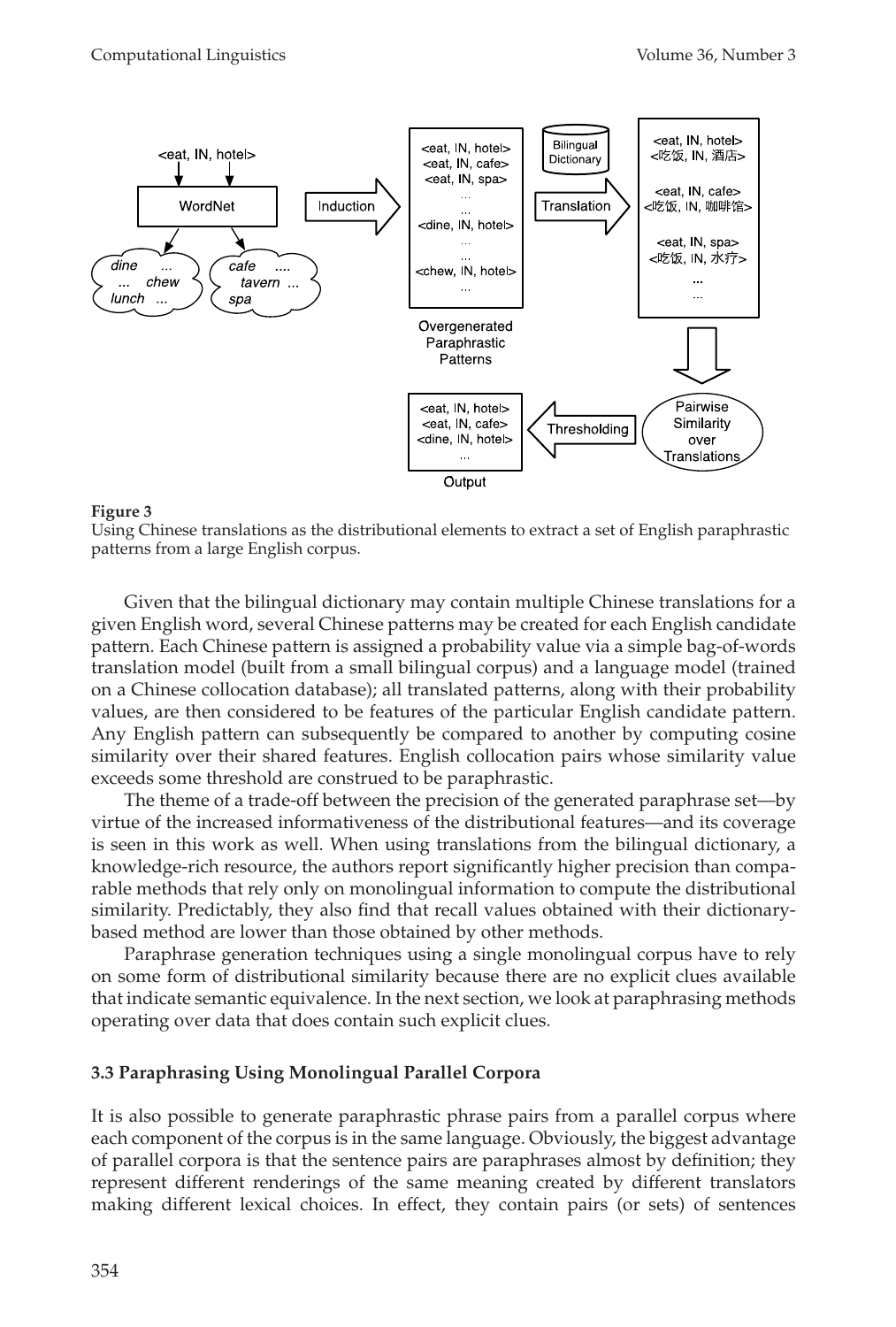**Figure 3**
Using Chinese translations as the distributional elements to extract a set of English paraphrastic patterns from a large English corpus.

Given that the bilingual dictionary may contain multiple Chinese translations for a given English word, several Chinese patterns may be created for each English candidate pattern. Each Chinese pattern is assigned a probability value via a simple bag-of-words translation model (built from a small bilingual corpus) and a language model (trained on a Chinese collocation database); all translated patterns, along with their probability values, are then considered to be features of the particular English candidate pattern. Any English pattern can subsequently be compared to another by computing cosine similarity over their shared features. English collocation pairs whose similarity value exceeds some threshold are construed to be paraphrastic.

The theme of a trade-off between the precision of the generated paraphrase set—by virtue of the increased informativeness of the distributional features—and its coverage is seen in this work as well. When using translations from the bilingual dictionary, a knowledge-rich resource, the authors report significantly higher precision than comparable methods that rely only on monolingual information to compute the distributional similarity. Predictably, they also find that recall values obtained with their dictionary-based method are lower than those obtained by other methods.

Paraphrase generation techniques using a single monolingual corpus have to rely on some form of distributional similarity because there are no explicit clues available that indicate semantic equivalence. In the next section, we look at paraphrasing methods operating over data that does contain such explicit clues.

### 3.3 Paraphrasing Using Monolingual Parallel Corpora

It is also possible to generate paraphrastic phrase pairs from a parallel corpus where each component of the corpus is in the same language. Obviously, the biggest advantage of parallel corpora is that the sentence pairs are paraphrases almost by definition; they represent different renderings of the same meaning created by different translators making different lexical choices. In effect, they contain pairs (or sets) of sentences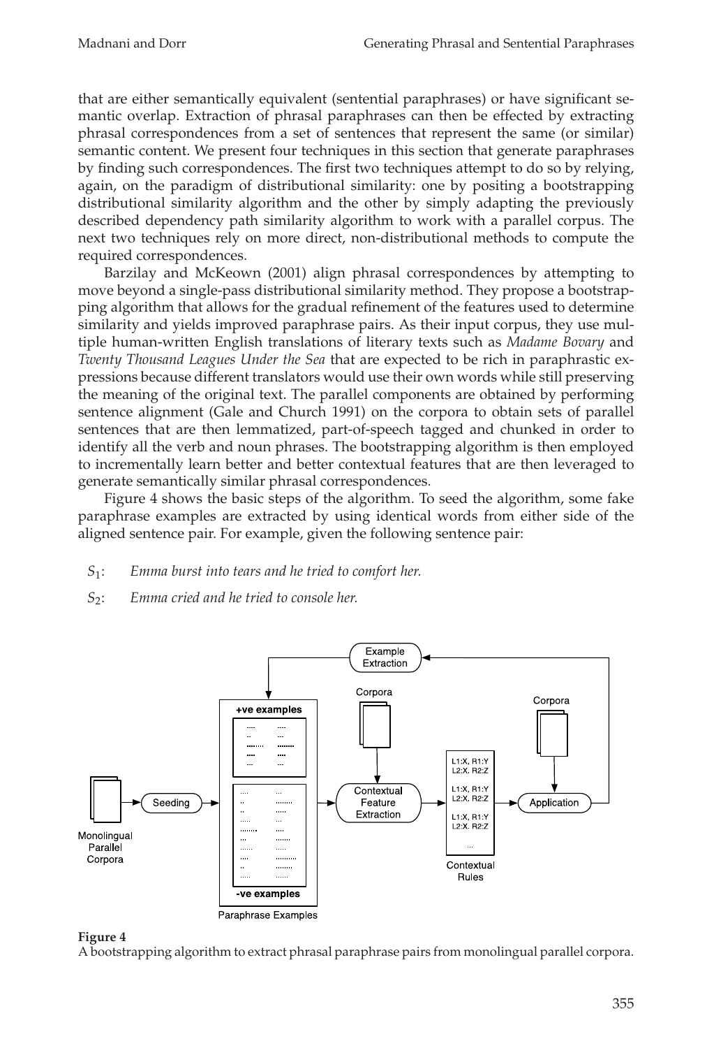that are either semantically equivalent (sentential paraphrases) or have significant semantic overlap. Extraction of phrasal paraphrases can then be effected by extracting phrasal correspondences from a set of sentences that represent the same (or similar) semantic content. We present four techniques in this section that generate paraphrases by finding such correspondences. The first two techniques attempt to do so by relying, again, on the paradigm of distributional similarity: one by positing a bootstrapping distributional similarity algorithm and the other by simply adapting the previously described dependency path similarity algorithm to work with a parallel corpus. The next two techniques rely on more direct, non-distributional methods to compute the required correspondences.

Barzilay and McKeown (2001) align phrasal correspondences by attempting to move beyond a single-pass distributional similarity method. They propose a bootstrapping algorithm that allows for the gradual refinement of the features used to determine similarity and yields improved paraphrase pairs. As their input corpus, they use multiple human-written English translations of literary texts such as *Madame Bovary* and *Twenty Thousand Leagues Under the Sea* that are expected to be rich in paraphrastic expressions because different translators would use their own words while still preserving the meaning of the original text. The parallel components are obtained by performing sentence alignment (Gale and Church 1991) on the corpora to obtain sets of parallel sentences that are then lemmatized, part-of-speech tagged and chunked in order to identify all the verb and noun phrases. The bootstrapping algorithm is then employed to incrementally learn better and better contextual features that are then leveraged to generate semantically similar phrasal correspondences.

Figure 4 shows the basic steps of the algorithm. To seed the algorithm, some fake paraphrase examples are extracted by using identical words from either side of the aligned sentence pair. For example, given the following sentence pair:

$S_1$: *Emma burst into tears and he tried to comfort her.*

$S_2$: *Emma cried and he tried to console her.*

**Figure 4**
A bootstrapping algorithm to extract phrasal paraphrase pairs from monolingual parallel corpora.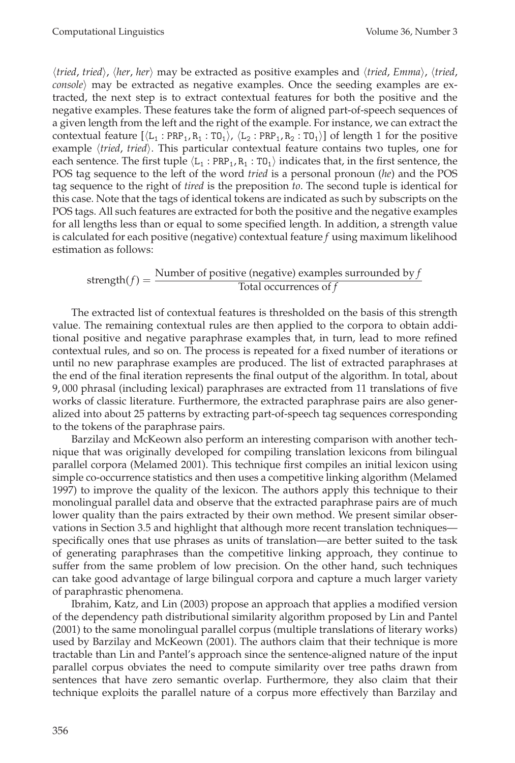⟨*tried*, *tried*⟩, ⟨*her*, *her*⟩ may be extracted as positive examples and ⟨*tried*, *Emma*⟩, ⟨*tried*, *console*⟩ may be extracted as negative examples. Once the seeding examples are extracted, the next step is to extract contextual features for both the positive and the negative examples. These features take the form of aligned part-of-speech sequences of a given length from the left and the right of the example. For instance, we can extract the contextual feature $[\langle \mathtt{L}_1 : \mathtt{PRP}_1, \mathtt{R}_1 : \mathtt{TO}_1 \rangle, \langle \mathtt{L}_2 : \mathtt{PRP}_1, \mathtt{R}_2 : \mathtt{TO}_1 \rangle]$ of length 1 for the positive example ⟨*tried*, *tried*⟩. This particular contextual feature contains two tuples, one for each sentence. The first tuple $\langle \mathtt{L}_1 : \mathtt{PRP}_1, \mathtt{R}_1 : \mathtt{TO}_1 \rangle$ indicates that, in the first sentence, the POS tag sequence to the left of the word *tried* is a personal pronoun (*he*) and the POS tag sequence to the right of *tired* is the preposition *to*. The second tuple is identical for this case. Note that the tags of identical tokens are indicated as such by subscripts on the POS tags. All such features are extracted for both the positive and the negative examples for all lengths less than or equal to some specified length. In addition, a strength value is calculated for each positive (negative) contextual feature *f* using maximum likelihood estimation as follows:

$$\text{strength}(f) = \frac{\text{Number of positive (negative) examples surrounded by } f}{\text{Total occurrences of } f}$$

The extracted list of contextual features is thresholded on the basis of this strength value. The remaining contextual rules are then applied to the corpora to obtain additional positive and negative paraphrase examples that, in turn, lead to more refined contextual rules, and so on. The process is repeated for a fixed number of iterations or until no new paraphrase examples are produced. The list of extracted paraphrases at the end of the final iteration represents the final output of the algorithm. In total, about 9,000 phrasal (including lexical) paraphrases are extracted from 11 translations of five works of classic literature. Furthermore, the extracted paraphrase pairs are also generalized into about 25 patterns by extracting part-of-speech tag sequences corresponding to the tokens of the paraphrase pairs.

Barzilay and McKeown also perform an interesting comparison with another technique that was originally developed for compiling translation lexicons from bilingual parallel corpora (Melamed 2001). This technique first compiles an initial lexicon using simple co-occurrence statistics and then uses a competitive linking algorithm (Melamed 1997) to improve the quality of the lexicon. The authors apply this technique to their monolingual parallel data and observe that the extracted paraphrase pairs are of much lower quality than the pairs extracted by their own method. We present similar observations in Section 3.5 and highlight that although more recent translation techniques—specifically ones that use phrases as units of translation—are better suited to the task of generating paraphrases than the competitive linking approach, they continue to suffer from the same problem of low precision. On the other hand, such techniques can take good advantage of large bilingual corpora and capture a much larger variety of paraphrastic phenomena.

Ibrahim, Katz, and Lin (2003) propose an approach that applies a modified version of the dependency path distributional similarity algorithm proposed by Lin and Pantel (2001) to the same monolingual parallel corpus (multiple translations of literary works) used by Barzilay and McKeown (2001). The authors claim that their technique is more tractable than Lin and Pantel's approach since the sentence-aligned nature of the input parallel corpus obviates the need to compute similarity over tree paths drawn from sentences that have zero semantic overlap. Furthermore, they also claim that their technique exploits the parallel nature of a corpus more effectively than Barzilay and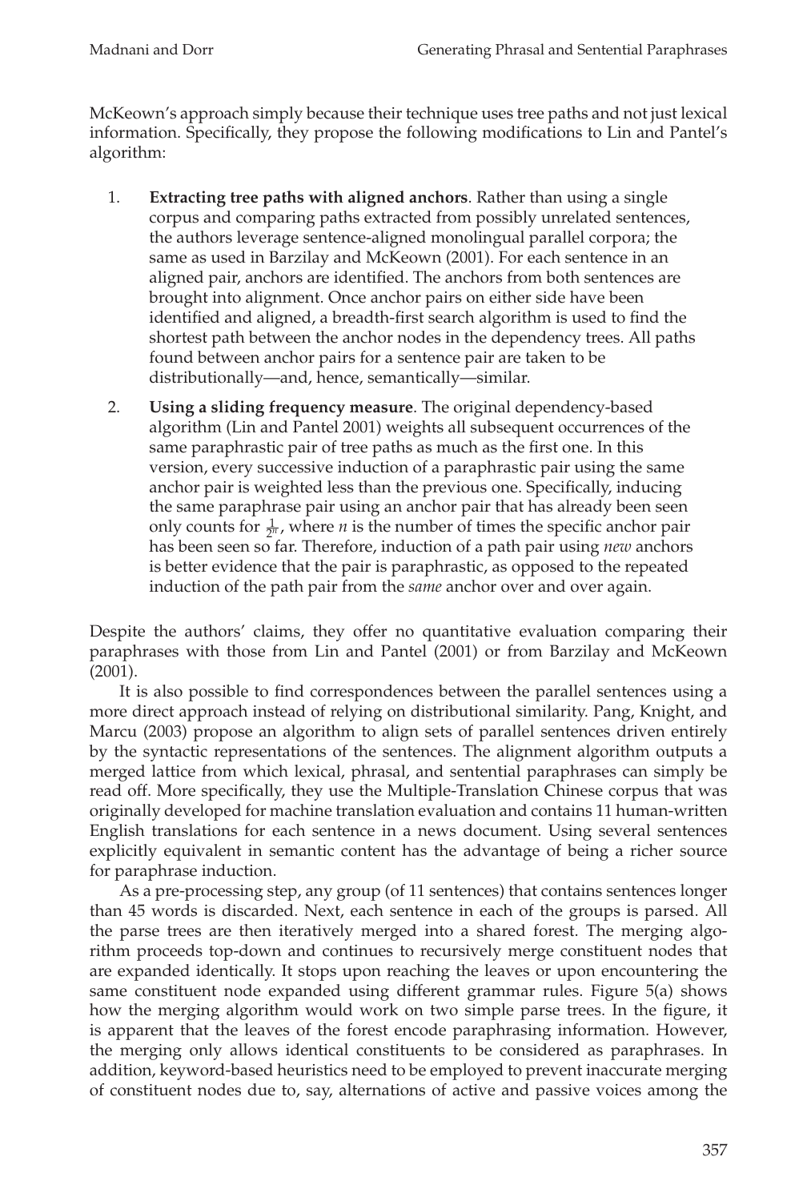McKeown's approach simply because their technique uses tree paths and not just lexical information. Specifically, they propose the following modifications to Lin and Pantel's algorithm:

1. **Extracting tree paths with aligned anchors**. Rather than using a single corpus and comparing paths extracted from possibly unrelated sentences, the authors leverage sentence-aligned monolingual parallel corpora; the same as used in Barzilay and McKeown (2001). For each sentence in an aligned pair, anchors are identified. The anchors from both sentences are brought into alignment. Once anchor pairs on either side have been identified and aligned, a breadth-first search algorithm is used to find the shortest path between the anchor nodes in the dependency trees. All paths found between anchor pairs for a sentence pair are taken to be distributionally—and, hence, semantically—similar.

2. **Using a sliding frequency measure**. The original dependency-based algorithm (Lin and Pantel 2001) weights all subsequent occurrences of the same paraphrastic pair of tree paths as much as the first one. In this version, every successive induction of a paraphrastic pair using the same anchor pair is weighted less than the previous one. Specifically, inducing the same paraphrase pair using an anchor pair that has already been seen only counts for $\frac{1}{2^n}$, where $n$ is the number of times the specific anchor pair has been seen so far. Therefore, induction of a path pair using *new* anchors is better evidence that the pair is paraphrastic, as opposed to the repeated induction of the path pair from the *same* anchor over and over again.

Despite the authors' claims, they offer no quantitative evaluation comparing their paraphrases with those from Lin and Pantel (2001) or from Barzilay and McKeown (2001).

It is also possible to find correspondences between the parallel sentences using a more direct approach instead of relying on distributional similarity. Pang, Knight, and Marcu (2003) propose an algorithm to align sets of parallel sentences driven entirely by the syntactic representations of the sentences. The alignment algorithm outputs a merged lattice from which lexical, phrasal, and sentential paraphrases can simply be read off. More specifically, they use the Multiple-Translation Chinese corpus that was originally developed for machine translation evaluation and contains 11 human-written English translations for each sentence in a news document. Using several sentences explicitly equivalent in semantic content has the advantage of being a richer source for paraphrase induction.

As a pre-processing step, any group (of 11 sentences) that contains sentences longer than 45 words is discarded. Next, each sentence in each of the groups is parsed. All the parse trees are then iteratively merged into a shared forest. The merging algorithm proceeds top-down and continues to recursively merge constituent nodes that are expanded identically. It stops upon reaching the leaves or upon encountering the same constituent node expanded using different grammar rules. Figure 5(a) shows how the merging algorithm would work on two simple parse trees. In the figure, it is apparent that the leaves of the forest encode paraphrasing information. However, the merging only allows identical constituents to be considered as paraphrases. In addition, keyword-based heuristics need to be employed to prevent inaccurate merging of constituent nodes due to, say, alternations of active and passive voices among the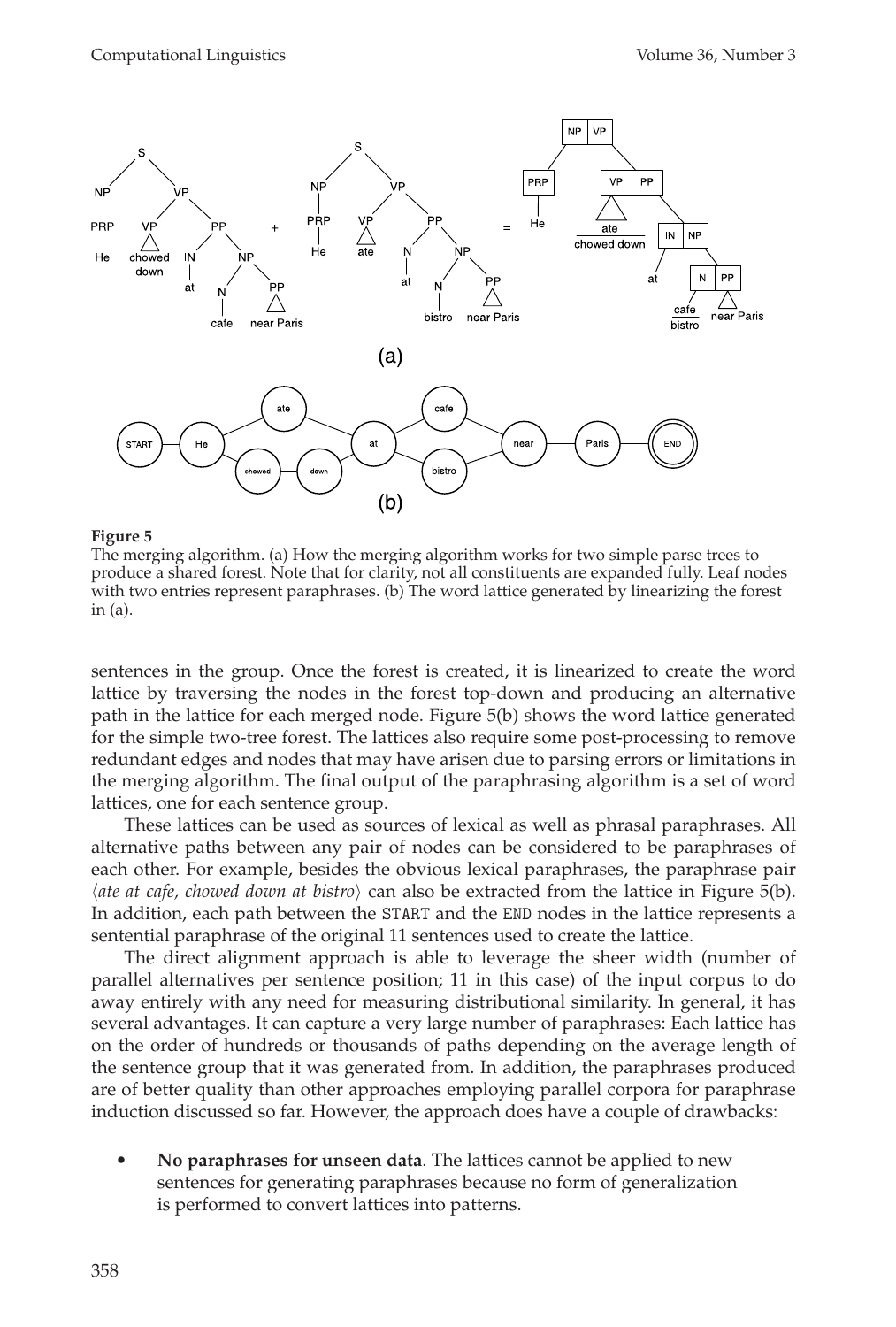**Figure 5**

The merging algorithm. (a) How the merging algorithm works for two simple parse trees to produce a shared forest. Note that for clarity, not all constituents are expanded fully. Leaf nodes with two entries represent paraphrases. (b) The word lattice generated by linearizing the forest in (a).

sentences in the group. Once the forest is created, it is linearized to create the word lattice by traversing the nodes in the forest top-down and producing an alternative path in the lattice for each merged node. Figure 5(b) shows the word lattice generated for the simple two-tree forest. The lattices also require some post-processing to remove redundant edges and nodes that may have arisen due to parsing errors or limitations in the merging algorithm. The final output of the paraphrasing algorithm is a set of word lattices, one for each sentence group.

These lattices can be used as sources of lexical as well as phrasal paraphrases. All alternative paths between any pair of nodes can be considered to be paraphrases of each other. For example, besides the obvious lexical paraphrases, the paraphrase pair ⟨*ate at cafe, chowed down at bistro*⟩ can also be extracted from the lattice in Figure 5(b). In addition, each path between the START and the END nodes in the lattice represents a sentential paraphrase of the original 11 sentences used to create the lattice.

The direct alignment approach is able to leverage the sheer width (number of parallel alternatives per sentence position; 11 in this case) of the input corpus to do away entirely with any need for measuring distributional similarity. In general, it has several advantages. It can capture a very large number of paraphrases: Each lattice has on the order of hundreds or thousands of paths depending on the average length of the sentence group that it was generated from. In addition, the paraphrases produced are of better quality than other approaches employing parallel corpora for paraphrase induction discussed so far. However, the approach does have a couple of drawbacks:

- **No paraphrases for unseen data**. The lattices cannot be applied to new sentences for generating paraphrases because no form of generalization is performed to convert lattices into patterns.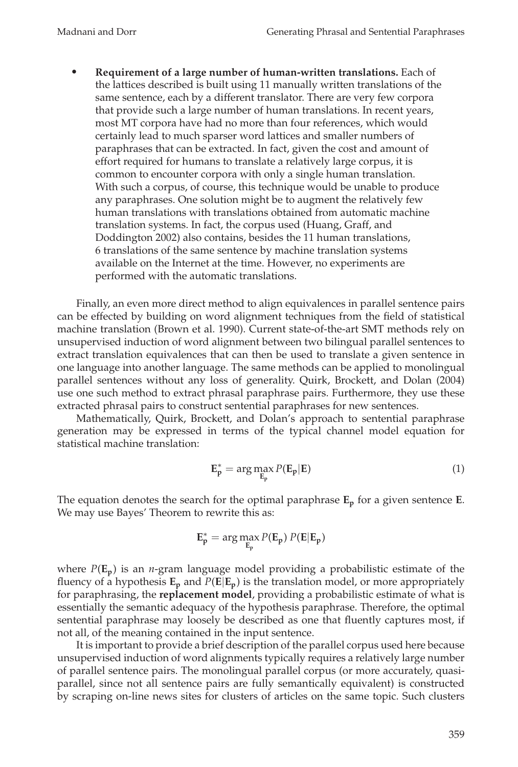- **Requirement of a large number of human-written translations.** Each of the lattices described is built using 11 manually written translations of the same sentence, each by a different translator. There are very few corpora that provide such a large number of human translations. In recent years, most MT corpora have had no more than four references, which would certainly lead to much sparser word lattices and smaller numbers of paraphrases that can be extracted. In fact, given the cost and amount of effort required for humans to translate a relatively large corpus, it is common to encounter corpora with only a single human translation. With such a corpus, of course, this technique would be unable to produce any paraphrases. One solution might be to augment the relatively few human translations with translations obtained from automatic machine translation systems. In fact, the corpus used (Huang, Graff, and Doddington 2002) also contains, besides the 11 human translations, 6 translations of the same sentence by machine translation systems available on the Internet at the time. However, no experiments are performed with the automatic translations.

Finally, an even more direct method to align equivalences in parallel sentence pairs can be effected by building on word alignment techniques from the field of statistical machine translation (Brown et al. 1990). Current state-of-the-art SMT methods rely on unsupervised induction of word alignment between two bilingual parallel sentences to extract translation equivalences that can then be used to translate a given sentence in one language into another language. The same methods can be applied to monolingual parallel sentences without any loss of generality. Quirk, Brockett, and Dolan (2004) use one such method to extract phrasal paraphrase pairs. Furthermore, they use these extracted phrasal pairs to construct sentential paraphrases for new sentences.

Mathematically, Quirk, Brockett, and Dolan's approach to sentential paraphrase generation may be expressed in terms of the typical channel model equation for statistical machine translation:

$$\mathbf{E_p^*} = \arg\max_{\mathbf{E_p}} P(\mathbf{E_p}|\mathbf{E}) \tag{1}$$

The equation denotes the search for the optimal paraphrase $\mathbf{E_p}$ for a given sentence $\mathbf{E}$. We may use Bayes' Theorem to rewrite this as:

$$\mathbf{E_p^*} = \arg\max_{\mathbf{E_p}} P(\mathbf{E_p})\, P(\mathbf{E}|\mathbf{E_p})$$

where $P(\mathbf{E_p})$ is an $n$-gram language model providing a probabilistic estimate of the fluency of a hypothesis $\mathbf{E_p}$ and $P(\mathbf{E}|\mathbf{E_p})$ is the translation model, or more appropriately for paraphrasing, the **replacement model**, providing a probabilistic estimate of what is essentially the semantic adequacy of the hypothesis paraphrase. Therefore, the optimal sentential paraphrase may loosely be described as one that fluently captures most, if not all, of the meaning contained in the input sentence.

It is important to provide a brief description of the parallel corpus used here because unsupervised induction of word alignments typically requires a relatively large number of parallel sentence pairs. The monolingual parallel corpus (or more accurately, quasi-parallel, since not all sentence pairs are fully semantically equivalent) is constructed by scraping on-line news sites for clusters of articles on the same topic. Such clusters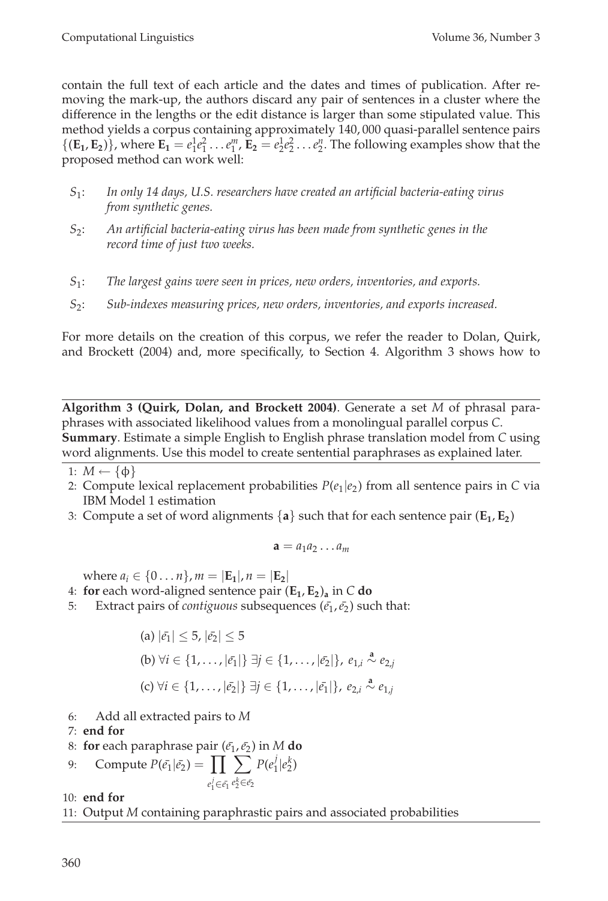contain the full text of each article and the dates and times of publication. After removing the mark-up, the authors discard any pair of sentences in a cluster where the difference in the lengths or the edit distance is larger than some stipulated value. This method yields a corpus containing approximately 140,000 quasi-parallel sentence pairs $\{(\mathbf{E_1}, \mathbf{E_2})\}$, where $\mathbf{E_1} = e_1^1 e_1^2 \ldots e_1^m$, $\mathbf{E_2} = e_2^1 e_2^2 \ldots e_2^n$. The following examples show that the proposed method can work well:

$S_1$: *In only 14 days, U.S. researchers have created an artificial bacteria-eating virus from synthetic genes.*

$S_2$: *An artificial bacteria-eating virus has been made from synthetic genes in the record time of just two weeks.*

$S_1$: *The largest gains were seen in prices, new orders, inventories, and exports.*

$S_2$: *Sub-indexes measuring prices, new orders, inventories, and exports increased.*

For more details on the creation of this corpus, we refer the reader to Dolan, Quirk, and Brockett (2004) and, more specifically, to Section 4. Algorithm 3 shows how to

---

**Algorithm 3 (Quirk, Dolan, and Brockett 2004)**. Generate a set $M$ of phrasal paraphrases with associated likelihood values from a monolingual parallel corpus $C$.
**Summary**. Estimate a simple English to English phrase translation model from $C$ using word alignments. Use this model to create sentential paraphrases as explained later.

---

1: $M \leftarrow \{\phi\}$

2: Compute lexical replacement probabilities $P(e_1|e_2)$ from all sentence pairs in $C$ via IBM Model 1 estimation

3: Compute a set of word alignments $\{\mathbf{a}\}$ such that for each sentence pair $(\mathbf{E_1}, \mathbf{E_2})$

$$\mathbf{a} = a_1 a_2 \ldots a_m$$

where $a_i \in \{0 \ldots n\}, m = |\mathbf{E_1}|, n = |\mathbf{E_2}|$

4: **for** each word-aligned sentence pair $(\mathbf{E_1}, \mathbf{E_2})_\mathbf{a}$ in $C$ **do**

5: Extract pairs of *contiguous* subsequences $(\bar{e_1}, \bar{e_2})$ such that:

$$\text{(a) } |\bar{e_1}| \leq 5, |\bar{e_2}| \leq 5$$

$$\text{(b) } \forall i \in \{1, \ldots, |\bar{e_1}|\}\ \exists j \in \{1, \ldots, |\bar{e_2}|\},\ e_{1,i} \overset{\mathbf{a}}{\sim} e_{2,j}$$

$$\text{(c) } \forall i \in \{1, \ldots, |\bar{e_2}|\}\ \exists j \in \{1, \ldots, |\bar{e_1}|\},\ e_{2,i} \overset{\mathbf{a}}{\sim} e_{1,j}$$

6: Add all extracted pairs to $M$

7: **end for**

8: **for** each paraphrase pair $(\bar{e_1}, \bar{e_2})$ in $M$ **do**

9: Compute $P(\bar{e_1}|\bar{e_2}) = \prod_{e_1^j \in \bar{e_1}} \sum_{e_2^k \in \bar{e_2}} P(e_1^j | e_2^k)$

10: **end for**

11: Output $M$ containing paraphrastic pairs and associated probabilities

---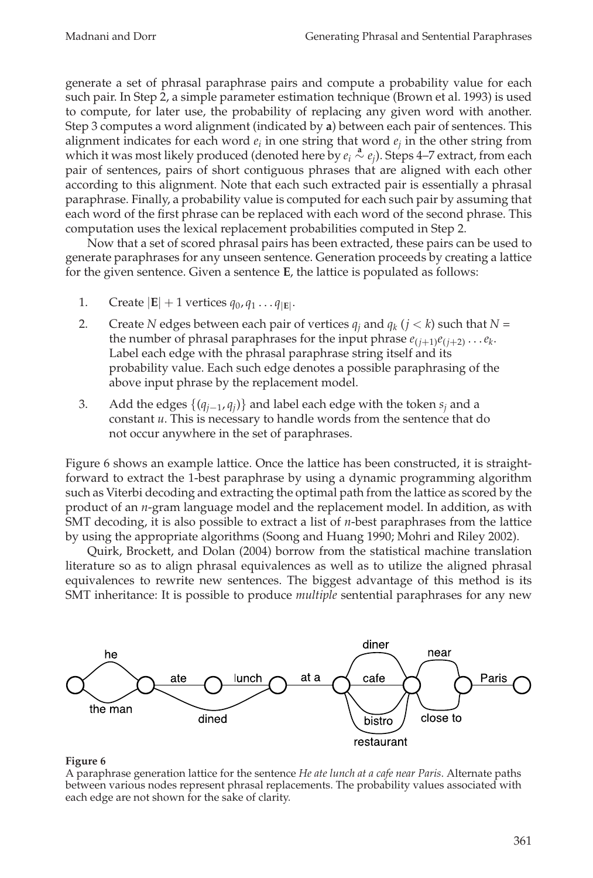generate a set of phrasal paraphrase pairs and compute a probability value for each such pair. In Step 2, a simple parameter estimation technique (Brown et al. 1993) is used to compute, for later use, the probability of replacing any given word with another. Step 3 computes a word alignment (indicated by **a**) between each pair of sentences. This alignment indicates for each word $e_i$ in one string that word $e_j$ in the other string from which it was most likely produced (denoted here by $e_i \overset{\mathbf{a}}{\sim} e_j$). Steps 4–7 extract, from each pair of sentences, pairs of short contiguous phrases that are aligned with each other according to this alignment. Note that each such extracted pair is essentially a phrasal paraphrase. Finally, a probability value is computed for each such pair by assuming that each word of the first phrase can be replaced with each word of the second phrase. This computation uses the lexical replacement probabilities computed in Step 2.

Now that a set of scored phrasal pairs has been extracted, these pairs can be used to generate paraphrases for any unseen sentence. Generation proceeds by creating a lattice for the given sentence. Given a sentence **E**, the lattice is populated as follows:

1. Create $|\mathbf{E}| + 1$ vertices $q_0, q_1 \ldots q_{|\mathbf{E}|}$.
2. Create $N$ edges between each pair of vertices $q_j$ and $q_k$ ($j < k$) such that $N$ = the number of phrasal paraphrases for the input phrase $e_{(j+1)}e_{(j+2)} \ldots e_k$. Label each edge with the phrasal paraphrase string itself and its probability value. Each such edge denotes a possible paraphrasing of the above input phrase by the replacement model.
3. Add the edges $\{(q_{j-1}, q_j)\}$ and label each edge with the token $s_j$ and a constant $u$. This is necessary to handle words from the sentence that do not occur anywhere in the set of paraphrases.

Figure 6 shows an example lattice. Once the lattice has been constructed, it is straightforward to extract the 1-best paraphrase by using a dynamic programming algorithm such as Viterbi decoding and extracting the optimal path from the lattice as scored by the product of an $n$-gram language model and the replacement model. In addition, as with SMT decoding, it is also possible to extract a list of $n$-best paraphrases from the lattice by using the appropriate algorithms (Soong and Huang 1990; Mohri and Riley 2002).

Quirk, Brockett, and Dolan (2004) borrow from the statistical machine translation literature so as to align phrasal equivalences as well as to utilize the aligned phrasal equivalences to rewrite new sentences. The biggest advantage of this method is its SMT inheritance: It is possible to produce *multiple* sentential paraphrases for any new

**Figure 6**
A paraphrase generation lattice for the sentence *He ate lunch at a cafe near Paris*. Alternate paths between various nodes represent phrasal replacements. The probability values associated with each edge are not shown for the sake of clarity.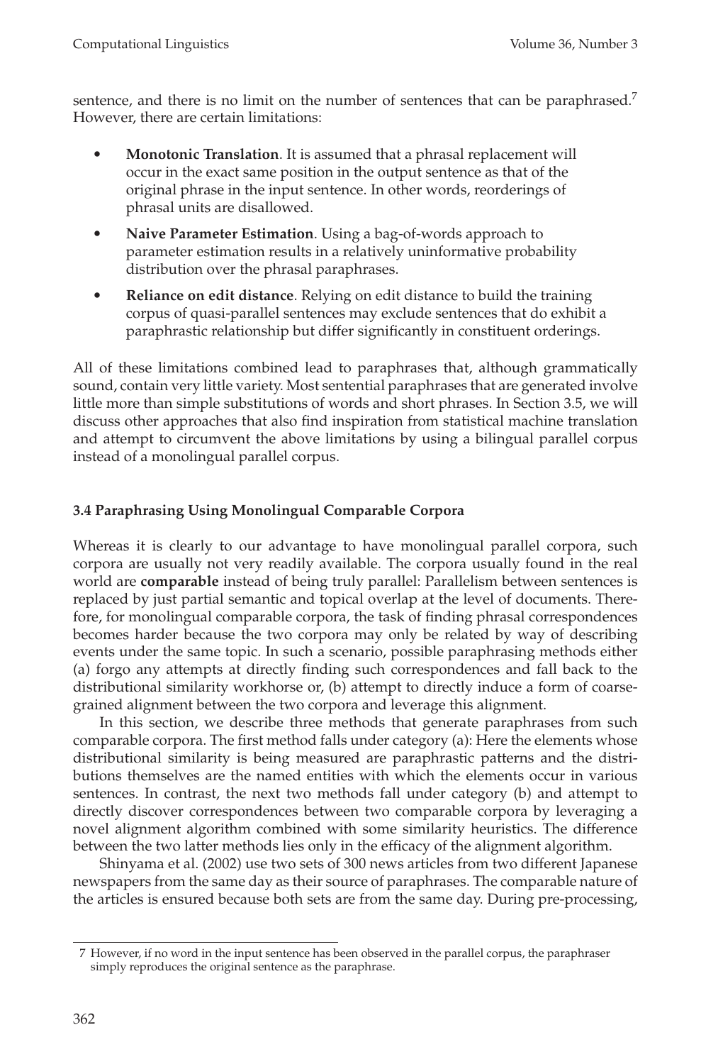sentence, and there is no limit on the number of sentences that can be paraphrased.[7] However, there are certain limitations:

- **Monotonic Translation**. It is assumed that a phrasal replacement will occur in the exact same position in the output sentence as that of the original phrase in the input sentence. In other words, reorderings of phrasal units are disallowed.
- **Naive Parameter Estimation**. Using a bag-of-words approach to parameter estimation results in a relatively uninformative probability distribution over the phrasal paraphrases.
- **Reliance on edit distance**. Relying on edit distance to build the training corpus of quasi-parallel sentences may exclude sentences that do exhibit a paraphrastic relationship but differ significantly in constituent orderings.

All of these limitations combined lead to paraphrases that, although grammatically sound, contain very little variety. Most sentential paraphrases that are generated involve little more than simple substitutions of words and short phrases. In Section 3.5, we will discuss other approaches that also find inspiration from statistical machine translation and attempt to circumvent the above limitations by using a bilingual parallel corpus instead of a monolingual parallel corpus.

### 3.4 Paraphrasing Using Monolingual Comparable Corpora

Whereas it is clearly to our advantage to have monolingual parallel corpora, such corpora are usually not very readily available. The corpora usually found in the real world are **comparable** instead of being truly parallel: Parallelism between sentences is replaced by just partial semantic and topical overlap at the level of documents. Therefore, for monolingual comparable corpora, the task of finding phrasal correspondences becomes harder because the two corpora may only be related by way of describing events under the same topic. In such a scenario, possible paraphrasing methods either (a) forgo any attempts at directly finding such correspondences and fall back to the distributional similarity workhorse or, (b) attempt to directly induce a form of coarse-grained alignment between the two corpora and leverage this alignment.

In this section, we describe three methods that generate paraphrases from such comparable corpora. The first method falls under category (a): Here the elements whose distributional similarity is being measured are paraphrastic patterns and the distributions themselves are the named entities with which the elements occur in various sentences. In contrast, the next two methods fall under category (b) and attempt to directly discover correspondences between two comparable corpora by leveraging a novel alignment algorithm combined with some similarity heuristics. The difference between the two latter methods lies only in the efficacy of the alignment algorithm.

Shinyama et al. (2002) use two sets of 300 news articles from two different Japanese newspapers from the same day as their source of paraphrases. The comparable nature of the articles is ensured because both sets are from the same day. During pre-processing,

[7] However, if no word in the input sentence has been observed in the parallel corpus, the paraphraser simply reproduces the original sentence as the paraphrase.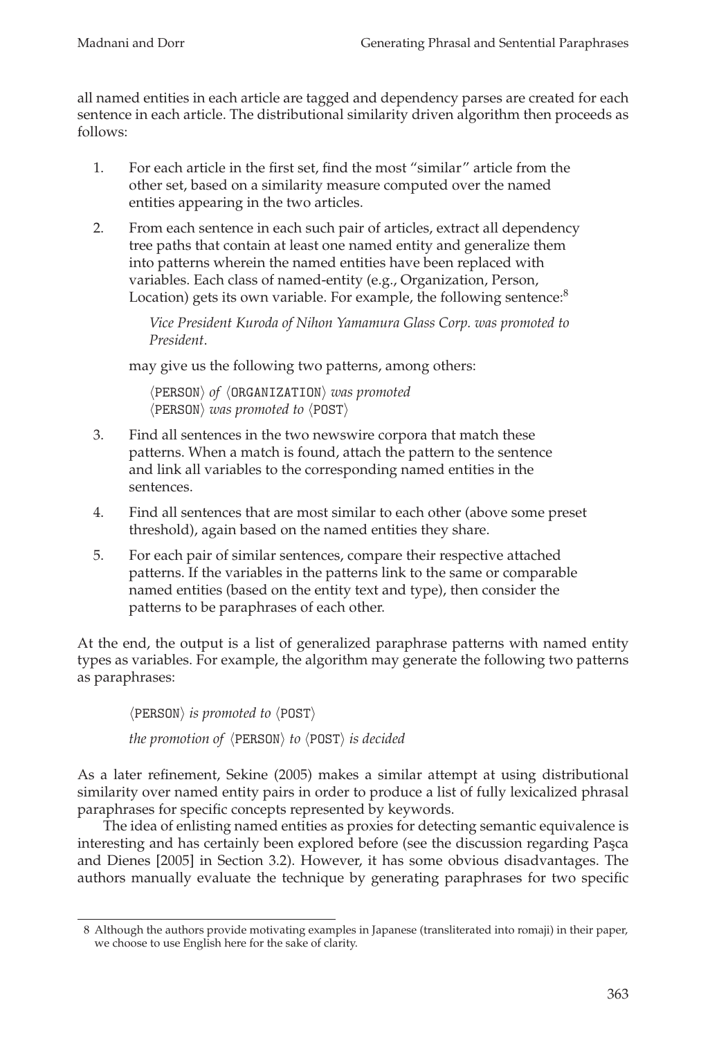all named entities in each article are tagged and dependency parses are created for each sentence in each article. The distributional similarity driven algorithm then proceeds as follows:

1. For each article in the first set, find the most "similar" article from the other set, based on a similarity measure computed over the named entities appearing in the two articles.
2. From each sentence in each such pair of articles, extract all dependency tree paths that contain at least one named entity and generalize them into patterns wherein the named entities have been replaced with variables. Each class of named-entity (e.g., Organization, Person, Location) gets its own variable. For example, the following sentence:[8]

   *Vice President Kuroda of Nihon Yamamura Glass Corp. was promoted to President.*

   may give us the following two patterns, among others:

   ⟨PERSON⟩ *of* ⟨ORGANIZATION⟩ *was promoted*
   ⟨PERSON⟩ *was promoted to* ⟨POST⟩
3. Find all sentences in the two newswire corpora that match these patterns. When a match is found, attach the pattern to the sentence and link all variables to the corresponding named entities in the sentences.
4. Find all sentences that are most similar to each other (above some preset threshold), again based on the named entities they share.
5. For each pair of similar sentences, compare their respective attached patterns. If the variables in the patterns link to the same or comparable named entities (based on the entity text and type), then consider the patterns to be paraphrases of each other.

At the end, the output is a list of generalized paraphrase patterns with named entity types as variables. For example, the algorithm may generate the following two patterns as paraphrases:

⟨PERSON⟩ *is promoted to* ⟨POST⟩

*the promotion of* ⟨PERSON⟩ *to* ⟨POST⟩ *is decided*

As a later refinement, Sekine (2005) makes a similar attempt at using distributional similarity over named entity pairs in order to produce a list of fully lexicalized phrasal paraphrases for specific concepts represented by keywords.

The idea of enlisting named entities as proxies for detecting semantic equivalence is interesting and has certainly been explored before (see the discussion regarding Paşca and Dienes [2005] in Section 3.2). However, it has some obvious disadvantages. The authors manually evaluate the technique by generating paraphrases for two specific

---

8 Although the authors provide motivating examples in Japanese (transliterated into romaji) in their paper, we choose to use English here for the sake of clarity.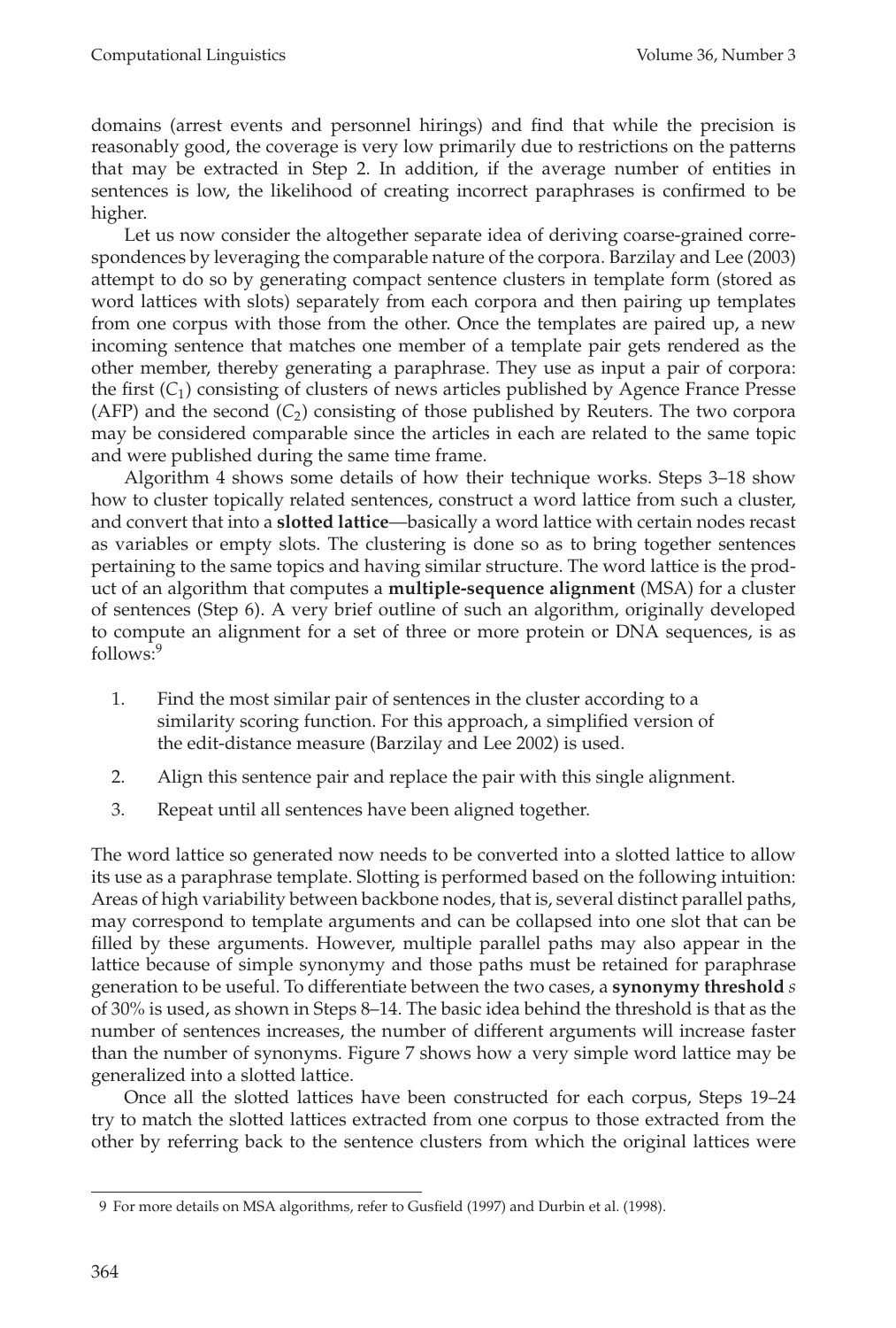domains (arrest events and personnel hirings) and find that while the precision is reasonably good, the coverage is very low primarily due to restrictions on the patterns that may be extracted in Step 2. In addition, if the average number of entities in sentences is low, the likelihood of creating incorrect paraphrases is confirmed to be higher.

Let us now consider the altogether separate idea of deriving coarse-grained correspondences by leveraging the comparable nature of the corpora. Barzilay and Lee (2003) attempt to do so by generating compact sentence clusters in template form (stored as word lattices with slots) separately from each corpora and then pairing up templates from one corpus with those from the other. Once the templates are paired up, a new incoming sentence that matches one member of a template pair gets rendered as the other member, thereby generating a paraphrase. They use as input a pair of corpora: the first ($C_1$) consisting of clusters of news articles published by Agence France Presse (AFP) and the second ($C_2$) consisting of those published by Reuters. The two corpora may be considered comparable since the articles in each are related to the same topic and were published during the same time frame.

Algorithm 4 shows some details of how their technique works. Steps 3–18 show how to cluster topically related sentences, construct a word lattice from such a cluster, and convert that into a **slotted lattice**—basically a word lattice with certain nodes recast as variables or empty slots. The clustering is done so as to bring together sentences pertaining to the same topics and having similar structure. The word lattice is the product of an algorithm that computes a **multiple-sequence alignment** (MSA) for a cluster of sentences (Step 6). A very brief outline of such an algorithm, originally developed to compute an alignment for a set of three or more protein or DNA sequences, is as follows:[9]

1. Find the most similar pair of sentences in the cluster according to a similarity scoring function. For this approach, a simplified version of the edit-distance measure (Barzilay and Lee 2002) is used.
2. Align this sentence pair and replace the pair with this single alignment.
3. Repeat until all sentences have been aligned together.

The word lattice so generated now needs to be converted into a slotted lattice to allow its use as a paraphrase template. Slotting is performed based on the following intuition: Areas of high variability between backbone nodes, that is, several distinct parallel paths, may correspond to template arguments and can be collapsed into one slot that can be filled by these arguments. However, multiple parallel paths may also appear in the lattice because of simple synonymy and those paths must be retained for paraphrase generation to be useful. To differentiate between the two cases, a **synonymy threshold** $s$ of 30% is used, as shown in Steps 8–14. The basic idea behind the threshold is that as the number of sentences increases, the number of different arguments will increase faster than the number of synonyms. Figure 7 shows how a very simple word lattice may be generalized into a slotted lattice.

Once all the slotted lattices have been constructed for each corpus, Steps 19–24 try to match the slotted lattices extracted from one corpus to those extracted from the other by referring back to the sentence clusters from which the original lattices were

[9] For more details on MSA algorithms, refer to Gusfield (1997) and Durbin et al. (1998).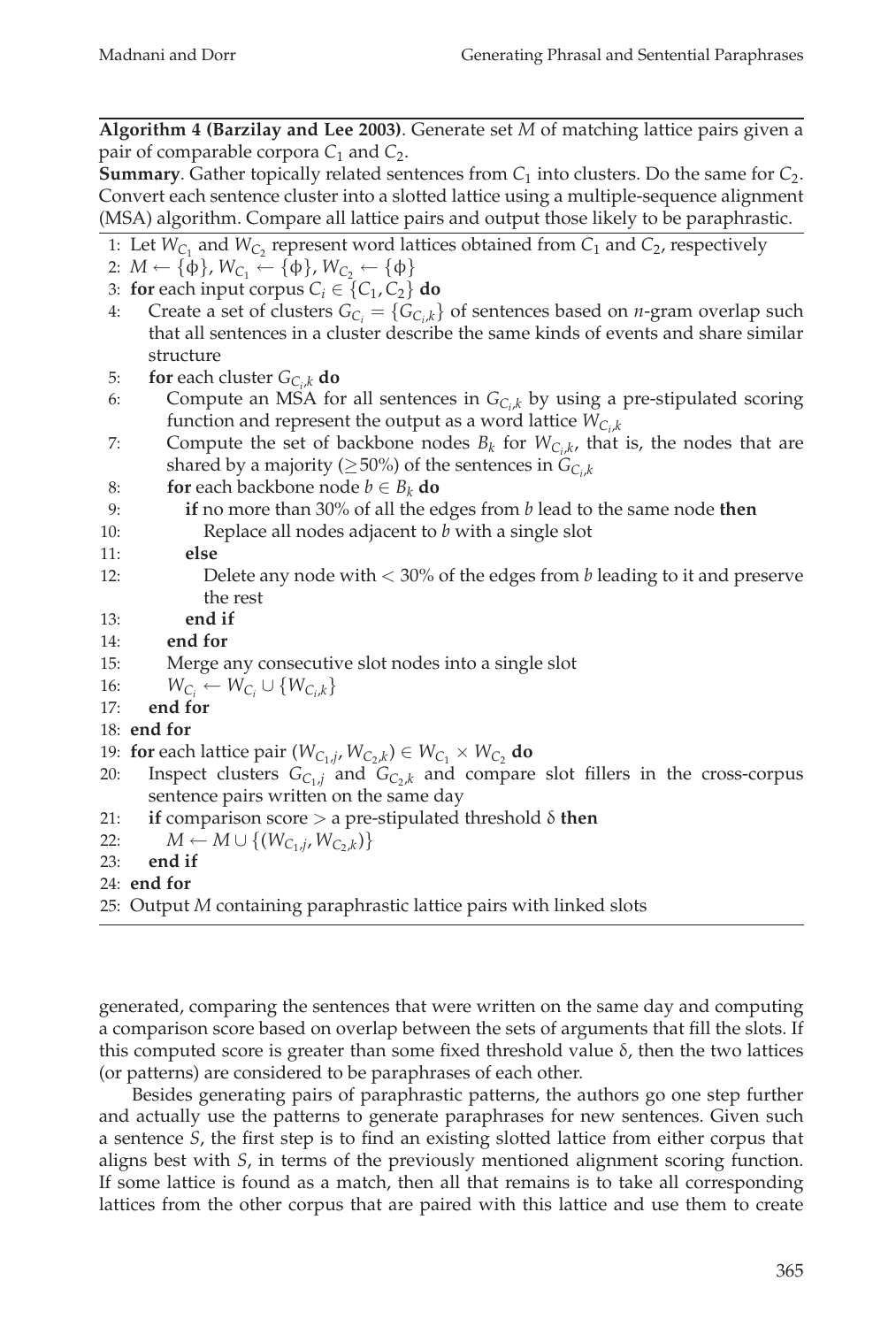**Algorithm 4 (Barzilay and Lee 2003)**. Generate set $M$ of matching lattice pairs given a pair of comparable corpora $C_1$ and $C_2$.

**Summary**. Gather topically related sentences from $C_1$ into clusters. Do the same for $C_2$. Convert each sentence cluster into a slotted lattice using a multiple-sequence alignment (MSA) algorithm. Compare all lattice pairs and output those likely to be paraphrastic.

```
1: Let W_{C_1} and W_{C_2} represent word lattices obtained from C_1 and C_2, respectively
2: M ← {φ}, W_{C_1} ← {φ}, W_{C_2} ← {φ}
3: for each input corpus C_i ∈ {C_1, C_2} do
4:    Create a set of clusters G_{C_i} = {G_{C_i,k}} of sentences based on n-gram overlap such
      that all sentences in a cluster describe the same kinds of events and share similar
      structure
5:    for each cluster G_{C_i,k} do
6:       Compute an MSA for all sentences in G_{C_i,k} by using a pre-stipulated scoring
         function and represent the output as a word lattice W_{C_i,k}
7:       Compute the set of backbone nodes B_k for W_{C_i,k}, that is, the nodes that are
         shared by a majority (≥50%) of the sentences in G_{C_i,k}
8:       for each backbone node b ∈ B_k do
9:          if no more than 30% of all the edges from b lead to the same node then
10:            Replace all nodes adjacent to b with a single slot
11:         else
12:            Delete any node with < 30% of the edges from b leading to it and preserve
               the rest
13:         end if
14:      end for
15:      Merge any consecutive slot nodes into a single slot
16:      W_{C_i} ← W_{C_i} ∪ {W_{C_i,k}}
17:   end for
18: end for
19: for each lattice pair (W_{C_1,j}, W_{C_2,k}) ∈ W_{C_1} × W_{C_2} do
20:   Inspect clusters G_{C_1,j} and G_{C_2,k} and compare slot fillers in the cross-corpus
      sentence pairs written on the same day
21:   if comparison score > a pre-stipulated threshold δ then
22:      M ← M ∪ {(W_{C_1,j}, W_{C_2,k})}
23:   end if
24: end for
25: Output M containing paraphrastic lattice pairs with linked slots
```

generated, comparing the sentences that were written on the same day and computing a comparison score based on overlap between the sets of arguments that fill the slots. If this computed score is greater than some fixed threshold value $\delta$, then the two lattices (or patterns) are considered to be paraphrases of each other.

Besides generating pairs of paraphrastic patterns, the authors go one step further and actually use the patterns to generate paraphrases for new sentences. Given such a sentence $S$, the first step is to find an existing slotted lattice from either corpus that aligns best with $S$, in terms of the previously mentioned alignment scoring function. If some lattice is found as a match, then all that remains is to take all corresponding lattices from the other corpus that are paired with this lattice and use them to create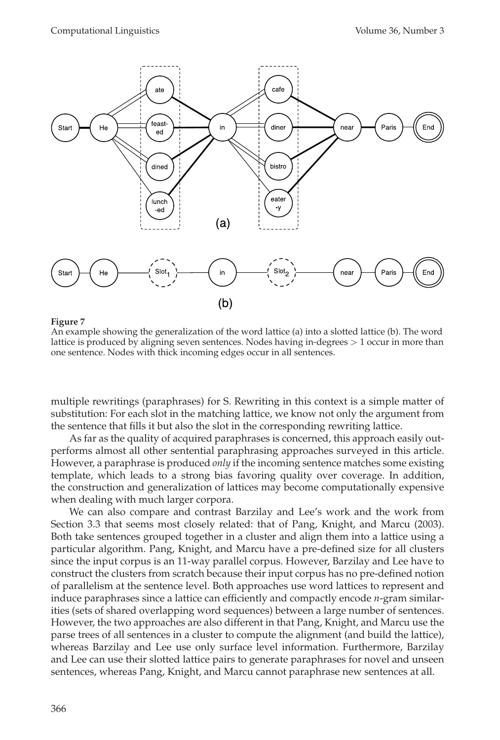Start He ate feast-ed dined lunch -ed in cafe diner bistro eater -y near Paris End

(a)

Start He $Slot_1$ in $Slot_2$ near Paris End

(b)

**Figure 7**
An example showing the generalization of the word lattice (a) into a slotted lattice (b). The word lattice is produced by aligning seven sentences. Nodes having in-degrees > 1 occur in more than one sentence. Nodes with thick incoming edges occur in all sentences.

multiple rewritings (paraphrases) for S. Rewriting in this context is a simple matter of substitution: For each slot in the matching lattice, we know not only the argument from the sentence that fills it but also the slot in the corresponding rewriting lattice.

As far as the quality of acquired paraphrases is concerned, this approach easily outperforms almost all other sentential paraphrasing approaches surveyed in this article. However, a paraphrase is produced *only* if the incoming sentence matches some existing template, which leads to a strong bias favoring quality over coverage. In addition, the construction and generalization of lattices may become computationally expensive when dealing with much larger corpora.

We can also compare and contrast Barzilay and Lee's work and the work from Section 3.3 that seems most closely related: that of Pang, Knight, and Marcu (2003). Both take sentences grouped together in a cluster and align them into a lattice using a particular algorithm. Pang, Knight, and Marcu have a pre-defined size for all clusters since the input corpus is an 11-way parallel corpus. However, Barzilay and Lee have to construct the clusters from scratch because their input corpus has no pre-defined notion of parallelism at the sentence level. Both approaches use word lattices to represent and induce paraphrases since a lattice can efficiently and compactly encode *n*-gram similarities (sets of shared overlapping word sequences) between a large number of sentences. However, the two approaches are also different in that Pang, Knight, and Marcu use the parse trees of all sentences in a cluster to compute the alignment (and build the lattice), whereas Barzilay and Lee use only surface level information. Furthermore, Barzilay and Lee can use their slotted lattice pairs to generate paraphrases for novel and unseen sentences, whereas Pang, Knight, and Marcu cannot paraphrase new sentences at all.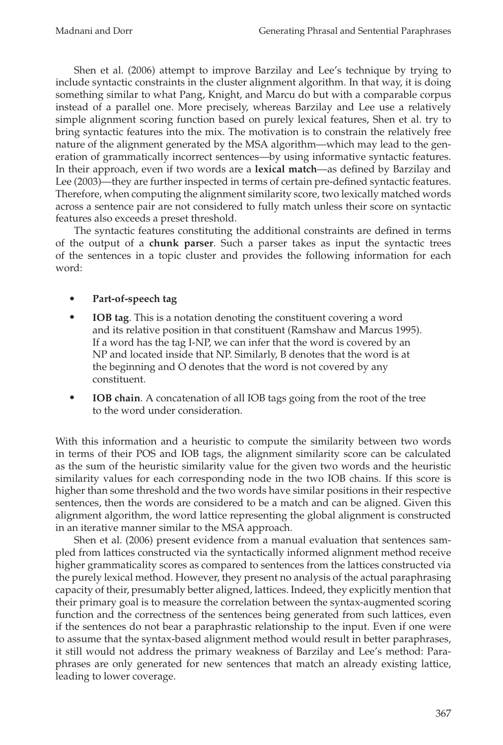Shen et al. (2006) attempt to improve Barzilay and Lee's technique by trying to include syntactic constraints in the cluster alignment algorithm. In that way, it is doing something similar to what Pang, Knight, and Marcu do but with a comparable corpus instead of a parallel one. More precisely, whereas Barzilay and Lee use a relatively simple alignment scoring function based on purely lexical features, Shen et al. try to bring syntactic features into the mix. The motivation is to constrain the relatively free nature of the alignment generated by the MSA algorithm—which may lead to the generation of grammatically incorrect sentences—by using informative syntactic features. In their approach, even if two words are a **lexical match**—as defined by Barzilay and Lee (2003)—they are further inspected in terms of certain pre-defined syntactic features. Therefore, when computing the alignment similarity score, two lexically matched words across a sentence pair are not considered to fully match unless their score on syntactic features also exceeds a preset threshold.

The syntactic features constituting the additional constraints are defined in terms of the output of a **chunk parser**. Such a parser takes as input the syntactic trees of the sentences in a topic cluster and provides the following information for each word:

- **Part-of-speech tag**
- **IOB tag**. This is a notation denoting the constituent covering a word and its relative position in that constituent (Ramshaw and Marcus 1995). If a word has the tag I-NP, we can infer that the word is covered by an NP and located inside that NP. Similarly, B denotes that the word is at the beginning and O denotes that the word is not covered by any constituent.
- **IOB chain**. A concatenation of all IOB tags going from the root of the tree to the word under consideration.

With this information and a heuristic to compute the similarity between two words in terms of their POS and IOB tags, the alignment similarity score can be calculated as the sum of the heuristic similarity value for the given two words and the heuristic similarity values for each corresponding node in the two IOB chains. If this score is higher than some threshold and the two words have similar positions in their respective sentences, then the words are considered to be a match and can be aligned. Given this alignment algorithm, the word lattice representing the global alignment is constructed in an iterative manner similar to the MSA approach.

Shen et al. (2006) present evidence from a manual evaluation that sentences sampled from lattices constructed via the syntactically informed alignment method receive higher grammaticality scores as compared to sentences from the lattices constructed via the purely lexical method. However, they present no analysis of the actual paraphrasing capacity of their, presumably better aligned, lattices. Indeed, they explicitly mention that their primary goal is to measure the correlation between the syntax-augmented scoring function and the correctness of the sentences being generated from such lattices, even if the sentences do not bear a paraphrastic relationship to the input. Even if one were to assume that the syntax-based alignment method would result in better paraphrases, it still would not address the primary weakness of Barzilay and Lee's method: Paraphrases are only generated for new sentences that match an already existing lattice, leading to lower coverage.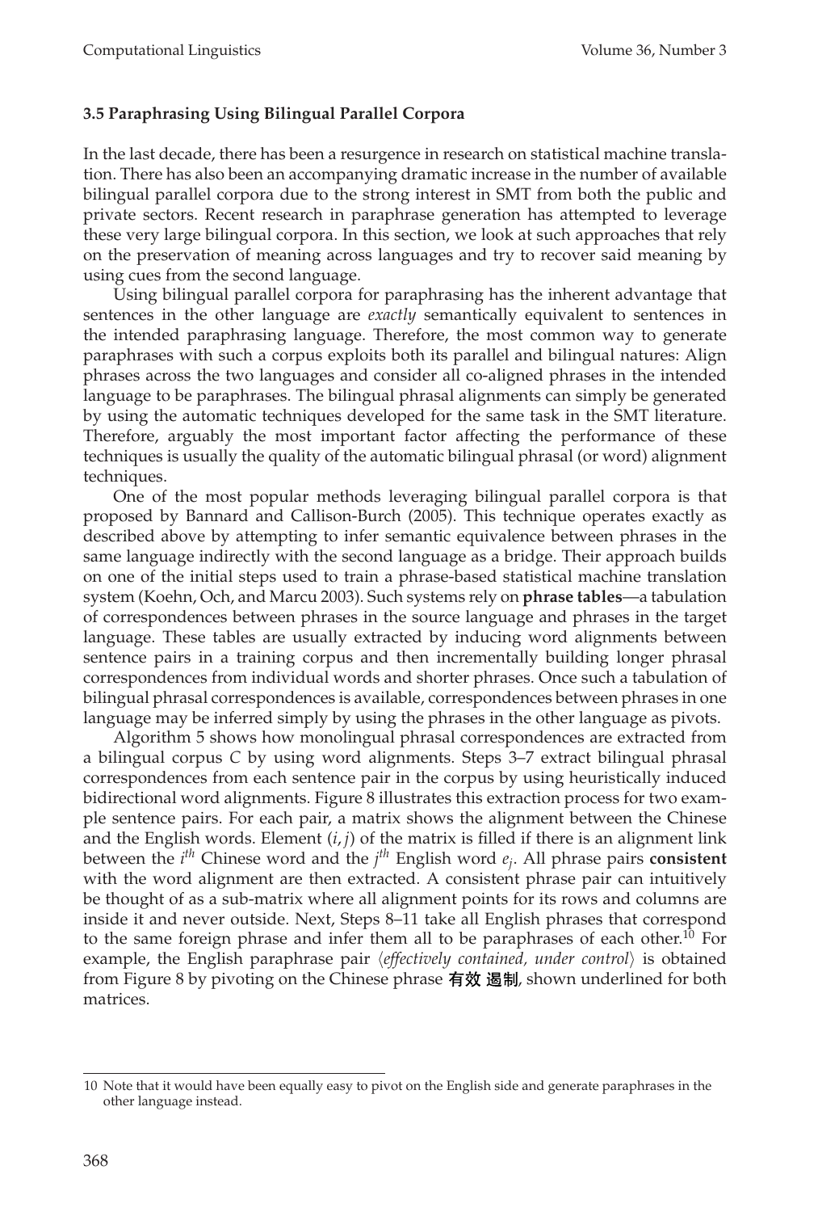### 3.5 Paraphrasing Using Bilingual Parallel Corpora

In the last decade, there has been a resurgence in research on statistical machine translation. There has also been an accompanying dramatic increase in the number of available bilingual parallel corpora due to the strong interest in SMT from both the public and private sectors. Recent research in paraphrase generation has attempted to leverage these very large bilingual corpora. In this section, we look at such approaches that rely on the preservation of meaning across languages and try to recover said meaning by using cues from the second language.

Using bilingual parallel corpora for paraphrasing has the inherent advantage that sentences in the other language are *exactly* semantically equivalent to sentences in the intended paraphrasing language. Therefore, the most common way to generate paraphrases with such a corpus exploits both its parallel and bilingual natures: Align phrases across the two languages and consider all co-aligned phrases in the intended language to be paraphrases. The bilingual phrasal alignments can simply be generated by using the automatic techniques developed for the same task in the SMT literature. Therefore, arguably the most important factor affecting the performance of these techniques is usually the quality of the automatic bilingual phrasal (or word) alignment techniques.

One of the most popular methods leveraging bilingual parallel corpora is that proposed by Bannard and Callison-Burch (2005). This technique operates exactly as described above by attempting to infer semantic equivalence between phrases in the same language indirectly with the second language as a bridge. Their approach builds on one of the initial steps used to train a phrase-based statistical machine translation system (Koehn, Och, and Marcu 2003). Such systems rely on **phrase tables**—a tabulation of correspondences between phrases in the source language and phrases in the target language. These tables are usually extracted by inducing word alignments between sentence pairs in a training corpus and then incrementally building longer phrasal correspondences from individual words and shorter phrases. Once such a tabulation of bilingual phrasal correspondences is available, correspondences between phrases in one language may be inferred simply by using the phrases in the other language as pivots.

Algorithm 5 shows how monolingual phrasal correspondences are extracted from a bilingual corpus $C$ by using word alignments. Steps 3–7 extract bilingual phrasal correspondences from each sentence pair in the corpus by using heuristically induced bidirectional word alignments. Figure 8 illustrates this extraction process for two example sentence pairs. For each pair, a matrix shows the alignment between the Chinese and the English words. Element $(i, j)$ of the matrix is filled if there is an alignment link between the $i^{th}$ Chinese word and the $j^{th}$ English word $e_j$. All phrase pairs **consistent** with the word alignment are then extracted. A consistent phrase pair can intuitively be thought of as a sub-matrix where all alignment points for its rows and columns are inside it and never outside. Next, Steps 8–11 take all English phrases that correspond to the same foreign phrase and infer them all to be paraphrases of each other.[10] For example, the English paraphrase pair ⟨*effectively contained, under control*⟩ is obtained from Figure 8 by pivoting on the Chinese phrase 有效 遏制, shown underlined for both matrices.

---

[10] Note that it would have been equally easy to pivot on the English side and generate paraphrases in the other language instead.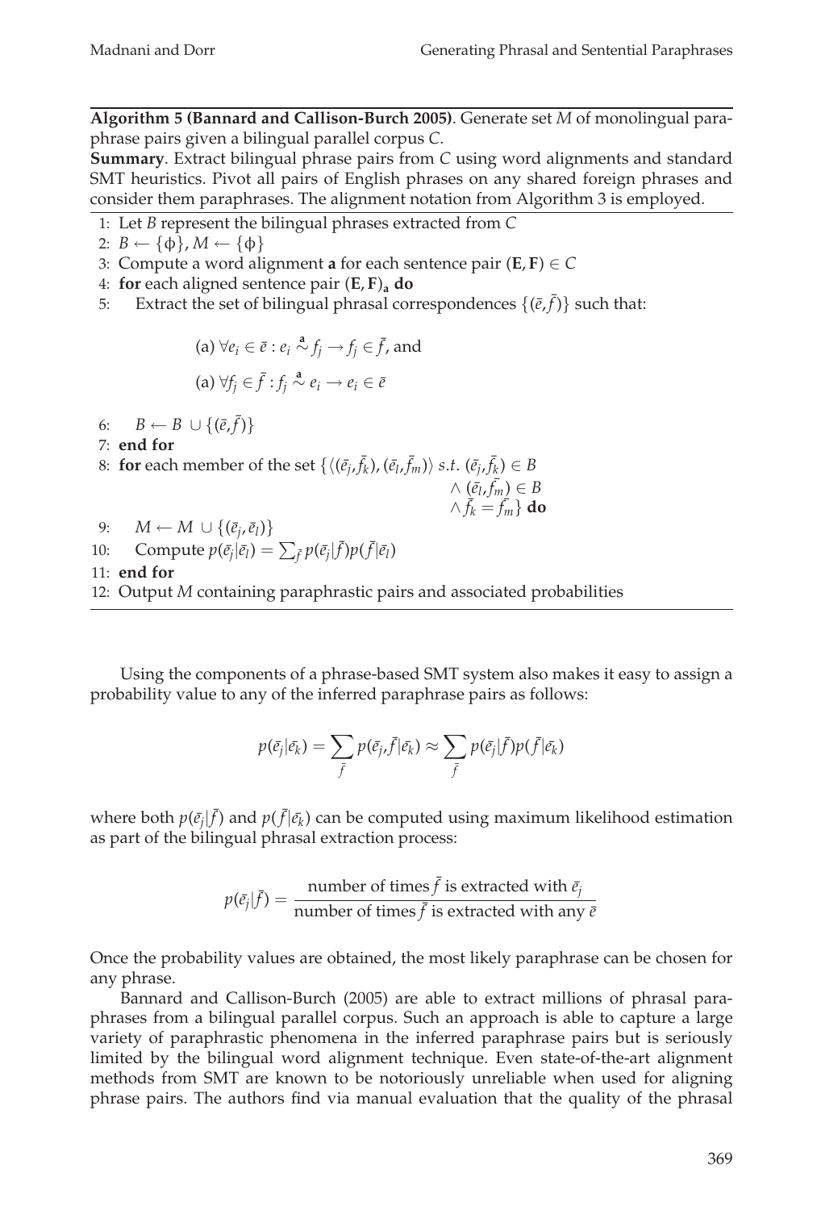**Algorithm 5 (Bannard and Callison-Burch 2005)**. Generate set *M* of monolingual paraphrase pairs given a bilingual parallel corpus *C*.

**Summary**. Extract bilingual phrase pairs from *C* using word alignments and standard SMT heuristics. Pivot all pairs of English phrases on any shared foreign phrases and consider them paraphrases. The alignment notation from Algorithm 3 is employed.

1: Let *B* represent the bilingual phrases extracted from *C*

2: $B \leftarrow \{\phi\}$, $M \leftarrow \{\phi\}$

3: Compute a word alignment $\mathbf{a}$ for each sentence pair $(\mathbf{E}, \mathbf{F}) \in C$

4: **for** each aligned sentence pair $(\mathbf{E}, \mathbf{F})_{\mathbf{a}}$ **do**

5: Extract the set of bilingual phrasal correspondences $\{(\bar{e}, \bar{f})\}$ such that:

$$\text{(a) } \forall e_i \in \bar{e} : e_i \overset{\mathbf{a}}{\sim} f_j \rightarrow f_j \in \bar{f}, \text{ and}$$

$$\text{(a) } \forall f_j \in \bar{f} : f_j \overset{\mathbf{a}}{\sim} e_i \rightarrow e_i \in \bar{e}$$

6: $B \leftarrow B \cup \{(\bar{e}, \bar{f})\}$

7: **end for**

8: **for** each member of the set $\{\langle(\bar{e}_j, \bar{f}_k), (\bar{e}_l, \bar{f}_m)\rangle \; s.t. \; (\bar{e}_j, \bar{f}_k) \in B \wedge (\bar{e}_l, \bar{f}_m) \in B \wedge \bar{f}_k = \bar{f}_m\}$ **do**

9: $M \leftarrow M \cup \{(\bar{e}_j, \bar{e}_l)\}$

10: Compute $p(\bar{e}_j|\bar{e}_l) = \sum_{\bar{f}} p(\bar{e}_j|\bar{f})p(\bar{f}|\bar{e}_l)$

11: **end for**

12: Output *M* containing paraphrastic pairs and associated probabilities

Using the components of a phrase-based SMT system also makes it easy to assign a probability value to any of the inferred paraphrase pairs as follows:

$$p(\bar{e}_j|\bar{e}_k) = \sum_{\bar{f}} p(\bar{e}_j, \bar{f}|\bar{e}_k) \approx \sum_{\bar{f}} p(\bar{e}_j|\bar{f})p(\bar{f}|\bar{e}_k)$$

where both $p(\bar{e}_j|\bar{f})$ and $p(\bar{f}|\bar{e}_k)$ can be computed using maximum likelihood estimation as part of the bilingual phrasal extraction process:

$$p(\bar{e}_j|\bar{f}) = \frac{\text{number of times } \bar{f} \text{ is extracted with } \bar{e}_j}{\text{number of times } \bar{f} \text{ is extracted with any } \bar{e}}$$

Once the probability values are obtained, the most likely paraphrase can be chosen for any phrase.

Bannard and Callison-Burch (2005) are able to extract millions of phrasal paraphrases from a bilingual parallel corpus. Such an approach is able to capture a large variety of paraphrastic phenomena in the inferred paraphrase pairs but is seriously limited by the bilingual word alignment technique. Even state-of-the-art alignment methods from SMT are known to be notoriously unreliable when used for aligning phrase pairs. The authors find via manual evaluation that the quality of the phrasal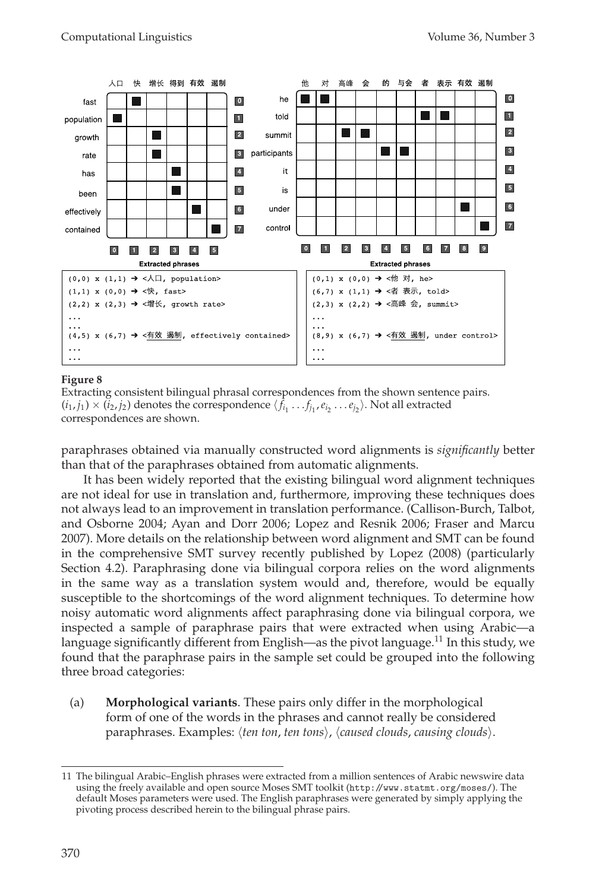**Figure 8**
Extracting consistent bilingual phrasal correspondences from the shown sentence pairs. $(i_1, j_1) \times (i_2, j_2)$ denotes the correspondence $\langle f_{i_1} \ldots f_{j_1}, e_{i_2} \ldots e_{j_2} \rangle$. Not all extracted correspondences are shown.

paraphrases obtained via manually constructed word alignments is *significantly* better than that of the paraphrases obtained from automatic alignments.

It has been widely reported that the existing bilingual word alignment techniques are not ideal for use in translation and, furthermore, improving these techniques does not always lead to an improvement in translation performance. (Callison-Burch, Talbot, and Osborne 2004; Ayan and Dorr 2006; Lopez and Resnik 2006; Fraser and Marcu 2007). More details on the relationship between word alignment and SMT can be found in the comprehensive SMT survey recently published by Lopez (2008) (particularly Section 4.2). Paraphrasing done via bilingual corpora relies on the word alignments in the same way as a translation system would and, therefore, would be equally susceptible to the shortcomings of the word alignment techniques. To determine how noisy automatic word alignments affect paraphrasing done via bilingual corpora, we inspected a sample of paraphrase pairs that were extracted when using Arabic—a language significantly different from English—as the pivot language.[11] In this study, we found that the paraphrase pairs in the sample set could be grouped into the following three broad categories:

(a) **Morphological variants**. These pairs only differ in the morphological form of one of the words in the phrases and cannot really be considered paraphrases. Examples: ⟨*ten ton*, *ten tons*⟩, ⟨*caused clouds*, *causing clouds*⟩.

11 The bilingual Arabic–English phrases were extracted from a million sentences of Arabic newswire data using the freely available and open source Moses SMT toolkit (`http://www.statmt.org/moses/`). The default Moses parameters were used. The English paraphrases were generated by simply applying the pivoting process described herein to the bilingual phrase pairs.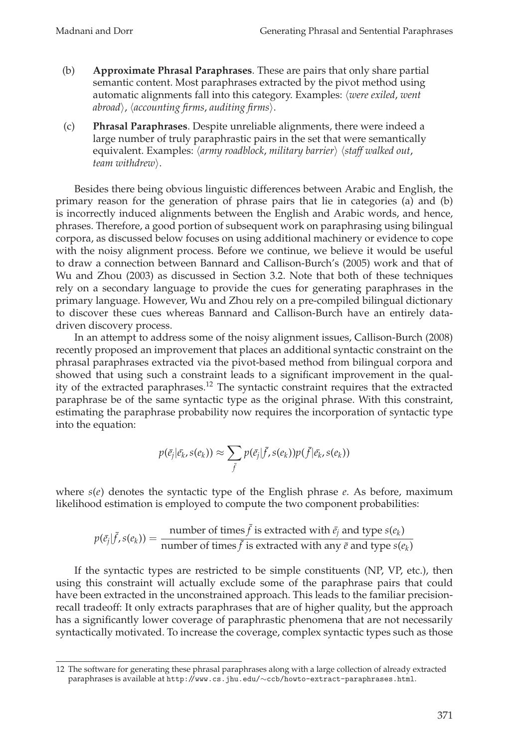(b) **Approximate Phrasal Paraphrases**. These are pairs that only share partial semantic content. Most paraphrases extracted by the pivot method using automatic alignments fall into this category. Examples: ⟨*were exiled*, *went abroad*⟩, ⟨*accounting firms*, *auditing firms*⟩.

(c) **Phrasal Paraphrases**. Despite unreliable alignments, there were indeed a large number of truly paraphrastic pairs in the set that were semantically equivalent. Examples: ⟨*army roadblock*, *military barrier*⟩ ⟨*staff walked out*, *team withdrew*⟩.

Besides there being obvious linguistic differences between Arabic and English, the primary reason for the generation of phrase pairs that lie in categories (a) and (b) is incorrectly induced alignments between the English and Arabic words, and hence, phrases. Therefore, a good portion of subsequent work on paraphrasing using bilingual corpora, as discussed below focuses on using additional machinery or evidence to cope with the noisy alignment process. Before we continue, we believe it would be useful to draw a connection between Bannard and Callison-Burch's (2005) work and that of Wu and Zhou (2003) as discussed in Section 3.2. Note that both of these techniques rely on a secondary language to provide the cues for generating paraphrases in the primary language. However, Wu and Zhou rely on a pre-compiled bilingual dictionary to discover these cues whereas Bannard and Callison-Burch have an entirely data-driven discovery process.

In an attempt to address some of the noisy alignment issues, Callison-Burch (2008) recently proposed an improvement that places an additional syntactic constraint on the phrasal paraphrases extracted via the pivot-based method from bilingual corpora and showed that using such a constraint leads to a significant improvement in the quality of the extracted paraphrases.[12] The syntactic constraint requires that the extracted paraphrase be of the same syntactic type as the original phrase. With this constraint, estimating the paraphrase probability now requires the incorporation of syntactic type into the equation:

$$p(\bar{e_j}|\bar{e_k}, s(e_k)) \approx \sum_{\bar{f}} p(\bar{e_j}|\bar{f}, s(e_k))p(\bar{f}|\bar{e_k}, s(e_k))$$

where $s(e)$ denotes the syntactic type of the English phrase $e$. As before, maximum likelihood estimation is employed to compute the two component probabilities:

$$p(\bar{e_j}|\bar{f}, s(e_k)) = \frac{\text{number of times } \bar{f} \text{ is extracted with } \bar{e_j} \text{ and type } s(e_k)}{\text{number of times } \bar{f} \text{ is extracted with any } \bar{e} \text{ and type } s(e_k)}$$

If the syntactic types are restricted to be simple constituents (NP, VP, etc.), then using this constraint will actually exclude some of the paraphrase pairs that could have been extracted in the unconstrained approach. This leads to the familiar precision-recall tradeoff: It only extracts paraphrases that are of higher quality, but the approach has a significantly lower coverage of paraphrastic phenomena that are not necessarily syntactically motivated. To increase the coverage, complex syntactic types such as those

12 The software for generating these phrasal paraphrases along with a large collection of already extracted paraphrases is available at http://www.cs.jhu.edu/∼ccb/howto-extract-paraphrases.html.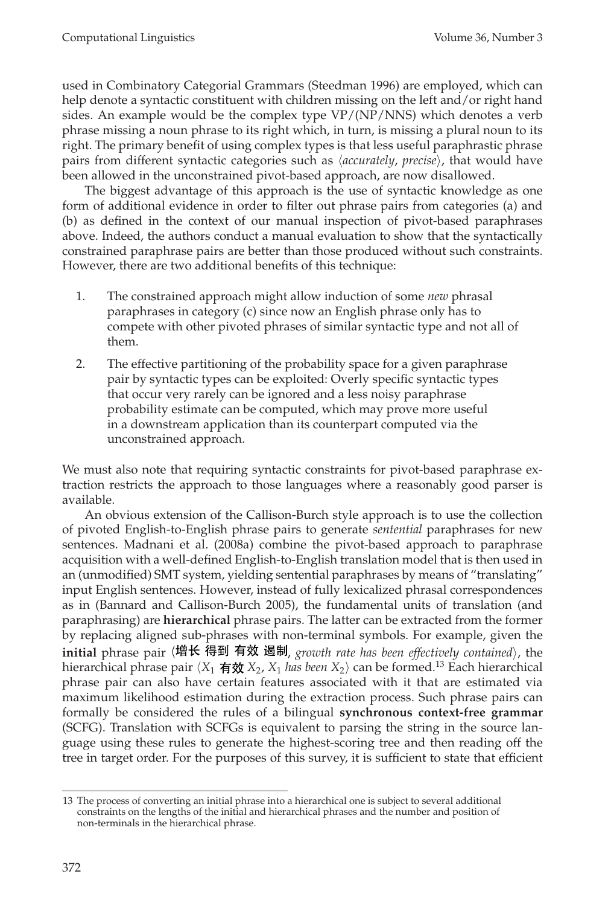used in Combinatory Categorial Grammars (Steedman 1996) are employed, which can help denote a syntactic constituent with children missing on the left and/or right hand sides. An example would be the complex type VP/(NP/NNS) which denotes a verb phrase missing a noun phrase to its right which, in turn, is missing a plural noun to its right. The primary benefit of using complex types is that less useful paraphrastic phrase pairs from different syntactic categories such as ⟨*accurately*, *precise*⟩, that would have been allowed in the unconstrained pivot-based approach, are now disallowed.

The biggest advantage of this approach is the use of syntactic knowledge as one form of additional evidence in order to filter out phrase pairs from categories (a) and (b) as defined in the context of our manual inspection of pivot-based paraphrases above. Indeed, the authors conduct a manual evaluation to show that the syntactically constrained paraphrase pairs are better than those produced without such constraints. However, there are two additional benefits of this technique:

1. The constrained approach might allow induction of some *new* phrasal paraphrases in category (c) since now an English phrase only has to compete with other pivoted phrases of similar syntactic type and not all of them.
2. The effective partitioning of the probability space for a given paraphrase pair by syntactic types can be exploited: Overly specific syntactic types that occur very rarely can be ignored and a less noisy paraphrase probability estimate can be computed, which may prove more useful in a downstream application than its counterpart computed via the unconstrained approach.

We must also note that requiring syntactic constraints for pivot-based paraphrase extraction restricts the approach to those languages where a reasonably good parser is available.

An obvious extension of the Callison-Burch style approach is to use the collection of pivoted English-to-English phrase pairs to generate *sentential* paraphrases for new sentences. Madnani et al. (2008a) combine the pivot-based approach to paraphrase acquisition with a well-defined English-to-English translation model that is then used in an (unmodified) SMT system, yielding sentential paraphrases by means of "translating" input English sentences. However, instead of fully lexicalized phrasal correspondences as in (Bannard and Callison-Burch 2005), the fundamental units of translation (and paraphrasing) are **hierarchical** phrase pairs. The latter can be extracted from the former by replacing aligned sub-phrases with non-terminal symbols. For example, given the **initial** phrase pair ⟨增长 得到 有效 遏制, *growth rate has been effectively contained*⟩, the hierarchical phrase pair ⟨$X_1$ 有效 $X_2$, $X_1$ *has been* $X_2$⟩ can be formed.[13] Each hierarchical phrase pair can also have certain features associated with it that are estimated via maximum likelihood estimation during the extraction process. Such phrase pairs can formally be considered the rules of a bilingual **synchronous context-free grammar** (SCFG). Translation with SCFGs is equivalent to parsing the string in the source language using these rules to generate the highest-scoring tree and then reading off the tree in target order. For the purposes of this survey, it is sufficient to state that efficient

13 The process of converting an initial phrase into a hierarchical one is subject to several additional constraints on the lengths of the initial and hierarchical phrases and the number and position of non-terminals in the hierarchical phrase.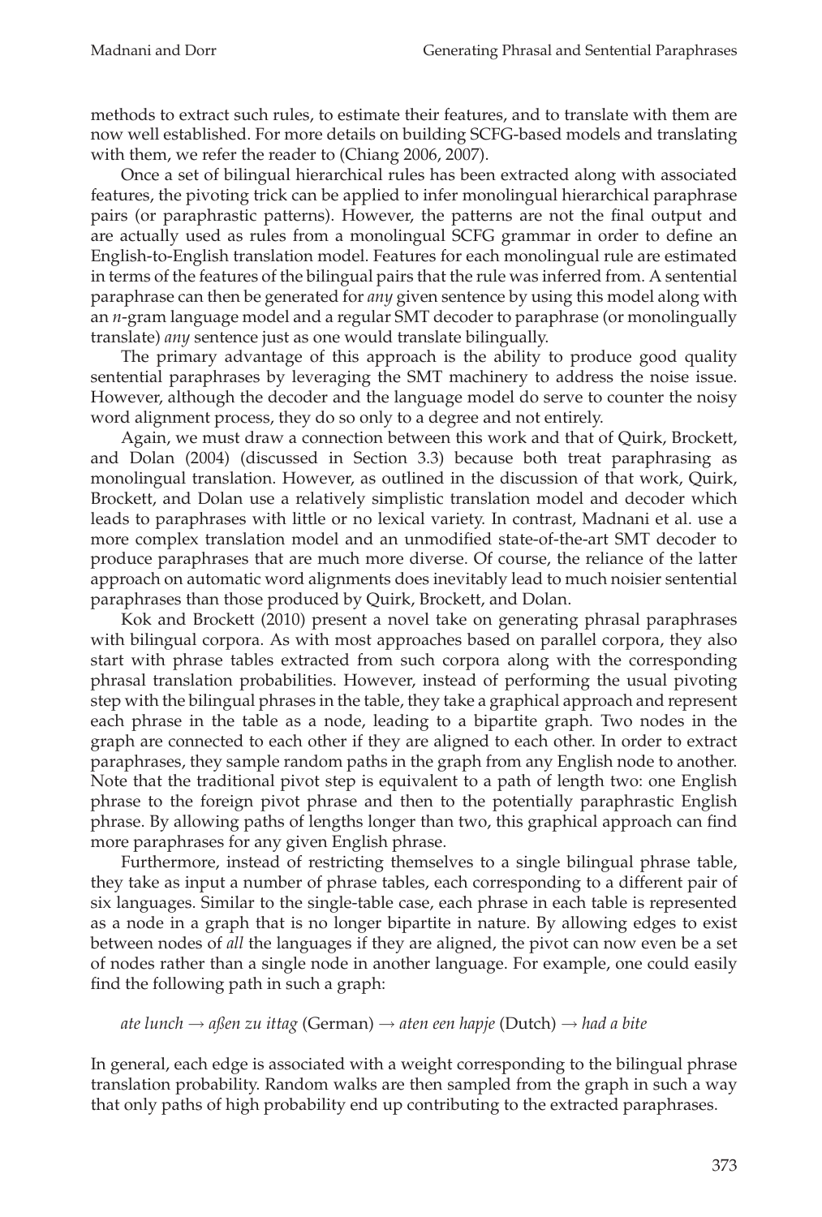methods to extract such rules, to estimate their features, and to translate with them are now well established. For more details on building SCFG-based models and translating with them, we refer the reader to (Chiang 2006, 2007).

Once a set of bilingual hierarchical rules has been extracted along with associated features, the pivoting trick can be applied to infer monolingual hierarchical paraphrase pairs (or paraphrastic patterns). However, the patterns are not the final output and are actually used as rules from a monolingual SCFG grammar in order to define an English-to-English translation model. Features for each monolingual rule are estimated in terms of the features of the bilingual pairs that the rule was inferred from. A sentential paraphrase can then be generated for *any* given sentence by using this model along with an *n*-gram language model and a regular SMT decoder to paraphrase (or monolingually translate) *any* sentence just as one would translate bilingually.

The primary advantage of this approach is the ability to produce good quality sentential paraphrases by leveraging the SMT machinery to address the noise issue. However, although the decoder and the language model do serve to counter the noisy word alignment process, they do so only to a degree and not entirely.

Again, we must draw a connection between this work and that of Quirk, Brockett, and Dolan (2004) (discussed in Section 3.3) because both treat paraphrasing as monolingual translation. However, as outlined in the discussion of that work, Quirk, Brockett, and Dolan use a relatively simplistic translation model and decoder which leads to paraphrases with little or no lexical variety. In contrast, Madnani et al. use a more complex translation model and an unmodified state-of-the-art SMT decoder to produce paraphrases that are much more diverse. Of course, the reliance of the latter approach on automatic word alignments does inevitably lead to much noisier sentential paraphrases than those produced by Quirk, Brockett, and Dolan.

Kok and Brockett (2010) present a novel take on generating phrasal paraphrases with bilingual corpora. As with most approaches based on parallel corpora, they also start with phrase tables extracted from such corpora along with the corresponding phrasal translation probabilities. However, instead of performing the usual pivoting step with the bilingual phrases in the table, they take a graphical approach and represent each phrase in the table as a node, leading to a bipartite graph. Two nodes in the graph are connected to each other if they are aligned to each other. In order to extract paraphrases, they sample random paths in the graph from any English node to another. Note that the traditional pivot step is equivalent to a path of length two: one English phrase to the foreign pivot phrase and then to the potentially paraphrastic English phrase. By allowing paths of lengths longer than two, this graphical approach can find more paraphrases for any given English phrase.

Furthermore, instead of restricting themselves to a single bilingual phrase table, they take as input a number of phrase tables, each corresponding to a different pair of six languages. Similar to the single-table case, each phrase in each table is represented as a node in a graph that is no longer bipartite in nature. By allowing edges to exist between nodes of *all* the languages if they are aligned, the pivot can now even be a set of nodes rather than a single node in another language. For example, one could easily find the following path in such a graph:

*ate lunch* → *aßen zu ittag* (German) → *aten een hapje* (Dutch) → *had a bite*

In general, each edge is associated with a weight corresponding to the bilingual phrase translation probability. Random walks are then sampled from the graph in such a way that only paths of high probability end up contributing to the extracted paraphrases.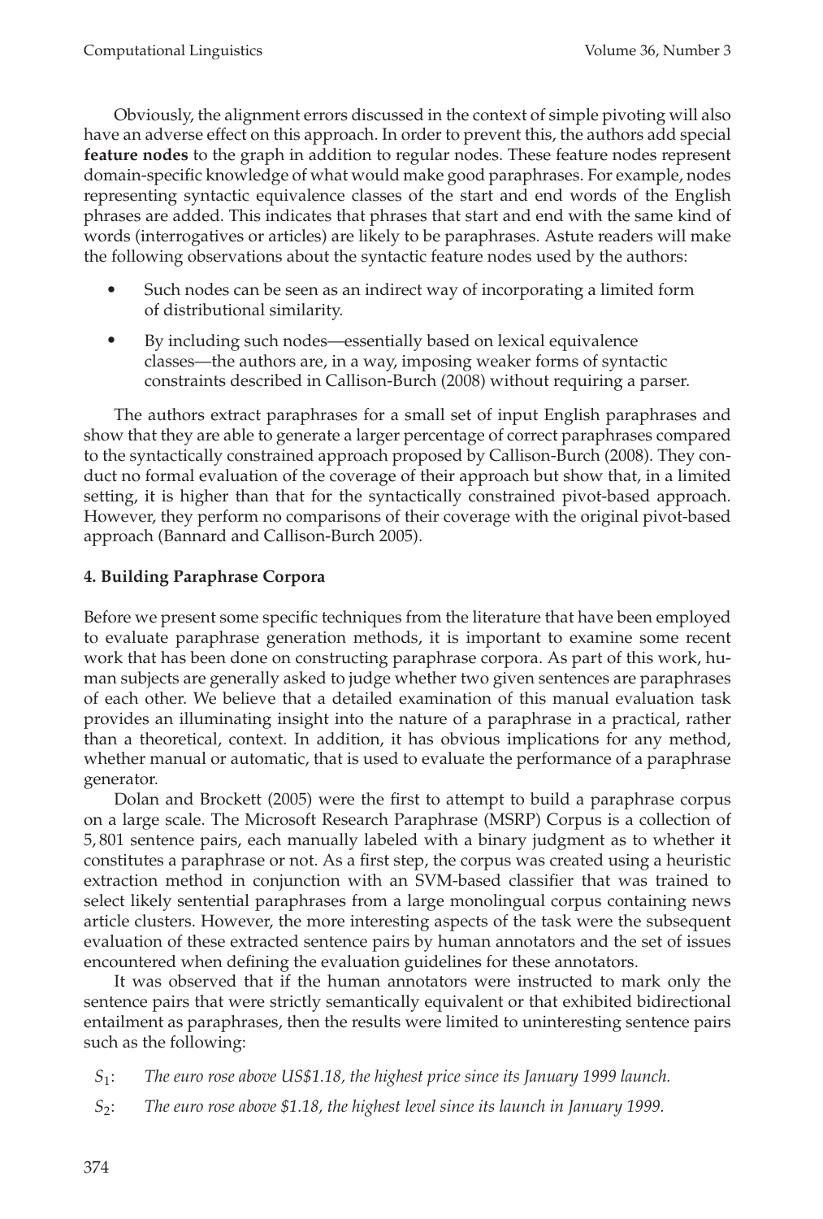Obviously, the alignment errors discussed in the context of simple pivoting will also have an adverse effect on this approach. In order to prevent this, the authors add special **feature nodes** to the graph in addition to regular nodes. These feature nodes represent domain-specific knowledge of what would make good paraphrases. For example, nodes representing syntactic equivalence classes of the start and end words of the English phrases are added. This indicates that phrases that start and end with the same kind of words (interrogatives or articles) are likely to be paraphrases. Astute readers will make the following observations about the syntactic feature nodes used by the authors:

- Such nodes can be seen as an indirect way of incorporating a limited form of distributional similarity.
- By including such nodes—essentially based on lexical equivalence classes—the authors are, in a way, imposing weaker forms of syntactic constraints described in Callison-Burch (2008) without requiring a parser.

The authors extract paraphrases for a small set of input English paraphrases and show that they are able to generate a larger percentage of correct paraphrases compared to the syntactically constrained approach proposed by Callison-Burch (2008). They conduct no formal evaluation of the coverage of their approach but show that, in a limited setting, it is higher than that for the syntactically constrained pivot-based approach. However, they perform no comparisons of their coverage with the original pivot-based approach (Bannard and Callison-Burch 2005).

## 4. Building Paraphrase Corpora

Before we present some specific techniques from the literature that have been employed to evaluate paraphrase generation methods, it is important to examine some recent work that has been done on constructing paraphrase corpora. As part of this work, human subjects are generally asked to judge whether two given sentences are paraphrases of each other. We believe that a detailed examination of this manual evaluation task provides an illuminating insight into the nature of a paraphrase in a practical, rather than a theoretical, context. In addition, it has obvious implications for any method, whether manual or automatic, that is used to evaluate the performance of a paraphrase generator.

Dolan and Brockett (2005) were the first to attempt to build a paraphrase corpus on a large scale. The Microsoft Research Paraphrase (MSRP) Corpus is a collection of 5,801 sentence pairs, each manually labeled with a binary judgment as to whether it constitutes a paraphrase or not. As a first step, the corpus was created using a heuristic extraction method in conjunction with an SVM-based classifier that was trained to select likely sentential paraphrases from a large monolingual corpus containing news article clusters. However, the more interesting aspects of the task were the subsequent evaluation of these extracted sentence pairs by human annotators and the set of issues encountered when defining the evaluation guidelines for these annotators.

It was observed that if the human annotators were instructed to mark only the sentence pairs that were strictly semantically equivalent or that exhibited bidirectional entailment as paraphrases, then the results were limited to uninteresting sentence pairs such as the following:

$S_1$: *The euro rose above US$1.18, the highest price since its January 1999 launch.*

$S_2$: *The euro rose above $1.18, the highest level since its launch in January 1999.*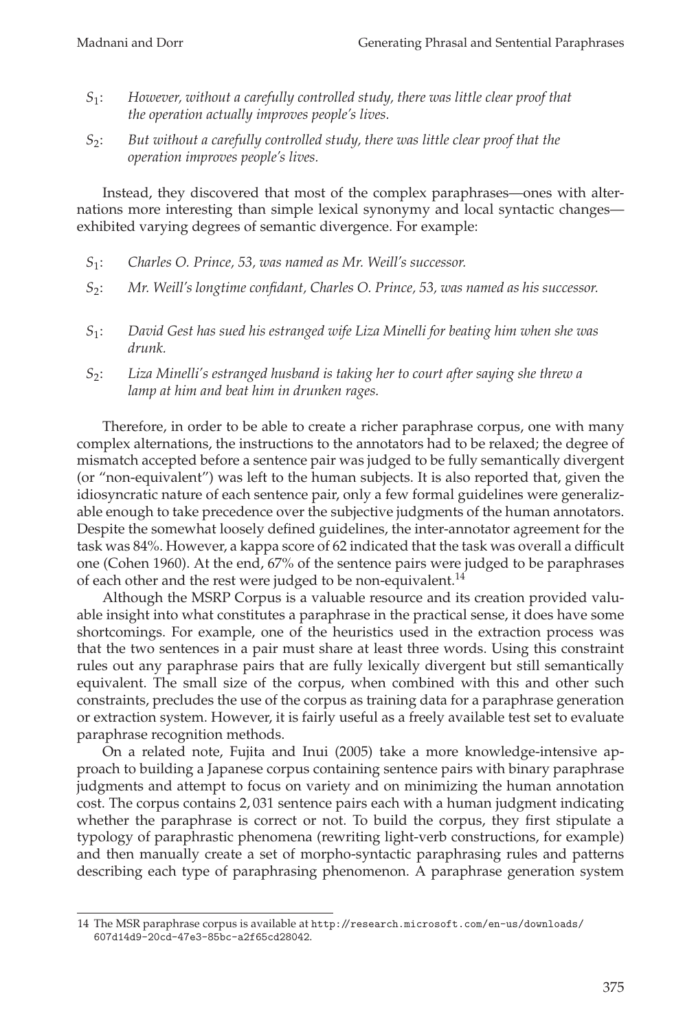$S_1$: *However, without a carefully controlled study, there was little clear proof that the operation actually improves people's lives.*

$S_2$: *But without a carefully controlled study, there was little clear proof that the operation improves people's lives.*

Instead, they discovered that most of the complex paraphrases—ones with alternations more interesting than simple lexical synonymy and local syntactic changes—exhibited varying degrees of semantic divergence. For example:

$S_1$: *Charles O. Prince, 53, was named as Mr. Weill's successor.*

$S_2$: *Mr. Weill's longtime confidant, Charles O. Prince, 53, was named as his successor.*

$S_1$: *David Gest has sued his estranged wife Liza Minelli for beating him when she was drunk.*

$S_2$: *Liza Minelli's estranged husband is taking her to court after saying she threw a lamp at him and beat him in drunken rages.*

Therefore, in order to be able to create a richer paraphrase corpus, one with many complex alternations, the instructions to the annotators had to be relaxed; the degree of mismatch accepted before a sentence pair was judged to be fully semantically divergent (or "non-equivalent") was left to the human subjects. It is also reported that, given the idiosyncratic nature of each sentence pair, only a few formal guidelines were generalizable enough to take precedence over the subjective judgments of the human annotators. Despite the somewhat loosely defined guidelines, the inter-annotator agreement for the task was 84%. However, a kappa score of 62 indicated that the task was overall a difficult one (Cohen 1960). At the end, 67% of the sentence pairs were judged to be paraphrases of each other and the rest were judged to be non-equivalent.[14]

Although the MSRP Corpus is a valuable resource and its creation provided valuable insight into what constitutes a paraphrase in the practical sense, it does have some shortcomings. For example, one of the heuristics used in the extraction process was that the two sentences in a pair must share at least three words. Using this constraint rules out any paraphrase pairs that are fully lexically divergent but still semantically equivalent. The small size of the corpus, when combined with this and other such constraints, precludes the use of the corpus as training data for a paraphrase generation or extraction system. However, it is fairly useful as a freely available test set to evaluate paraphrase recognition methods.

On a related note, Fujita and Inui (2005) take a more knowledge-intensive approach to building a Japanese corpus containing sentence pairs with binary paraphrase judgments and attempt to focus on variety and on minimizing the human annotation cost. The corpus contains 2, 031 sentence pairs each with a human judgment indicating whether the paraphrase is correct or not. To build the corpus, they first stipulate a typology of paraphrastic phenomena (rewriting light-verb constructions, for example) and then manually create a set of morpho-syntactic paraphrasing rules and patterns describing each type of paraphrasing phenomenon. A paraphrase generation system

14 The MSR paraphrase corpus is available at http://research.microsoft.com/en-us/downloads/607d14d9-20cd-47e3-85bc-a2f65cd28042.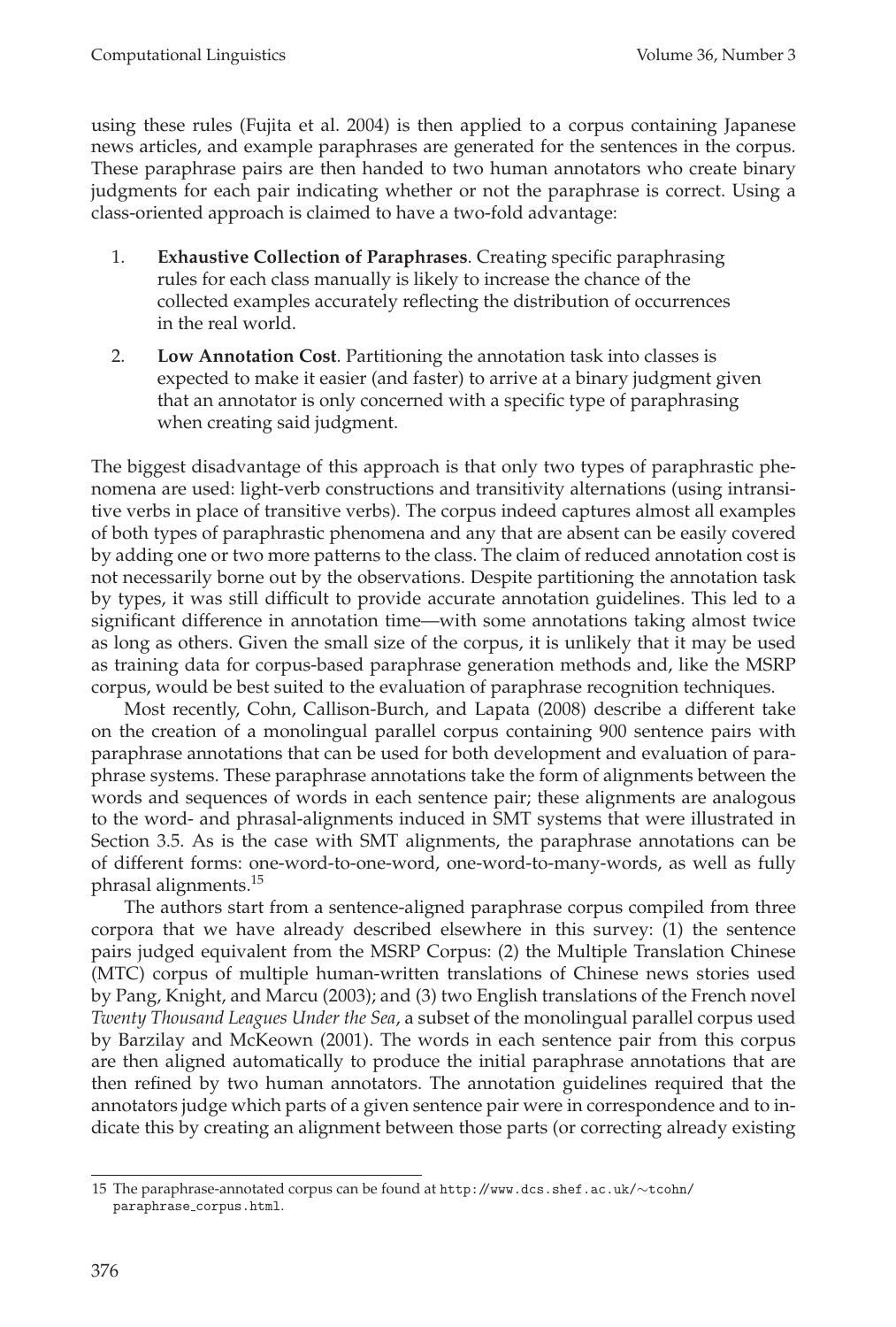using these rules (Fujita et al. 2004) is then applied to a corpus containing Japanese news articles, and example paraphrases are generated for the sentences in the corpus. These paraphrase pairs are then handed to two human annotators who create binary judgments for each pair indicating whether or not the paraphrase is correct. Using a class-oriented approach is claimed to have a two-fold advantage:

1. **Exhaustive Collection of Paraphrases**. Creating specific paraphrasing rules for each class manually is likely to increase the chance of the collected examples accurately reflecting the distribution of occurrences in the real world.
2. **Low Annotation Cost**. Partitioning the annotation task into classes is expected to make it easier (and faster) to arrive at a binary judgment given that an annotator is only concerned with a specific type of paraphrasing when creating said judgment.

The biggest disadvantage of this approach is that only two types of paraphrastic phenomena are used: light-verb constructions and transitivity alternations (using intransitive verbs in place of transitive verbs). The corpus indeed captures almost all examples of both types of paraphrastic phenomena and any that are absent can be easily covered by adding one or two more patterns to the class. The claim of reduced annotation cost is not necessarily borne out by the observations. Despite partitioning the annotation task by types, it was still difficult to provide accurate annotation guidelines. This led to a significant difference in annotation time—with some annotations taking almost twice as long as others. Given the small size of the corpus, it is unlikely that it may be used as training data for corpus-based paraphrase generation methods and, like the MSRP corpus, would be best suited to the evaluation of paraphrase recognition techniques.

Most recently, Cohn, Callison-Burch, and Lapata (2008) describe a different take on the creation of a monolingual parallel corpus containing 900 sentence pairs with paraphrase annotations that can be used for both development and evaluation of paraphrase systems. These paraphrase annotations take the form of alignments between the words and sequences of words in each sentence pair; these alignments are analogous to the word- and phrasal-alignments induced in SMT systems that were illustrated in Section 3.5. As is the case with SMT alignments, the paraphrase annotations can be of different forms: one-word-to-one-word, one-word-to-many-words, as well as fully phrasal alignments.[15]

The authors start from a sentence-aligned paraphrase corpus compiled from three corpora that we have already described elsewhere in this survey: (1) the sentence pairs judged equivalent from the MSRP Corpus: (2) the Multiple Translation Chinese (MTC) corpus of multiple human-written translations of Chinese news stories used by Pang, Knight, and Marcu (2003); and (3) two English translations of the French novel *Twenty Thousand Leagues Under the Sea*, a subset of the monolingual parallel corpus used by Barzilay and McKeown (2001). The words in each sentence pair from this corpus are then aligned automatically to produce the initial paraphrase annotations that are then refined by two human annotators. The annotation guidelines required that the annotators judge which parts of a given sentence pair were in correspondence and to indicate this by creating an alignment between those parts (or correcting already existing

15 The paraphrase-annotated corpus can be found at http://www.dcs.shef.ac.uk/~tcohn/paraphrase_corpus.html.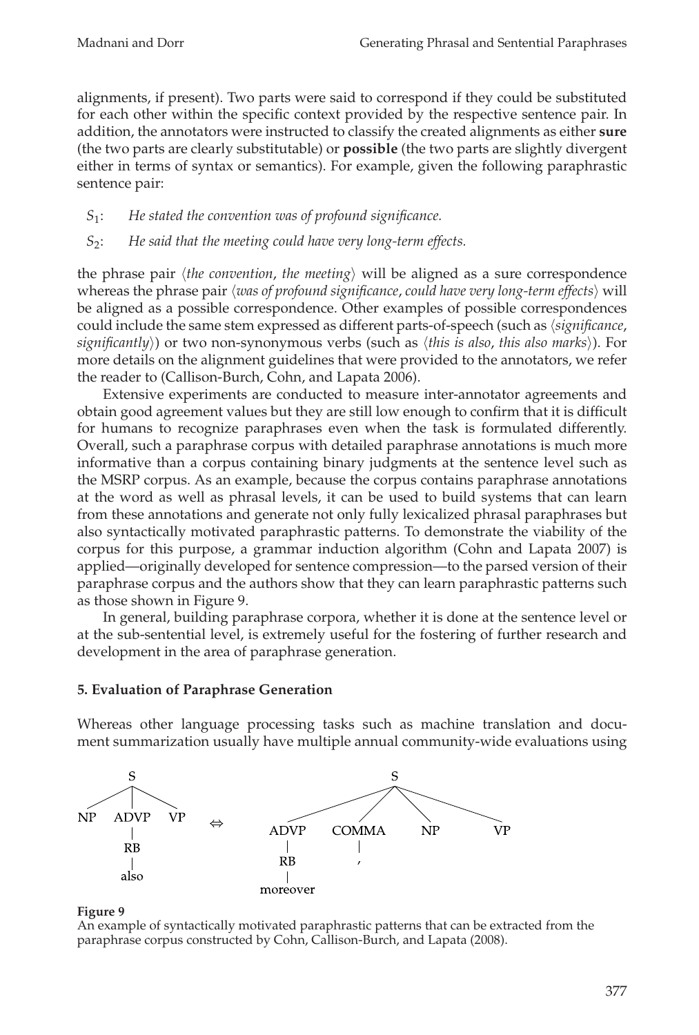alignments, if present). Two parts were said to correspond if they could be substituted for each other within the specific context provided by the respective sentence pair. In addition, the annotators were instructed to classify the created alignments as either **sure** (the two parts are clearly substitutable) or **possible** (the two parts are slightly divergent either in terms of syntax or semantics). For example, given the following paraphrastic sentence pair:

$S_1$: *He stated the convention was of profound significance.*

$S_2$: *He said that the meeting could have very long-term effects.*

the phrase pair ⟨*the convention*, *the meeting*⟩ will be aligned as a sure correspondence whereas the phrase pair ⟨*was of profound significance*, *could have very long-term effects*⟩ will be aligned as a possible correspondence. Other examples of possible correspondences could include the same stem expressed as different parts-of-speech (such as ⟨*significance*, *significantly*⟩) or two non-synonymous verbs (such as ⟨*this is also*, *this also marks*⟩). For more details on the alignment guidelines that were provided to the annotators, we refer the reader to (Callison-Burch, Cohn, and Lapata 2006).

Extensive experiments are conducted to measure inter-annotator agreements and obtain good agreement values but they are still low enough to confirm that it is difficult for humans to recognize paraphrases even when the task is formulated differently. Overall, such a paraphrase corpus with detailed paraphrase annotations is much more informative than a corpus containing binary judgments at the sentence level such as the MSRP corpus. As an example, because the corpus contains paraphrase annotations at the word as well as phrasal levels, it can be used to build systems that can learn from these annotations and generate not only fully lexicalized phrasal paraphrases but also syntactically motivated paraphrastic patterns. To demonstrate the viability of the corpus for this purpose, a grammar induction algorithm (Cohn and Lapata 2007) is applied—originally developed for sentence compression—to the parsed version of their paraphrase corpus and the authors show that they can learn paraphrastic patterns such as those shown in Figure 9.

In general, building paraphrase corpora, whether it is done at the sentence level or at the sub-sentential level, is extremely useful for the fostering of further research and development in the area of paraphrase generation.

## 5. Evaluation of Paraphrase Generation

Whereas other language processing tasks such as machine translation and document summarization usually have multiple annual community-wide evaluations using

```
        S                              S
   /    |    \          ⇔     /      |      \      \
 NP   ADVP   VP             ADVP   COMMA    NP     VP
        |                     |       |
        RB                    RB      ,
        |                     |
       also                moreover
```

**Figure 9**
An example of syntactically motivated paraphrastic patterns that can be extracted from the paraphrase corpus constructed by Cohn, Callison-Burch, and Lapata (2008).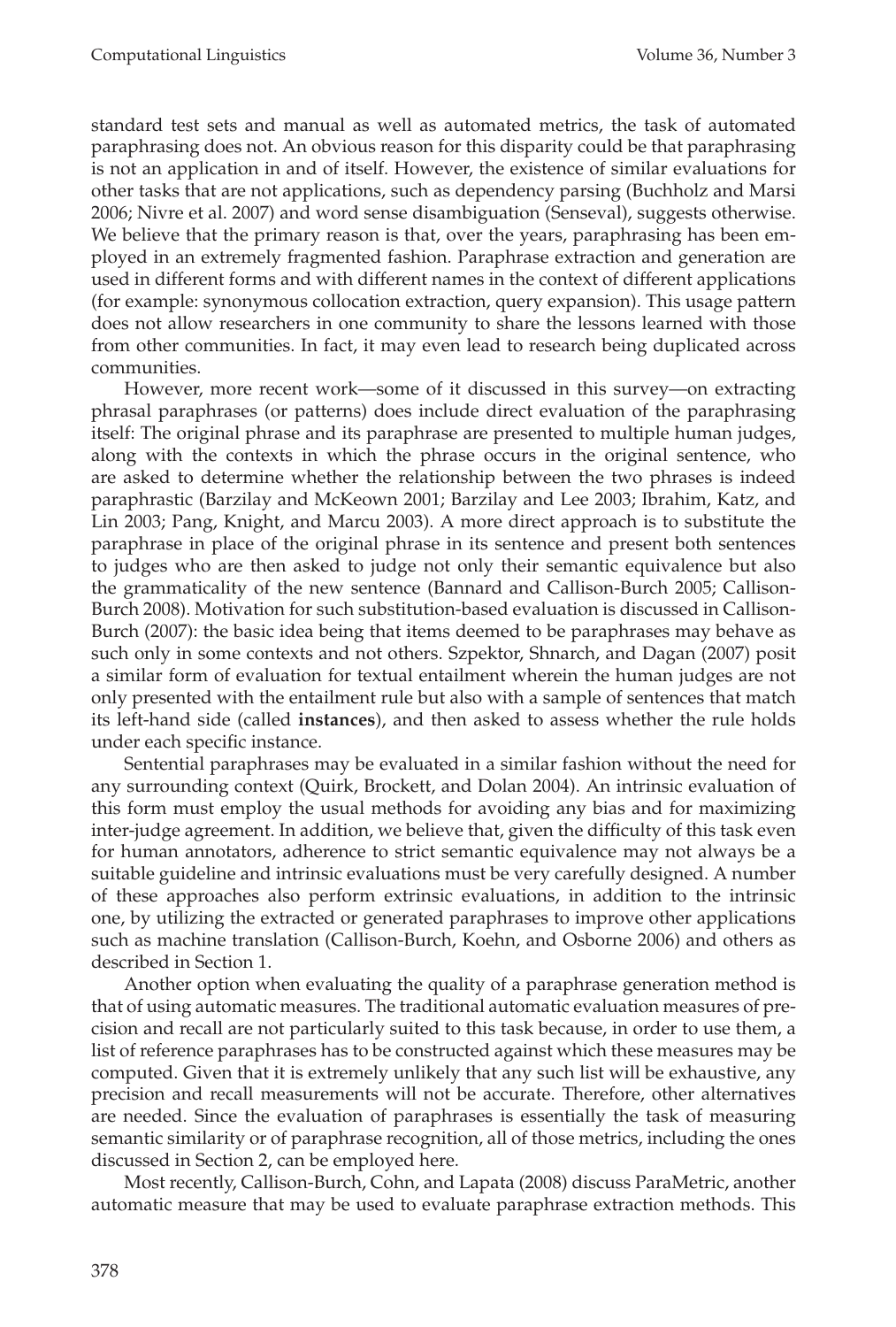standard test sets and manual as well as automated metrics, the task of automated paraphrasing does not. An obvious reason for this disparity could be that paraphrasing is not an application in and of itself. However, the existence of similar evaluations for other tasks that are not applications, such as dependency parsing (Buchholz and Marsi 2006; Nivre et al. 2007) and word sense disambiguation (Senseval), suggests otherwise. We believe that the primary reason is that, over the years, paraphrasing has been employed in an extremely fragmented fashion. Paraphrase extraction and generation are used in different forms and with different names in the context of different applications (for example: synonymous collocation extraction, query expansion). This usage pattern does not allow researchers in one community to share the lessons learned with those from other communities. In fact, it may even lead to research being duplicated across communities.

However, more recent work—some of it discussed in this survey—on extracting phrasal paraphrases (or patterns) does include direct evaluation of the paraphrasing itself: The original phrase and its paraphrase are presented to multiple human judges, along with the contexts in which the phrase occurs in the original sentence, who are asked to determine whether the relationship between the two phrases is indeed paraphrastic (Barzilay and McKeown 2001; Barzilay and Lee 2003; Ibrahim, Katz, and Lin 2003; Pang, Knight, and Marcu 2003). A more direct approach is to substitute the paraphrase in place of the original phrase in its sentence and present both sentences to judges who are then asked to judge not only their semantic equivalence but also the grammaticality of the new sentence (Bannard and Callison-Burch 2005; Callison-Burch 2008). Motivation for such substitution-based evaluation is discussed in Callison-Burch (2007): the basic idea being that items deemed to be paraphrases may behave as such only in some contexts and not others. Szpektor, Shnarch, and Dagan (2007) posit a similar form of evaluation for textual entailment wherein the human judges are not only presented with the entailment rule but also with a sample of sentences that match its left-hand side (called **instances**), and then asked to assess whether the rule holds under each specific instance.

Sentential paraphrases may be evaluated in a similar fashion without the need for any surrounding context (Quirk, Brockett, and Dolan 2004). An intrinsic evaluation of this form must employ the usual methods for avoiding any bias and for maximizing inter-judge agreement. In addition, we believe that, given the difficulty of this task even for human annotators, adherence to strict semantic equivalence may not always be a suitable guideline and intrinsic evaluations must be very carefully designed. A number of these approaches also perform extrinsic evaluations, in addition to the intrinsic one, by utilizing the extracted or generated paraphrases to improve other applications such as machine translation (Callison-Burch, Koehn, and Osborne 2006) and others as described in Section 1.

Another option when evaluating the quality of a paraphrase generation method is that of using automatic measures. The traditional automatic evaluation measures of precision and recall are not particularly suited to this task because, in order to use them, a list of reference paraphrases has to be constructed against which these measures may be computed. Given that it is extremely unlikely that any such list will be exhaustive, any precision and recall measurements will not be accurate. Therefore, other alternatives are needed. Since the evaluation of paraphrases is essentially the task of measuring semantic similarity or of paraphrase recognition, all of those metrics, including the ones discussed in Section 2, can be employed here.

Most recently, Callison-Burch, Cohn, and Lapata (2008) discuss ParaMetric, another automatic measure that may be used to evaluate paraphrase extraction methods. This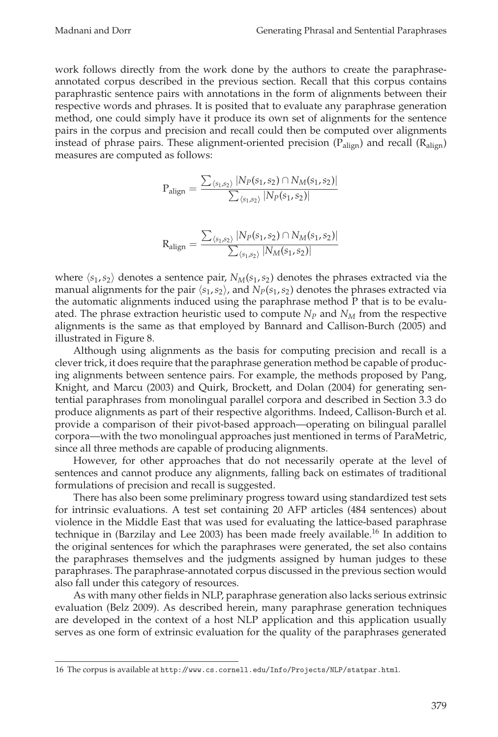work follows directly from the work done by the authors to create the paraphrase-annotated corpus described in the previous section. Recall that this corpus contains paraphrastic sentence pairs with annotations in the form of alignments between their respective words and phrases. It is posited that to evaluate any paraphrase generation method, one could simply have it produce its own set of alignments for the sentence pairs in the corpus and precision and recall could then be computed over alignments instead of phrase pairs. These alignment-oriented precision ($\mathrm{P_{align}}$) and recall ($\mathrm{R_{align}}$) measures are computed as follows:

$$\mathrm{P_{align}} = \frac{\sum_{\langle s_1, s_2 \rangle} |N_P(s_1, s_2) \cap N_M(s_1, s_2)|}{\sum_{\langle s_1, s_2 \rangle} |N_P(s_1, s_2)|}$$

$$\mathrm{R_{align}} = \frac{\sum_{\langle s_1, s_2 \rangle} |N_P(s_1, s_2) \cap N_M(s_1, s_2)|}{\sum_{\langle s_1, s_2 \rangle} |N_M(s_1, s_2)|}$$

where $\langle s_1, s_2 \rangle$ denotes a sentence pair, $N_M(s_1, s_2)$ denotes the phrases extracted via the manual alignments for the pair $\langle s_1, s_2 \rangle$, and $N_P(s_1, s_2)$ denotes the phrases extracted via the automatic alignments induced using the paraphrase method P that is to be evaluated. The phrase extraction heuristic used to compute $N_P$ and $N_M$ from the respective alignments is the same as that employed by Bannard and Callison-Burch (2005) and illustrated in Figure 8.

Although using alignments as the basis for computing precision and recall is a clever trick, it does require that the paraphrase generation method be capable of producing alignments between sentence pairs. For example, the methods proposed by Pang, Knight, and Marcu (2003) and Quirk, Brockett, and Dolan (2004) for generating sentential paraphrases from monolingual parallel corpora and described in Section 3.3 do produce alignments as part of their respective algorithms. Indeed, Callison-Burch et al. provide a comparison of their pivot-based approach—operating on bilingual parallel corpora—with the two monolingual approaches just mentioned in terms of ParaMetric, since all three methods are capable of producing alignments.

However, for other approaches that do not necessarily operate at the level of sentences and cannot produce any alignments, falling back on estimates of traditional formulations of precision and recall is suggested.

There has also been some preliminary progress toward using standardized test sets for intrinsic evaluations. A test set containing 20 AFP articles (484 sentences) about violence in the Middle East that was used for evaluating the lattice-based paraphrase technique in (Barzilay and Lee 2003) has been made freely available.[16] In addition to the original sentences for which the paraphrases were generated, the set also contains the paraphrases themselves and the judgments assigned by human judges to these paraphrases. The paraphrase-annotated corpus discussed in the previous section would also fall under this category of resources.

As with many other fields in NLP, paraphrase generation also lacks serious extrinsic evaluation (Belz 2009). As described herein, many paraphrase generation techniques are developed in the context of a host NLP application and this application usually serves as one form of extrinsic evaluation for the quality of the paraphrases generated

16 The corpus is available at http://www.cs.cornell.edu/Info/Projects/NLP/statpar.html.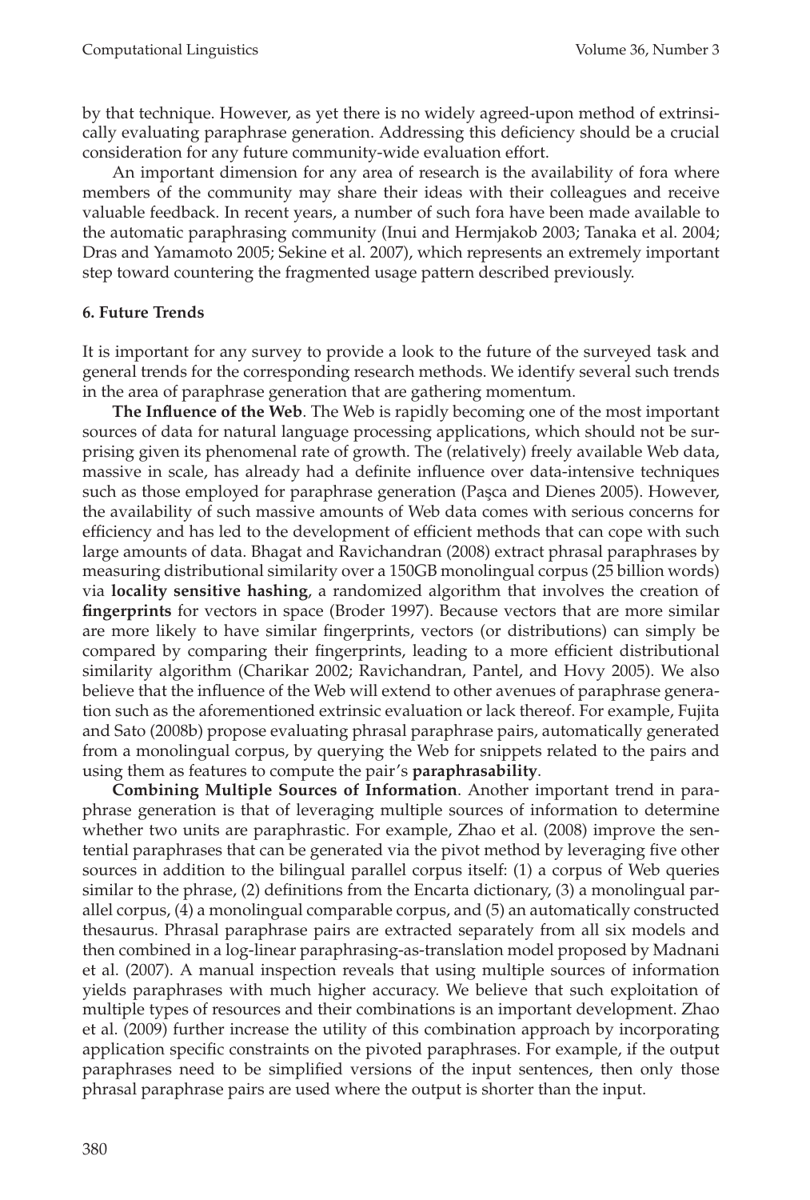by that technique. However, as yet there is no widely agreed-upon method of extrinsically evaluating paraphrase generation. Addressing this deficiency should be a crucial consideration for any future community-wide evaluation effort.

An important dimension for any area of research is the availability of fora where members of the community may share their ideas with their colleagues and receive valuable feedback. In recent years, a number of such fora have been made available to the automatic paraphrasing community (Inui and Hermjakob 2003; Tanaka et al. 2004; Dras and Yamamoto 2005; Sekine et al. 2007), which represents an extremely important step toward countering the fragmented usage pattern described previously.

## 6. Future Trends

It is important for any survey to provide a look to the future of the surveyed task and general trends for the corresponding research methods. We identify several such trends in the area of paraphrase generation that are gathering momentum.

**The Influence of the Web**. The Web is rapidly becoming one of the most important sources of data for natural language processing applications, which should not be surprising given its phenomenal rate of growth. The (relatively) freely available Web data, massive in scale, has already had a definite influence over data-intensive techniques such as those employed for paraphrase generation (Paşca and Dienes 2005). However, the availability of such massive amounts of Web data comes with serious concerns for efficiency and has led to the development of efficient methods that can cope with such large amounts of data. Bhagat and Ravichandran (2008) extract phrasal paraphrases by measuring distributional similarity over a 150GB monolingual corpus (25 billion words) via **locality sensitive hashing**, a randomized algorithm that involves the creation of **fingerprints** for vectors in space (Broder 1997). Because vectors that are more similar are more likely to have similar fingerprints, vectors (or distributions) can simply be compared by comparing their fingerprints, leading to a more efficient distributional similarity algorithm (Charikar 2002; Ravichandran, Pantel, and Hovy 2005). We also believe that the influence of the Web will extend to other avenues of paraphrase generation such as the aforementioned extrinsic evaluation or lack thereof. For example, Fujita and Sato (2008b) propose evaluating phrasal paraphrase pairs, automatically generated from a monolingual corpus, by querying the Web for snippets related to the pairs and using them as features to compute the pair's **paraphrasability**.

**Combining Multiple Sources of Information**. Another important trend in paraphrase generation is that of leveraging multiple sources of information to determine whether two units are paraphrastic. For example, Zhao et al. (2008) improve the sentential paraphrases that can be generated via the pivot method by leveraging five other sources in addition to the bilingual parallel corpus itself: (1) a corpus of Web queries similar to the phrase, (2) definitions from the Encarta dictionary, (3) a monolingual parallel corpus, (4) a monolingual comparable corpus, and (5) an automatically constructed thesaurus. Phrasal paraphrase pairs are extracted separately from all six models and then combined in a log-linear paraphrasing-as-translation model proposed by Madnani et al. (2007). A manual inspection reveals that using multiple sources of information yields paraphrases with much higher accuracy. We believe that such exploitation of multiple types of resources and their combinations is an important development. Zhao et al. (2009) further increase the utility of this combination approach by incorporating application specific constraints on the pivoted paraphrases. For example, if the output paraphrases need to be simplified versions of the input sentences, then only those phrasal paraphrase pairs are used where the output is shorter than the input.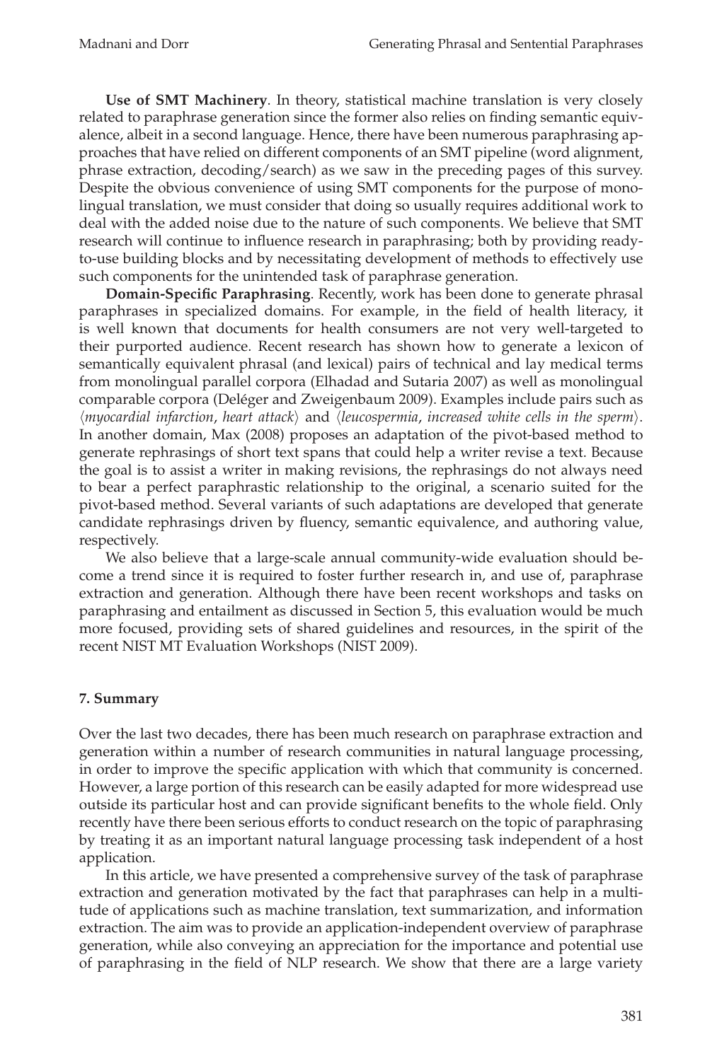**Use of SMT Machinery**. In theory, statistical machine translation is very closely related to paraphrase generation since the former also relies on finding semantic equivalence, albeit in a second language. Hence, there have been numerous paraphrasing approaches that have relied on different components of an SMT pipeline (word alignment, phrase extraction, decoding/search) as we saw in the preceding pages of this survey. Despite the obvious convenience of using SMT components for the purpose of monolingual translation, we must consider that doing so usually requires additional work to deal with the added noise due to the nature of such components. We believe that SMT research will continue to influence research in paraphrasing; both by providing ready-to-use building blocks and by necessitating development of methods to effectively use such components for the unintended task of paraphrase generation.

**Domain-Specific Paraphrasing**. Recently, work has been done to generate phrasal paraphrases in specialized domains. For example, in the field of health literacy, it is well known that documents for health consumers are not very well-targeted to their purported audience. Recent research has shown how to generate a lexicon of semantically equivalent phrasal (and lexical) pairs of technical and lay medical terms from monolingual parallel corpora (Elhadad and Sutaria 2007) as well as monolingual comparable corpora (Deléger and Zweigenbaum 2009). Examples include pairs such as ⟨*myocardial infarction*, *heart attack*⟩ and ⟨*leucospermia*, *increased white cells in the sperm*⟩. In another domain, Max (2008) proposes an adaptation of the pivot-based method to generate rephrasings of short text spans that could help a writer revise a text. Because the goal is to assist a writer in making revisions, the rephrasings do not always need to bear a perfect paraphrastic relationship to the original, a scenario suited for the pivot-based method. Several variants of such adaptations are developed that generate candidate rephrasings driven by fluency, semantic equivalence, and authoring value, respectively.

We also believe that a large-scale annual community-wide evaluation should become a trend since it is required to foster further research in, and use of, paraphrase extraction and generation. Although there have been recent workshops and tasks on paraphrasing and entailment as discussed in Section 5, this evaluation would be much more focused, providing sets of shared guidelines and resources, in the spirit of the recent NIST MT Evaluation Workshops (NIST 2009).

## 7. Summary

Over the last two decades, there has been much research on paraphrase extraction and generation within a number of research communities in natural language processing, in order to improve the specific application with which that community is concerned. However, a large portion of this research can be easily adapted for more widespread use outside its particular host and can provide significant benefits to the whole field. Only recently have there been serious efforts to conduct research on the topic of paraphrasing by treating it as an important natural language processing task independent of a host application.

In this article, we have presented a comprehensive survey of the task of paraphrase extraction and generation motivated by the fact that paraphrases can help in a multitude of applications such as machine translation, text summarization, and information extraction. The aim was to provide an application-independent overview of paraphrase generation, while also conveying an appreciation for the importance and potential use of paraphrasing in the field of NLP research. We show that there are a large variety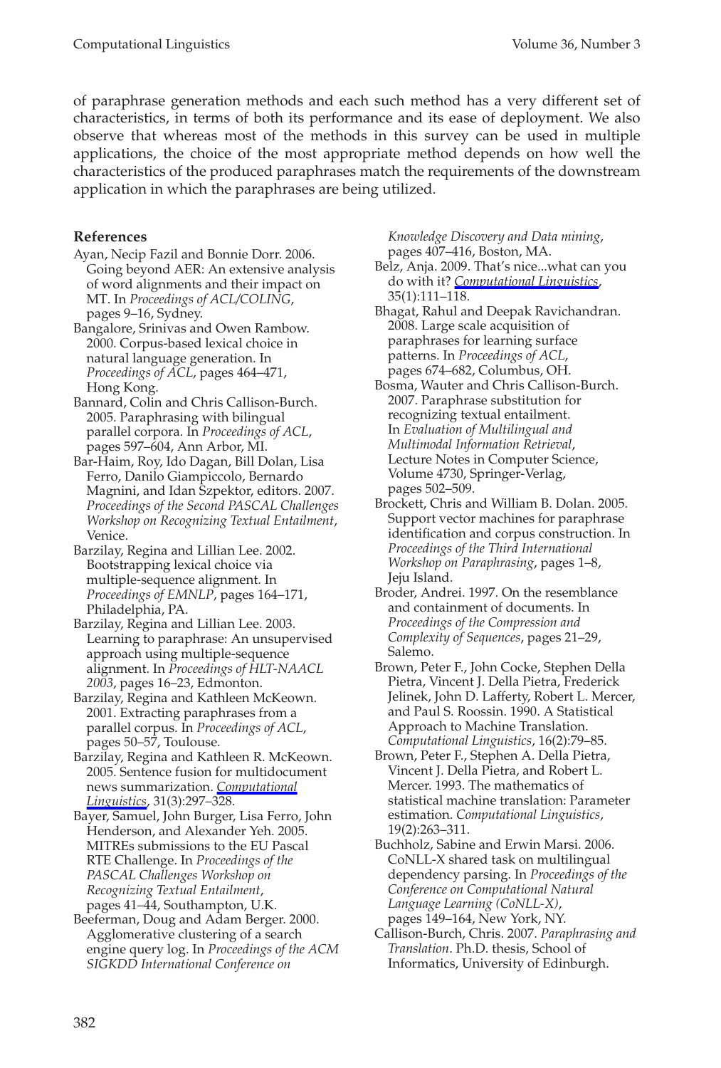of paraphrase generation methods and each such method has a very different set of characteristics, in terms of both its performance and its ease of deployment. We also observe that whereas most of the methods in this survey can be used in multiple applications, the choice of the most appropriate method depends on how well the characteristics of the produced paraphrases match the requirements of the downstream application in which the paraphrases are being utilized.

## References

Ayan, Necip Fazil and Bonnie Dorr. 2006. Going beyond AER: An extensive analysis of word alignments and their impact on MT. In *Proceedings of ACL/COLING*, pages 9–16, Sydney.

Bangalore, Srinivas and Owen Rambow. 2000. Corpus-based lexical choice in natural language generation. In *Proceedings of ACL*, pages 464–471, Hong Kong.

Bannard, Colin and Chris Callison-Burch. 2005. Paraphrasing with bilingual parallel corpora. In *Proceedings of ACL*, pages 597–604, Ann Arbor, MI.

Bar-Haim, Roy, Ido Dagan, Bill Dolan, Lisa Ferro, Danilo Giampiccolo, Bernardo Magnini, and Idan Szpektor, editors. 2007. *Proceedings of the Second PASCAL Challenges Workshop on Recognizing Textual Entailment*, Venice.

Barzilay, Regina and Lillian Lee. 2002. Bootstrapping lexical choice via multiple-sequence alignment. In *Proceedings of EMNLP*, pages 164–171, Philadelphia, PA.

Barzilay, Regina and Lillian Lee. 2003. Learning to paraphrase: An unsupervised approach using multiple-sequence alignment. In *Proceedings of HLT-NAACL 2003*, pages 16–23, Edmonton.

Barzilay, Regina and Kathleen McKeown. 2001. Extracting paraphrases from a parallel corpus. In *Proceedings of ACL*, pages 50–57, Toulouse.

Barzilay, Regina and Kathleen R. McKeown. 2005. Sentence fusion for multidocument news summarization. *Computational Linguistics*, 31(3):297–328.

Bayer, Samuel, John Burger, Lisa Ferro, John Henderson, and Alexander Yeh. 2005. MITREs submissions to the EU Pascal RTE Challenge. In *Proceedings of the PASCAL Challenges Workshop on Recognizing Textual Entailment*, pages 41–44, Southampton, U.K.

Beeferman, Doug and Adam Berger. 2000. Agglomerative clustering of a search engine query log. In *Proceedings of the ACM SIGKDD International Conference on Knowledge Discovery and Data mining*, pages 407–416, Boston, MA.

Belz, Anja. 2009. That's nice...what can you do with it? *Computational Linguistics*, 35(1):111–118.

Bhagat, Rahul and Deepak Ravichandran. 2008. Large scale acquisition of paraphrases for learning surface patterns. In *Proceedings of ACL*, pages 674–682, Columbus, OH.

Bosma, Wauter and Chris Callison-Burch. 2007. Paraphrase substitution for recognizing textual entailment. In *Evaluation of Multilingual and Multimodal Information Retrieval*, Lecture Notes in Computer Science, Volume 4730, Springer-Verlag, pages 502–509.

Brockett, Chris and William B. Dolan. 2005. Support vector machines for paraphrase identification and corpus construction. In *Proceedings of the Third International Workshop on Paraphrasing*, pages 1–8, Jeju Island.

Broder, Andrei. 1997. On the resemblance and containment of documents. In *Proceedings of the Compression and Complexity of Sequences*, pages 21–29, Salemo.

Brown, Peter F., John Cocke, Stephen Della Pietra, Vincent J. Della Pietra, Frederick Jelinek, John D. Lafferty, Robert L. Mercer, and Paul S. Roossin. 1990. A Statistical Approach to Machine Translation. *Computational Linguistics*, 16(2):79–85.

Brown, Peter F., Stephen A. Della Pietra, Vincent J. Della Pietra, and Robert L. Mercer. 1993. The mathematics of statistical machine translation: Parameter estimation. *Computational Linguistics*, 19(2):263–311.

Buchholz, Sabine and Erwin Marsi. 2006. CoNLL-X shared task on multilingual dependency parsing. In *Proceedings of the Conference on Computational Natural Language Learning (CoNLL-X)*, pages 149–164, New York, NY.

Callison-Burch, Chris. 2007. *Paraphrasing and Translation*. Ph.D. thesis, School of Informatics, University of Edinburgh.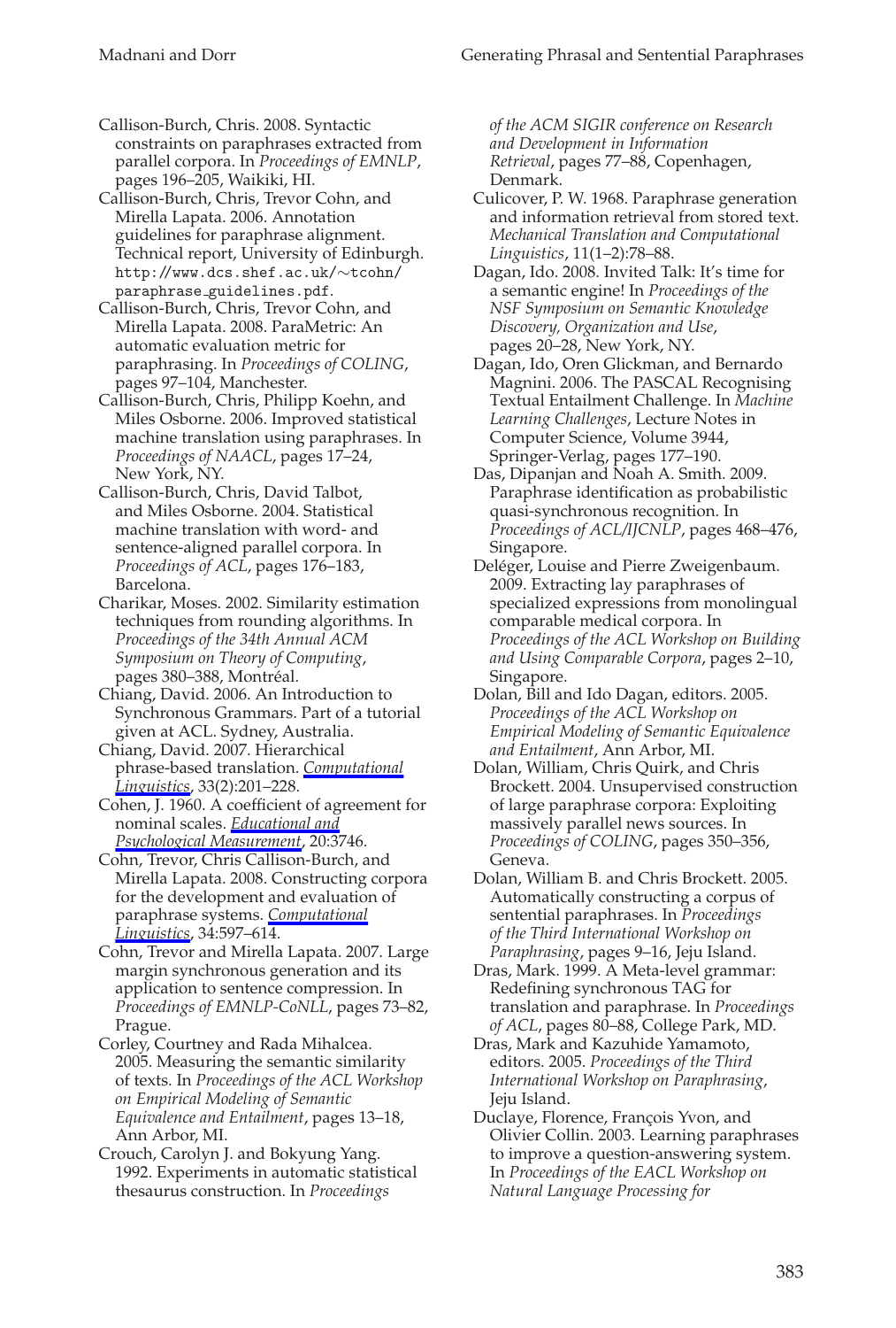Callison-Burch, Chris. 2008. Syntactic constraints on paraphrases extracted from parallel corpora. In *Proceedings of EMNLP*, pages 196–205, Waikiki, HI.

Callison-Burch, Chris, Trevor Cohn, and Mirella Lapata. 2006. Annotation guidelines for paraphrase alignment. Technical report, University of Edinburgh. http://www.dcs.shef.ac.uk/~tcohn/paraphrase_guidelines.pdf.

Callison-Burch, Chris, Trevor Cohn, and Mirella Lapata. 2008. ParaMetric: An automatic evaluation metric for paraphrasing. In *Proceedings of COLING*, pages 97–104, Manchester.

Callison-Burch, Chris, Philipp Koehn, and Miles Osborne. 2006. Improved statistical machine translation using paraphrases. In *Proceedings of NAACL*, pages 17–24, New York, NY.

Callison-Burch, Chris, David Talbot, and Miles Osborne. 2004. Statistical machine translation with word- and sentence-aligned parallel corpora. In *Proceedings of ACL*, pages 176–183, Barcelona.

Charikar, Moses. 2002. Similarity estimation techniques from rounding algorithms. In *Proceedings of the 34th Annual ACM Symposium on Theory of Computing*, pages 380–388, Montréal.

Chiang, David. 2006. An Introduction to Synchronous Grammars. Part of a tutorial given at ACL. Sydney, Australia.

Chiang, David. 2007. Hierarchical phrase-based translation. *Computational Linguistics*, 33(2):201–228.

Cohen, J. 1960. A coefficient of agreement for nominal scales. *Educational and Psychological Measurement*, 20:3746.

Cohn, Trevor, Chris Callison-Burch, and Mirella Lapata. 2008. Constructing corpora for the development and evaluation of paraphrase systems. *Computational Linguistics*, 34:597–614.

Cohn, Trevor and Mirella Lapata. 2007. Large margin synchronous generation and its application to sentence compression. In *Proceedings of EMNLP-CoNLL*, pages 73–82, Prague.

Corley, Courtney and Rada Mihalcea. 2005. Measuring the semantic similarity of texts. In *Proceedings of the ACL Workshop on Empirical Modeling of Semantic Equivalence and Entailment*, pages 13–18, Ann Arbor, MI.

Crouch, Carolyn J. and Bokyung Yang. 1992. Experiments in automatic statistical thesaurus construction. In *Proceedings of the ACM SIGIR conference on Research and Development in Information Retrieval*, pages 77–88, Copenhagen, Denmark.

Culicover, P. W. 1968. Paraphrase generation and information retrieval from stored text. *Mechanical Translation and Computational Linguistics*, 11(1–2):78–88.

Dagan, Ido. 2008. Invited Talk: It's time for a semantic engine! In *Proceedings of the NSF Symposium on Semantic Knowledge Discovery, Organization and Use*, pages 20–28, New York, NY.

Dagan, Ido, Oren Glickman, and Bernardo Magnini. 2006. The PASCAL Recognising Textual Entailment Challenge. In *Machine Learning Challenges*, Lecture Notes in Computer Science, Volume 3944, Springer-Verlag, pages 177–190.

Das, Dipanjan and Noah A. Smith. 2009. Paraphrase identification as probabilistic quasi-synchronous recognition. In *Proceedings of ACL/IJCNLP*, pages 468–476, Singapore.

Deléger, Louise and Pierre Zweigenbaum. 2009. Extracting lay paraphrases of specialized expressions from monolingual comparable medical corpora. In *Proceedings of the ACL Workshop on Building and Using Comparable Corpora*, pages 2–10, Singapore.

Dolan, Bill and Ido Dagan, editors. 2005. *Proceedings of the ACL Workshop on Empirical Modeling of Semantic Equivalence and Entailment*, Ann Arbor, MI.

Dolan, William, Chris Quirk, and Chris Brockett. 2004. Unsupervised construction of large paraphrase corpora: Exploiting massively parallel news sources. In *Proceedings of COLING*, pages 350–356, Geneva.

Dolan, William B. and Chris Brockett. 2005. Automatically constructing a corpus of sentential paraphrases. In *Proceedings of the Third International Workshop on Paraphrasing*, pages 9–16, Jeju Island.

Dras, Mark. 1999. A Meta-level grammar: Redefining synchronous TAG for translation and paraphrase. In *Proceedings of ACL*, pages 80–88, College Park, MD.

Dras, Mark and Kazuhide Yamamoto, editors. 2005. *Proceedings of the Third International Workshop on Paraphrasing*, Jeju Island.

Duclaye, Florence, François Yvon, and Olivier Collin. 2003. Learning paraphrases to improve a question-answering system. In *Proceedings of the EACL Workshop on Natural Language Processing for*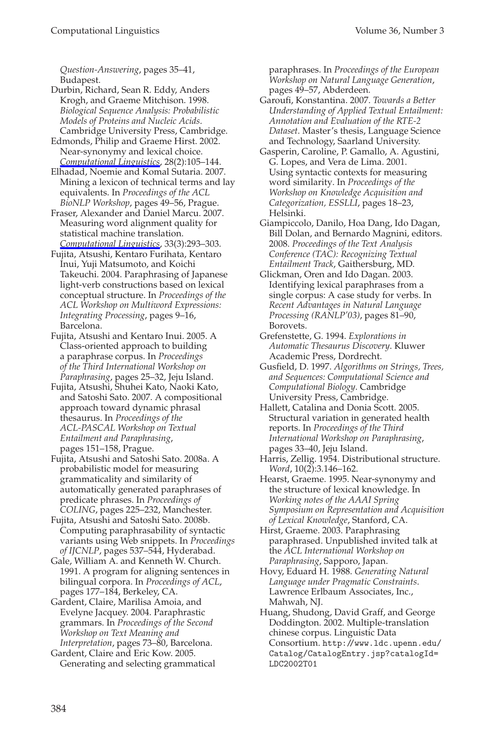*Question-Answering*, pages 35–41, Budapest.

Durbin, Richard, Sean R. Eddy, Anders Krogh, and Graeme Mitchison. 1998. *Biological Sequence Analysis: Probabilistic Models of Proteins and Nucleic Acids*. Cambridge University Press, Cambridge.

Edmonds, Philip and Graeme Hirst. 2002. Near-synonymy and lexical choice. *Computational Linguistics*, 28(2):105–144.

Elhadad, Noemie and Komal Sutaria. 2007. Mining a lexicon of technical terms and lay equivalents. In *Proceedings of the ACL BioNLP Workshop*, pages 49–56, Prague.

Fraser, Alexander and Daniel Marcu. 2007. Measuring word alignment quality for statistical machine translation. *Computational Linguistics*, 33(3):293–303.

Fujita, Atsushi, Kentaro Furihata, Kentaro Inui, Yuji Matsumoto, and Koichi Takeuchi. 2004. Paraphrasing of Japanese light-verb constructions based on lexical conceptual structure. In *Proceedings of the ACL Workshop on Multiword Expressions: Integrating Processing*, pages 9–16, Barcelona.

Fujita, Atsushi and Kentaro Inui. 2005. A Class-oriented approach to building a paraphrase corpus. In *Proceedings of the Third International Workshop on Paraphrasing*, pages 25–32, Jeju Island.

Fujita, Atsushi, Shuhei Kato, Naoki Kato, and Satoshi Sato. 2007. A compositional approach toward dynamic phrasal thesaurus. In *Proceedings of the ACL-PASCAL Workshop on Textual Entailment and Paraphrasing*, pages 151–158, Prague.

Fujita, Atsushi and Satoshi Sato. 2008a. A probabilistic model for measuring grammaticality and similarity of automatically generated paraphrases of predicate phrases. In *Proceedings of COLING*, pages 225–232, Manchester.

Fujita, Atsushi and Satoshi Sato. 2008b. Computing paraphrasability of syntactic variants using Web snippets. In *Proceedings of IJCNLP*, pages 537–544, Hyderabad.

Gale, William A. and Kenneth W. Church. 1991. A program for aligning sentences in bilingual corpora. In *Proceedings of ACL*, pages 177–184, Berkeley, CA.

Gardent, Claire, Marilisa Amoia, and Evelyne Jacquey. 2004. Paraphrastic grammars. In *Proceedings of the Second Workshop on Text Meaning and Interpretation*, pages 73–80, Barcelona.

Gardent, Claire and Eric Kow. 2005. Generating and selecting grammatical paraphrases. In *Proceedings of the European Workshop on Natural Language Generation*, pages 49–57, Abderdeen.

Garoufi, Konstantina. 2007. *Towards a Better Understanding of Applied Textual Entailment: Annotation and Evaluation of the RTE-2 Dataset*. Master's thesis, Language Science and Technology, Saarland University.

Gasperin, Caroline, P. Gamallo, A. Agustini, G. Lopes, and Vera de Lima. 2001. Using syntactic contexts for measuring word similarity. In *Proceedings of the Workshop on Knowledge Acquisition and Categorization, ESSLLI*, pages 18–23, Helsinki.

Giampiccolo, Danilo, Hoa Dang, Ido Dagan, Bill Dolan, and Bernardo Magnini, editors. 2008. *Proceedings of the Text Analysis Conference (TAC): Recognizing Textual Entailment Track*, Gaithersburg, MD.

Glickman, Oren and Ido Dagan. 2003. Identifying lexical paraphrases from a single corpus: A case study for verbs. In *Recent Advantages in Natural Language Processing (RANLP'03)*, pages 81–90, Borovets.

Grefenstette, G. 1994. *Explorations in Automatic Thesaurus Discovery*. Kluwer Academic Press, Dordrecht.

Gusfield, D. 1997. *Algorithms on Strings, Trees, and Sequences: Computational Science and Computational Biology*. Cambridge University Press, Cambridge.

Hallett, Catalina and Donia Scott. 2005. Structural variation in generated health reports. In *Proceedings of the Third International Workshop on Paraphrasing*, pages 33–40, Jeju Island.

Harris, Zellig. 1954. Distributional structure. *Word*, 10(2):3.146–162.

Hearst, Graeme. 1995. Near-synonymy and the structure of lexical knowledge. In *Working notes of the AAAI Spring Symposium on Representation and Acquisition of Lexical Knowledge*, Stanford, CA.

Hirst, Graeme. 2003. Paraphrasing paraphrased. Unpublished invited talk at the *ACL International Workshop on Paraphrasing*, Sapporo, Japan.

Hovy, Eduard H. 1988. *Generating Natural Language under Pragmatic Constraints*. Lawrence Erlbaum Associates, Inc., Mahwah, NJ.

Huang, Shudong, David Graff, and George Doddington. 2002. Multiple-translation chinese corpus. Linguistic Data Consortium. `http://www.ldc.upenn.edu/Catalog/CatalogEntry.jsp?catalogId=LDC2002T01`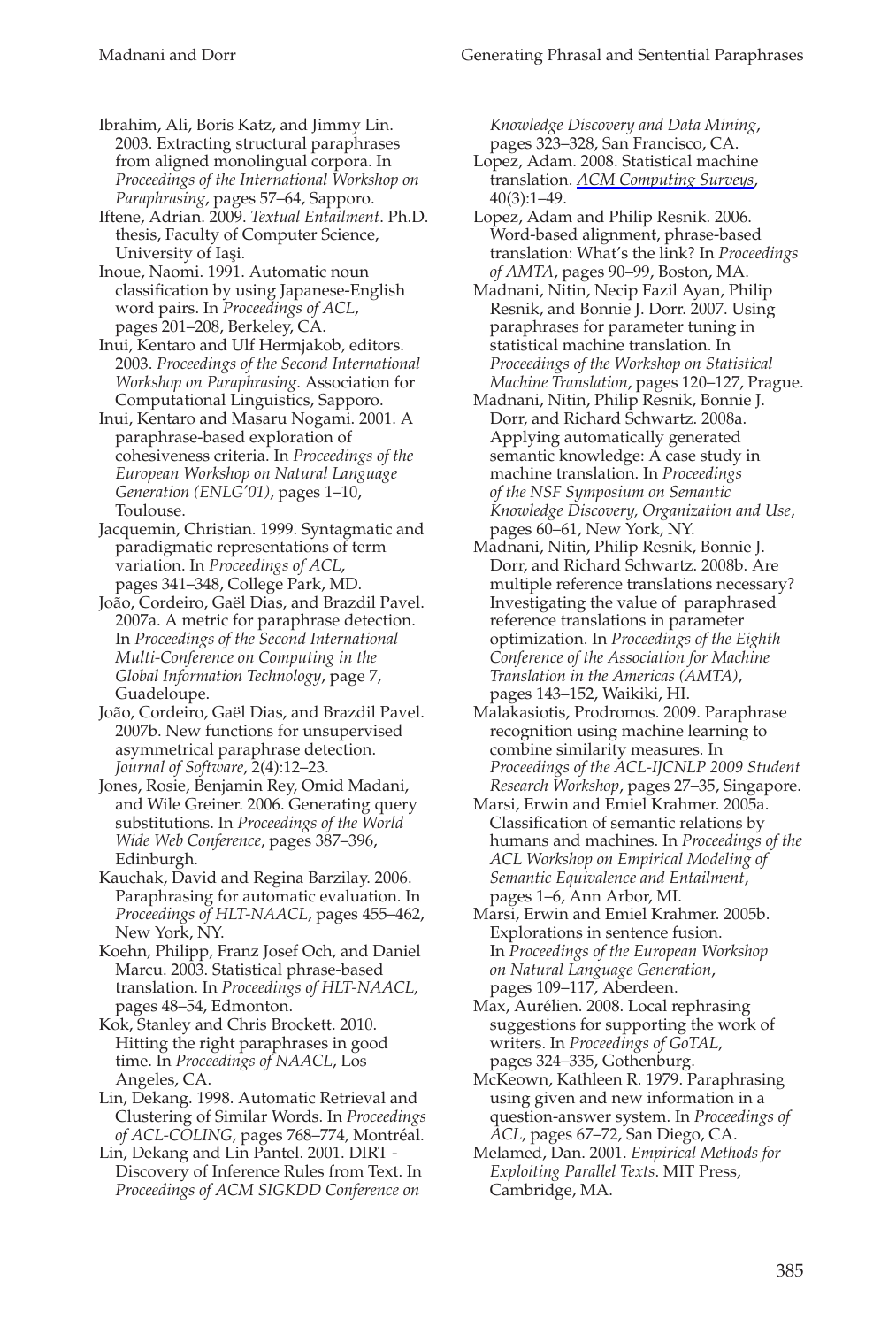Ibrahim, Ali, Boris Katz, and Jimmy Lin. 2003. Extracting structural paraphrases from aligned monolingual corpora. In *Proceedings of the International Workshop on Paraphrasing*, pages 57–64, Sapporo.

Iftene, Adrian. 2009. *Textual Entailment*. Ph.D. thesis, Faculty of Computer Science, University of Iaşi.

Inoue, Naomi. 1991. Automatic noun classification by using Japanese-English word pairs. In *Proceedings of ACL*, pages 201–208, Berkeley, CA.

Inui, Kentaro and Ulf Hermjakob, editors. 2003. *Proceedings of the Second International Workshop on Paraphrasing*. Association for Computational Linguistics, Sapporo.

Inui, Kentaro and Masaru Nogami. 2001. A paraphrase-based exploration of cohesiveness criteria. In *Proceedings of the European Workshop on Natural Language Generation (ENLG'01)*, pages 1–10, Toulouse.

Jacquemin, Christian. 1999. Syntagmatic and paradigmatic representations of term variation. In *Proceedings of ACL*, pages 341–348, College Park, MD.

João, Cordeiro, Gaël Dias, and Brazdil Pavel. 2007a. A metric for paraphrase detection. In *Proceedings of the Second International Multi-Conference on Computing in the Global Information Technology*, page 7, Guadeloupe.

João, Cordeiro, Gaël Dias, and Brazdil Pavel. 2007b. New functions for unsupervised asymmetrical paraphrase detection. *Journal of Software*, 2(4):12–23.

Jones, Rosie, Benjamin Rey, Omid Madani, and Wile Greiner. 2006. Generating query substitutions. In *Proceedings of the World Wide Web Conference*, pages 387–396, Edinburgh.

Kauchak, David and Regina Barzilay. 2006. Paraphrasing for automatic evaluation. In *Proceedings of HLT-NAACL*, pages 455–462, New York, NY.

Koehn, Philipp, Franz Josef Och, and Daniel Marcu. 2003. Statistical phrase-based translation. In *Proceedings of HLT-NAACL*, pages 48–54, Edmonton.

Kok, Stanley and Chris Brockett. 2010. Hitting the right paraphrases in good time. In *Proceedings of NAACL*, Los Angeles, CA.

Lin, Dekang. 1998. Automatic Retrieval and Clustering of Similar Words. In *Proceedings of ACL-COLING*, pages 768–774, Montréal.

Lin, Dekang and Lin Pantel. 2001. DIRT - Discovery of Inference Rules from Text. In *Proceedings of ACM SIGKDD Conference on Knowledge Discovery and Data Mining*, pages 323–328, San Francisco, CA.

Lopez, Adam. 2008. Statistical machine translation. *ACM Computing Surveys*, 40(3):1–49.

Lopez, Adam and Philip Resnik. 2006. Word-based alignment, phrase-based translation: What's the link? In *Proceedings of AMTA*, pages 90–99, Boston, MA.

Madnani, Nitin, Necip Fazil Ayan, Philip Resnik, and Bonnie J. Dorr. 2007. Using paraphrases for parameter tuning in statistical machine translation. In *Proceedings of the Workshop on Statistical Machine Translation*, pages 120–127, Prague.

Madnani, Nitin, Philip Resnik, Bonnie J. Dorr, and Richard Schwartz. 2008a. Applying automatically generated semantic knowledge: A case study in machine translation. In *Proceedings of the NSF Symposium on Semantic Knowledge Discovery, Organization and Use*, pages 60–61, New York, NY.

Madnani, Nitin, Philip Resnik, Bonnie J. Dorr, and Richard Schwartz. 2008b. Are multiple reference translations necessary? Investigating the value of paraphrased reference translations in parameter optimization. In *Proceedings of the Eighth Conference of the Association for Machine Translation in the Americas (AMTA)*, pages 143–152, Waikiki, HI.

Malakasiotis, Prodromos. 2009. Paraphrase recognition using machine learning to combine similarity measures. In *Proceedings of the ACL-IJCNLP 2009 Student Research Workshop*, pages 27–35, Singapore.

Marsi, Erwin and Emiel Krahmer. 2005a. Classification of semantic relations by humans and machines. In *Proceedings of the ACL Workshop on Empirical Modeling of Semantic Equivalence and Entailment*, pages 1–6, Ann Arbor, MI.

Marsi, Erwin and Emiel Krahmer. 2005b. Explorations in sentence fusion. In *Proceedings of the European Workshop on Natural Language Generation*, pages 109–117, Aberdeen.

Max, Aurélien. 2008. Local rephrasing suggestions for supporting the work of writers. In *Proceedings of GoTAL*, pages 324–335, Gothenburg.

McKeown, Kathleen R. 1979. Paraphrasing using given and new information in a question-answer system. In *Proceedings of ACL*, pages 67–72, San Diego, CA.

Melamed, Dan. 2001. *Empirical Methods for Exploiting Parallel Texts*. MIT Press, Cambridge, MA.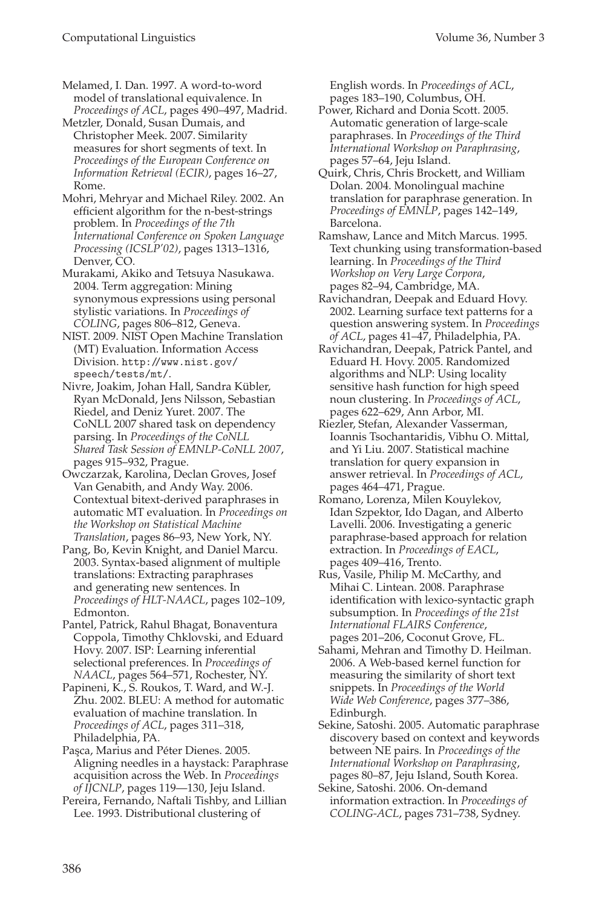Melamed, I. Dan. 1997. A word-to-word model of translational equivalence. In *Proceedings of ACL*, pages 490–497, Madrid.

Metzler, Donald, Susan Dumais, and Christopher Meek. 2007. Similarity measures for short segments of text. In *Proceedings of the European Conference on Information Retrieval (ECIR)*, pages 16–27, Rome.

Mohri, Mehryar and Michael Riley. 2002. An efficient algorithm for the n-best-strings problem. In *Proceedings of the 7th International Conference on Spoken Language Processing (ICSLP'02)*, pages 1313–1316, Denver, CO.

Murakami, Akiko and Tetsuya Nasukawa. 2004. Term aggregation: Mining synonymous expressions using personal stylistic variations. In *Proceedings of COLING*, pages 806–812, Geneva.

NIST. 2009. NIST Open Machine Translation (MT) Evaluation. Information Access Division. http://www.nist.gov/speech/tests/mt/.

Nivre, Joakim, Johan Hall, Sandra Kübler, Ryan McDonald, Jens Nilsson, Sebastian Riedel, and Deniz Yuret. 2007. The CoNLL 2007 shared task on dependency parsing. In *Proceedings of the CoNLL Shared Task Session of EMNLP-CoNLL 2007*, pages 915–932, Prague.

Owczarzak, Karolina, Declan Groves, Josef Van Genabith, and Andy Way. 2006. Contextual bitext-derived paraphrases in automatic MT evaluation. In *Proceedings on the Workshop on Statistical Machine Translation*, pages 86–93, New York, NY.

Pang, Bo, Kevin Knight, and Daniel Marcu. 2003. Syntax-based alignment of multiple translations: Extracting paraphrases and generating new sentences. In *Proceedings of HLT-NAACL*, pages 102–109, Edmonton.

Pantel, Patrick, Rahul Bhagat, Bonaventura Coppola, Timothy Chklovski, and Eduard Hovy. 2007. ISP: Learning inferential selectional preferences. In *Proceedings of NAACL*, pages 564–571, Rochester, NY.

Papineni, K., S. Roukos, T. Ward, and W.-J. Zhu. 2002. BLEU: A method for automatic evaluation of machine translation. In *Proceedings of ACL*, pages 311–318, Philadelphia, PA.

Paşca, Marius and Péter Dienes. 2005. Aligning needles in a haystack: Paraphrase acquisition across the Web. In *Proceedings of IJCNLP*, pages 119—130, Jeju Island.

Pereira, Fernando, Naftali Tishby, and Lillian Lee. 1993. Distributional clustering of English words. In *Proceedings of ACL*, pages 183–190, Columbus, OH.

Power, Richard and Donia Scott. 2005. Automatic generation of large-scale paraphrases. In *Proceedings of the Third International Workshop on Paraphrasing*, pages 57–64, Jeju Island.

Quirk, Chris, Chris Brockett, and William Dolan. 2004. Monolingual machine translation for paraphrase generation. In *Proceedings of EMNLP*, pages 142–149, Barcelona.

Ramshaw, Lance and Mitch Marcus. 1995. Text chunking using transformation-based learning. In *Proceedings of the Third Workshop on Very Large Corpora*, pages 82–94, Cambridge, MA.

Ravichandran, Deepak and Eduard Hovy. 2002. Learning surface text patterns for a question answering system. In *Proceedings of ACL*, pages 41–47, Philadelphia, PA.

Ravichandran, Deepak, Patrick Pantel, and Eduard H. Hovy. 2005. Randomized algorithms and NLP: Using locality sensitive hash function for high speed noun clustering. In *Proceedings of ACL*, pages 622–629, Ann Arbor, MI.

Riezler, Stefan, Alexander Vasserman, Ioannis Tsochantaridis, Vibhu O. Mittal, and Yi Liu. 2007. Statistical machine translation for query expansion in answer retrieval. In *Proceedings of ACL*, pages 464–471, Prague.

Romano, Lorenza, Milen Kouylekov, Idan Szpektor, Ido Dagan, and Alberto Lavelli. 2006. Investigating a generic paraphrase-based approach for relation extraction. In *Proceedings of EACL*, pages 409–416, Trento.

Rus, Vasile, Philip M. McCarthy, and Mihai C. Lintean. 2008. Paraphrase identification with lexico-syntactic graph subsumption. In *Proceedings of the 21st International FLAIRS Conference*, pages 201–206, Coconut Grove, FL.

Sahami, Mehran and Timothy D. Heilman. 2006. A Web-based kernel function for measuring the similarity of short text snippets. In *Proceedings of the World Wide Web Conference*, pages 377–386, Edinburgh.

Sekine, Satoshi. 2005. Automatic paraphrase discovery based on context and keywords between NE pairs. In *Proceedings of the International Workshop on Paraphrasing*, pages 80–87, Jeju Island, South Korea.

Sekine, Satoshi. 2006. On-demand information extraction. In *Proceedings of COLING-ACL*, pages 731–738, Sydney.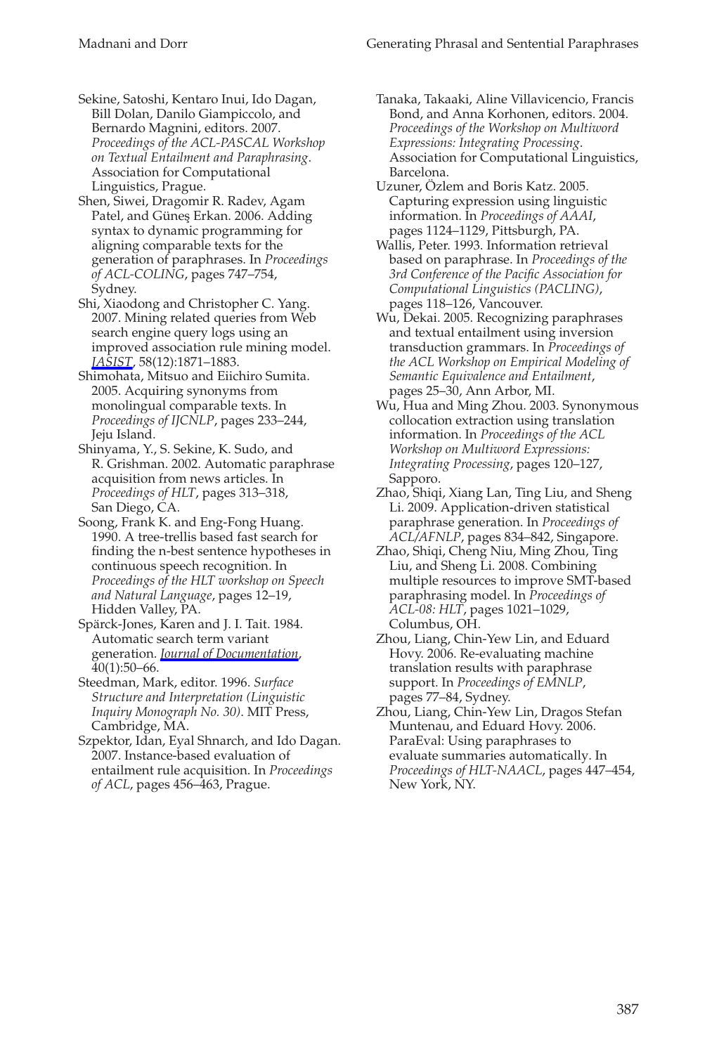Sekine, Satoshi, Kentaro Inui, Ido Dagan, Bill Dolan, Danilo Giampiccolo, and Bernardo Magnini, editors. 2007. *Proceedings of the ACL-PASCAL Workshop on Textual Entailment and Paraphrasing*. Association for Computational Linguistics, Prague.

Shen, Siwei, Dragomir R. Radev, Agam Patel, and Güneş Erkan. 2006. Adding syntax to dynamic programming for aligning comparable texts for the generation of paraphrases. In *Proceedings of ACL-COLING*, pages 747–754, Sydney.

Shi, Xiaodong and Christopher C. Yang. 2007. Mining related queries from Web search engine query logs using an improved association rule mining model. *JASIST*, 58(12):1871–1883.

Shimohata, Mitsuo and Eiichiro Sumita. 2005. Acquiring synonyms from monolingual comparable texts. In *Proceedings of IJCNLP*, pages 233–244, Jeju Island.

Shinyama, Y., S. Sekine, K. Sudo, and R. Grishman. 2002. Automatic paraphrase acquisition from news articles. In *Proceedings of HLT*, pages 313–318, San Diego, CA.

Soong, Frank K. and Eng-Fong Huang. 1990. A tree-trellis based fast search for finding the n-best sentence hypotheses in continuous speech recognition. In *Proceedings of the HLT workshop on Speech and Natural Language*, pages 12–19, Hidden Valley, PA.

Spärck-Jones, Karen and J. I. Tait. 1984. Automatic search term variant generation. *Journal of Documentation*, 40(1):50–66.

Steedman, Mark, editor. 1996. *Surface Structure and Interpretation (Linguistic Inquiry Monograph No. 30)*. MIT Press, Cambridge, MA.

Szpektor, Idan, Eyal Shnarch, and Ido Dagan. 2007. Instance-based evaluation of entailment rule acquisition. In *Proceedings of ACL*, pages 456–463, Prague.

Tanaka, Takaaki, Aline Villavicencio, Francis Bond, and Anna Korhonen, editors. 2004. *Proceedings of the Workshop on Multiword Expressions: Integrating Processing*. Association for Computational Linguistics, Barcelona.

Uzuner, Özlem and Boris Katz. 2005. Capturing expression using linguistic information. In *Proceedings of AAAI*, pages 1124–1129, Pittsburgh, PA.

Wallis, Peter. 1993. Information retrieval based on paraphrase. In *Proceedings of the 3rd Conference of the Pacific Association for Computational Linguistics (PACLING)*, pages 118–126, Vancouver.

Wu, Dekai. 2005. Recognizing paraphrases and textual entailment using inversion transduction grammars. In *Proceedings of the ACL Workshop on Empirical Modeling of Semantic Equivalence and Entailment*, pages 25–30, Ann Arbor, MI.

Wu, Hua and Ming Zhou. 2003. Synonymous collocation extraction using translation information. In *Proceedings of the ACL Workshop on Multiword Expressions: Integrating Processing*, pages 120–127, Sapporo.

Zhao, Shiqi, Xiang Lan, Ting Liu, and Sheng Li. 2009. Application-driven statistical paraphrase generation. In *Proceedings of ACL/AFNLP*, pages 834–842, Singapore.

Zhao, Shiqi, Cheng Niu, Ming Zhou, Ting Liu, and Sheng Li. 2008. Combining multiple resources to improve SMT-based paraphrasing model. In *Proceedings of ACL-08: HLT*, pages 1021–1029, Columbus, OH.

Zhou, Liang, Chin-Yew Lin, and Eduard Hovy. 2006. Re-evaluating machine translation results with paraphrase support. In *Proceedings of EMNLP*, pages 77–84, Sydney.

Zhou, Liang, Chin-Yew Lin, Dragos Stefan Muntenau, and Eduard Hovy. 2006. ParaEval: Using paraphrases to evaluate summaries automatically. In *Proceedings of HLT-NAACL*, pages 447–454, New York, NY.